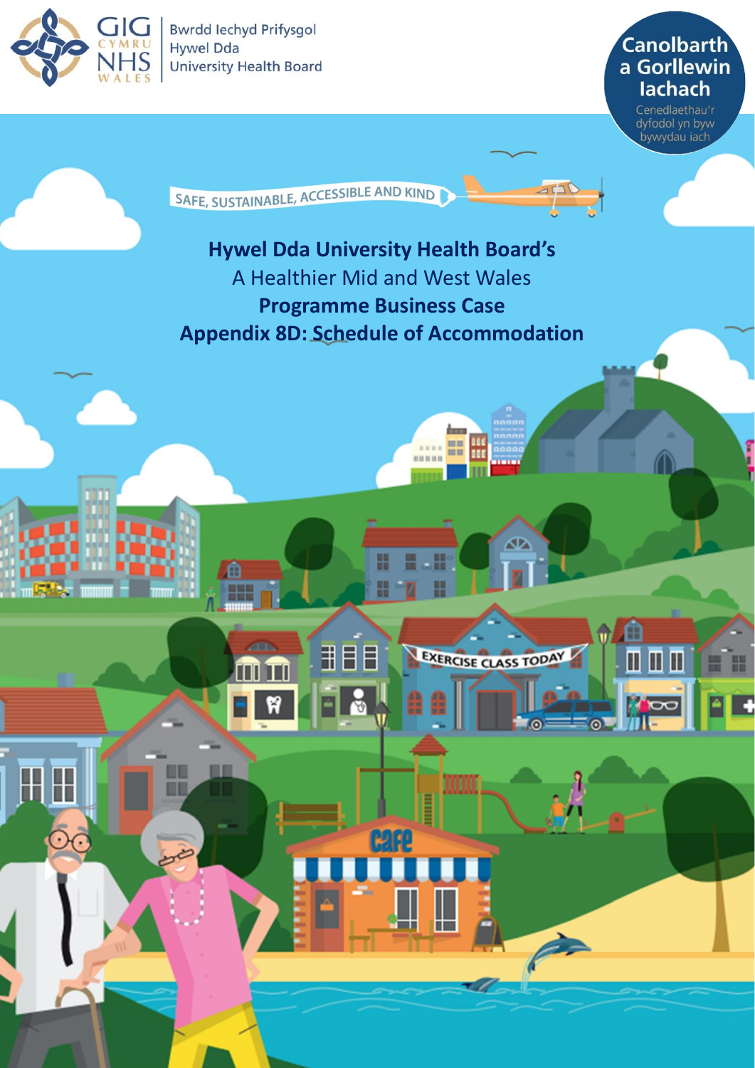Bwrdd Iechyd Prifysgol Hywel Dda University Health Board

Canolbarth a Gorllewin Iachach

Cenedlaethau'r dyfodol yn byw bywydau iach

SAFE, SUSTAINABLE, ACCESSIBLE AND KIND

**Hywel Dda University Health Board's**

A Healthier Mid and West Wales

**Programme Business Case**

**Appendix 8D: Schedule of Accommodation**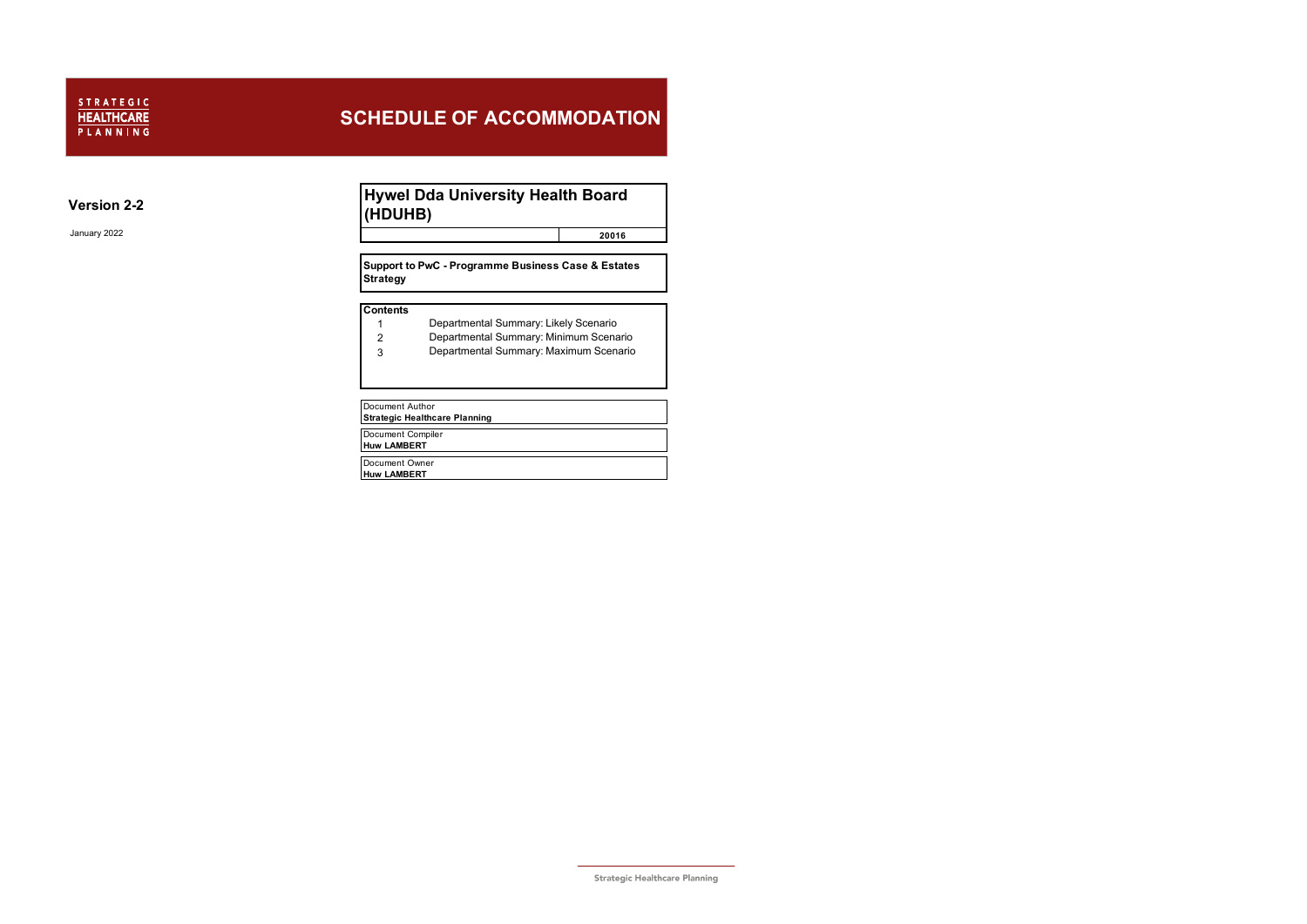STRATEGIC HEALTHCARE PLANNING

# SCHEDULE OF ACCOMMODATION

**Version 2-2**

January 2022

## Hywel Dda University Health Board (HDUHB)

| | 20016 |
|---|---|

**Support to PwC - Programme Business Case & Estates Strategy**

**Contents**

| | |
|---|---|
| 1 | Departmental Summary: Likely Scenario |
| 2 | Departmental Summary: Minimum Scenario |
| 3 | Departmental Summary: Maximum Scenario |

Document Author
**Strategic Healthcare Planning**

Document Compiler
**Huw LAMBERT**

Document Owner
**Huw LAMBERT**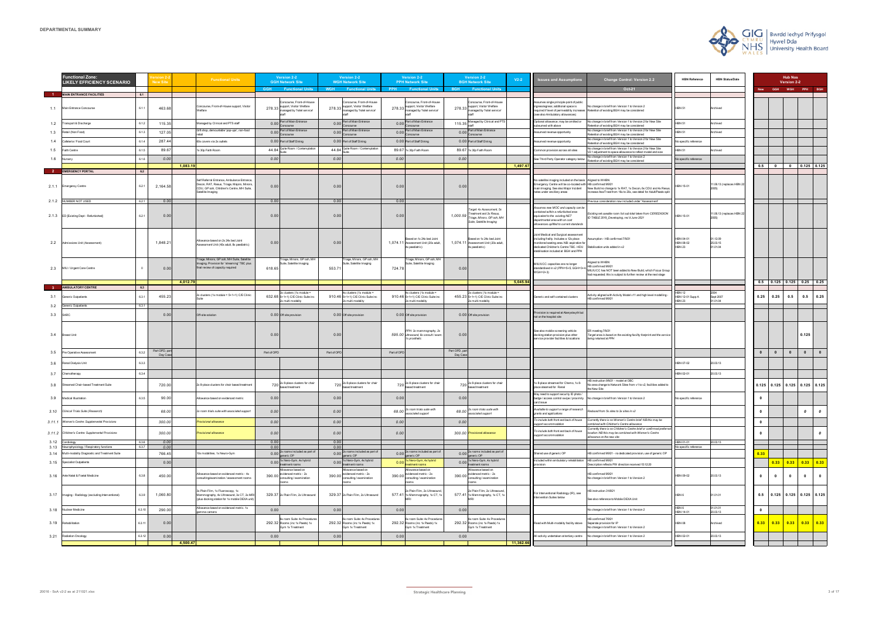# DEPARTMENTAL SUMMARY

| | Functional Zone: LIKELY EFFICIENCY SCENARIO | | Version 2-2 New Site | | Functional Units | Version 2-2 GGH Network Site | | Version 2-2 WGH Network Site | | Version 2-2 PPH Network Site | | Version 2-2 BGH Network Site | | V2-2 | Issues and Assumptions | Change Control: Version 2.2 | HBN Reference | HBN Status/Date | Hub Nos Version 2-2 | | | | |
|---|---|---|---|---|---|---|---|---|---|---|---|---|---|---|---|---|---|---|---|---|---|---|---|
| | | | | | | GGH | Functional Units | WGH | Functional Units | PPH | Functional Units | BGH | Functional Units | | | Oct-21 | | | New | GGH | WGH | PPH | BGH |
| 1 | MAIN ENTRANCE FACILITIES | 6.1 | | | | | | | | | | | | | | | | | | | | | |
| 1.1 | Main Entrance Concourse | 6.1.1 | 463.68 | | Concourse, Front-of-House support, Visitor Welfare | 278.33 | Concourse, Front-of-House support, Visitor Welfare managed by 'hotel service' staff | 278.33 | Concourse, Front-of-House support, Visitor Welfare managed by 'hotel service' staff | 278.33 | Concourse, Front-of-House support, Visitor Welfare managed by 'hotel service' staff | 278.33 | Concourse, Front-of-House support, Visitor Welfare managed by 'hotel service' staff | | Assumes single principle point of public ingress/egress; additional space is required if level of permeability increases (see also Ambulatory allowances) | No change in brief from Version 1 to Version 2 Retention of existing BGH may be considered | HBN 51 | Archived | | | | | |
| 1.2 | Transport & Discharge | 6.1.2 | 115.35 | | Managed by Clinical and PTS staff | 0.00 | Part of Main Entrance Concourse | 0.00 | Part of Main Entrance Concourse | 0.00 | Part of Main Entrance Concourse | 115.35 | Managed by Clinical and PTS staff | | Optional allowance; may be omitted or subsumed with above | No change in brief from Version 1 to Version 2 for New Site Retention of existing BGH may be considered | HBN 51 | Archived | | | | | |
| 1.3 | Retail (Non Food) | 6.1.3 | 127.05 | | Gift shop, demountable 'pop-ups', non-food retail | 0.00 | Part of Main Entrance Concourse | 0.00 | Part of Main Entrance Concourse | 0.00 | Part of Main Entrance Concourse | 0.00 | Part of Main Entrance Concourse | | Assumed revenue opportunity | No change in brief from Version 1 to Version 2 for New Site Retention of existing BGH may be considered | HBN 51 | Archived | | | | | |
| 1.4 | Cafeteria / Food Court | 6.1.4 | 287.44 | | 80x covers via 2x outlets | 0.00 | Part of Staff Dining | 0.00 | Part of Staff Dining | 0.00 | Part of Staff Dining | 0.00 | Part of Staff Dining | | Assumed revenue opportunity | No change in brief from Version 1 to Version 2 for New Site Retention of existing BGH may be considered | No specific reference | | | | | | |
| 1.5 | Faith Centre | 6.1.5 | 89.67 | | 1x 30p Faith Room | 44.84 | Quite Room / Contemplation Suite | 44.84 | Quite Room / Contemplation Suite | 89.67 | 1x 30p Faith Room | 89.67 | 1x 30p Faith Room | | Common provision across all sites | No change in brief from Version 1 to Version 2 for New Site V2.1 adjustment to space allowance to reflect model and size | HBN 51 | Archived | | | | | |
| 1.6 | Nursery | 6.1.6 | 0.00 | | | 0.00 | | 0.00 | | 0.00 | | 0.00 | | | See Third Party Operator category below | No change in brief from Version 1 to Version 2 Retention of existing BGH may be considered | No specific reference | | | | | | |
| | | | | 1,083.19 | | | | | | | | | | 1,497.67 | | | | | 0.5 | 0 | 0 | 0.125 | 0.125 |
| 2 | EMERGENCY PORTAL | 6.2 | | | | | | | | | | | | | | | | | | | | | |
| 2.1.1 | Emergency Centre | 6.2.1 | 2,164.58 | | Self Referral Entrance, Ambulance Entrance, Decon, RAT, Resus, Triage, Majors, Minors, CDU, GP ooh, Children's Centre, MH Suite, Satellite Imaging | 0.00 | | 0.00 | | 0.00 | | 0.00 | | | No satellite imaging included on the basis Emergency Centre will be co-located with main Imaging. See also Major Incident notes under ancillary areas | Aligned to WHBN HB confirmed 9/6/21 New Build no change to 1x RAT, 1x Decon, 6x CDU and 4x Resus, increase Ass/Treat from 16x to 20x, see detail for Adult/Paeds split | HBN 15-01 | 11.06.13 (replaces HBN 22 2005) | | | | | |
| 2.1.2 | NUMBER NOT USED | 6.2.1 | 0.00 | | | 0.00 | | 0.00 | | 0.00 | | | | | | Previous consideration now included under 'Assessment' | | | | | | | |
| 2.1.3 | ED [Existing Dept - Refurbished] | 6.2.1 | 0.00 | | | 0.00 | | 0.00 | | 0.00 | | 1,000.59 | Target 4x Assessment, 5x Treatment and 3x Resus, Triage, Minors, GP ooh, MH Suite, Satellite Imaging | | Assumes new MOC and capacity can be contained within a refurbished area equivalent to the existing NET departmental area with on cost allowances uplifted to current standards | Existing net useable room list sub total taken from CEREDIGION ID TABLE 2019_Develop/Ing, rec'd June 2021 | HBN 15-01 | 11.06.13 (replaces HBN 22 2005) | | | | | |
| 2.2 | Admissions Unit (Assessment) | | 1,848.21 | | Allowance based on 2x 24x bed Joint Assessment Unit (40x adult, 8x paediatric) | 0.00 | | 0.00 | | 1,074.11 | Based on 1x 24x bed Joint Assessment Unit (20x adult, 4x paediatric) | 1,074.11 | Based on 1x 24x bed Joint Assessment Unit (20x adult, 4x paediatric) | | Joint Medical and Surgical assessment including frailty. Includes a 12x place monitored seating area. NB: aspiration for dedicated Children's Centre TBC. HDU stabilisation included at BGH and PPH | Assumption - HB confirmed 7/6/21 Stabilisation units added in v2 | HBN 04-01 HBN 08-02 HBN 23 | 01.12.09 25.03.15 01.01.04 | | | | | |
| 2.3 | MIU / Urgent Care Centre | 0 | 0.00 | | Triage, Minors, GP ooh, MH Suite, Satellite Imaging. Space for 'streaming' TBC plus final review of capacity required | 618.65 | Triage, Minors, GP ooh, MH Suite, Satellite Imaging | 553.71 | Triage, Minors, GP ooh, MH Suite, Satellite Imaging | 724.78 | Triage, Minors, GP ooh, MH Suite, Satellite Imaging | 0.00 | | | MIU/UCC capacities are no longer standardised in v2 (PPH=5+5, GGH=3+4 WGH=2+3) | Aligned to WHBN HB confirmed 9/6/21 MIU/UCC has NOT been added to New Build, which Focus Group had requested; this is subject to further review at the next stage | | | | | | | |
| | | | | 4,012.79 | | | | | | | | | | 5,045.94 | | | | | 0.5 | 0.125 | 0.125 | 0.25 | 0.25 |
| 3 | AMBULATORY CENTRE | 6.3 | | | | | | | | | | | | | | | | | | | | | |
| 3.1 | Generic Outpatients | 6.3.1 | 455.23 | | 2x clusters (1x module = 5+1+1) C/E Clinic Suite | 632.68 | 3x clusters (1x module = 5+1+1) C/E Clinic Suite inc 2x multi modality | 910.46 | 4x clusters (1x module = 5+1+1) C/E Clinic Suite inc 2x multi modality | 910.46 | 4x clusters (1x module = 5+1+1) C/E Clinic Suite inc 2x multi modality | 455.23 | 2x clusters (1x module = 5+1+1) C/E Clinic Suite inc 2x multi modality | | Generic and self-contained clusters | Activity aligned with Activity Model v11 and high level modelling - HB confirmed 9/6/21 | HBN 12 HBN 12-01 Supp A HBN 23 | 2004 Sept 2007 01.01.04 | 0.25 | 0.25 | 0.5 | 0.5 | 0.25 |
| 3.2 | Generic Outpatients | 6.3.1 | | | | | | | | | | | | | | | | | | | | | |
| 3.3 | SARC | | 0.00 | | Off-site solution | 0.00 | Off site provision | 0.00 | Off site provision | 0.00 | Off site provision | 0.00 | Off site provision | | Provision is required at Aberystwyth but not on the hospital site | | | | | | | | |
| 3.4 | Breast Unit | | | | | 0.00 | | 0.00 | | 595.00 | PPH: 3x mammography, 2x ultrasound, 8x consult / exam, 1x prosthetic | 0.00 | | | See also mobile screening vehicle docking station provision plus other service provider facilities & locations | ER meeting 7/9/21 Target area is based on the existing facility footprint and the service being retained at PPH | | | | | | 0.125 | |
| 3.5 | Pre Operative Assessment | 6.3.2 | Part OPD, part Day Case | | | Part of OPD | | Part of OPD | | Part of OPD | | Part OPD, part Day Case | | | | | | | 0 | 0 | 0 | 0 | 0 |
| 3.6 | Renal Dialysis Unit | 6.3.3 | | | | | | | | | | | | | | | HBN 07-02 | 20.03.13 | | | | | |
| 3.7 | Chemotherapy | 6.3.4 | | | | | | | | | | | | | | | HBN 02-01 | 20.03.13 | | | | | |
| 3.8 | Streamed Chair-based Treatment Suite | | 720.00 | | 2x 8-place clusters for chair based treatment | 720 | 2x 8-place clusters for chair based treatment | 720 | 2x 8-place clusters for chair based treatment | 720 | 2x 8-place clusters for chair based treatment | 720 | 2x 8-place clusters for chair based treatment | | 1x 8-place streamed for Chemo, 1x 8-place streamed for Renal | HB instruction 9/6/21 - model at OBC No area change to Network Sites from v1 to v2; facilities added to the New Site | No specific reference | | 0.125 | 0.125 | 0.125 | 0.125 | 0.125 |
| 3.9 | Medical Illustration | 6.3.5 | 90.00 | | Allowance based on evidenced metric | 0.00 | | 0.00 | | 0.00 | | 0.00 | | | May need to support security ID photo / badge / access control swipe / proximity card issue | No change in brief from Version 1 to Version 2 | No specific reference | | 0 | | | | |
| *3.10* | *Clinical Trials Suite (Research)* | | *68.00* | | *2x room trials suite with associated support* | *0.00* | | *0.00* | | *68.00* | *2x room trials suite with associated support* | *68.00* | *2x room trials suite with associated support* | | *Available to support a range of research grants and applications* | *Reduced from: 5x sites to 2x sites in v2* | | | 0 | | | 0 | 0 |
| *3.11.1* | *Women's Centre: Supplemental Provisions* | | *300.00* | | *Provisional allowance* | *0.00* | | *0.00* | | *0.00* | | *0.00* | | | *To include both front and back of house support accommodation* | *Currently there is no Women's Centre brief NB this may be combined with Children's Centre allowance* | | | 0 | | | | |
| *3.11.2* | *Children's Centre: Supplemental Provisions* | | *300.00* | | *Provisional allowance* | *0.00* | | *0.00* | | *0.00* | | *300.00* | *Provisional allowance* | | *To include both front and back of house support accommodation* | *Currently there is no Children's Centre brief or confirmed preferred location NB this may be combined with Women's Centre allowance on the new site* | | | 0 | | | | 0 |
| 3.12 | Cardiology | 6.3.6 | 0.00 | | | 0.00 | | 0.00 | | | | | | | | | HBN 01-01 | 20.03.13 | | | | | |
| 3.13 | Neurophysiology / Respiratory functions | 6.3.7 | 0.00 | | | 0.00 | | 0.00 | | | | | | | | | No specific reference | | | | | | |
| 3.14 | Multi-modality Diagnostic and Treatment Suite | | 766.45 | | 10x modalities, 1x Neuro-Gym | 0.00 | 2x rooms included as part of generic OP | 0.00 | 2x rooms included as part of generic OP | 0.00 | 2x rooms included as part of generic OP | 0.00 | 2x rooms included as part of generic OP | | Shared use of generic OP | HB confirmed 9/6/21 - no dedicated provision, use of generic OP | | | 0.33 | | | | |
| 3.15 | Specialist Outpatients | | 0.00 | | | 0.00 | 1x Neuro-Gym, 4x hybrid treatment rooms | 0.00 | 1x Neuro-Gym, 4x hybrid treatment rooms | 0.00 | 1x Neuro-Gym, 4x hybrid treatment rooms | 0.00 | 1x Neuro-Gym, 4x hybrid treatment rooms | | Included within ambulatory rehabilitation provision | HB confirmed 9/6/21 Description reflects PW direction received 15.12.20 | | | | 0.33 | 0.33 | 0.33 | 0.33 |
| 3.16 | Ante Natal & Foetal Medicine | 6.3.8 | 450.00 | | Allowance based on evidenced metric - 4x consulting/examination / assessment rooms | 390.00 | Allowance based on evidenced metric - 2x consulting / examination rooms | 390.00 | Allowance based on evidenced metric - 2x consulting / examination rooms | 390.00 | Allowance based on evidenced metric - 2x consulting / examination rooms | 390.00 | Allowance based on evidenced metric - 2x consulting / examination rooms | | | HB confirmed 9/6/21 No change in brief from Version 1 to Version 2 | HBN 09-02 | 20.03.13 | 0 | 0 | 0 | 0 | 0 |
| 3.17 | Imaging - Radiology (excluding Interventional) | 6.3.9 | 1,060.80 | | 3x Plain Film, 1x Fluoroscopy, 1x Mammography, 4x Ultrasound, 3x CT, 2x MRI (plus docking station for 1x mobile DEXA unit) | 329.37 | 2x Plain Film, 2x Ultrasound | 329.37 | 2x Plain Film, 2x Ultrasound | 577.41 | 2x Plain Film, 2x Ultrasound, 1x Mammography, 1x CT, 1x MRI | 577.41 | 2x Plain Film, 2x Ultrasound, 1x Mammography, 1x CT, 1x MRI | | For Interventional Radiology (IR), see Intervention Suites below | HB instruction 3/06/21 See also reference to Mobile DEXA Unit | HBN 6 | 01.01.01 | 0.5 | 0.125 | 0.125 | 0.125 | 0.125 |
| 3.18 | Nuclear Medicine | 6.3.10 | 290.00 | | Allowance based on evidenced metric. 1x gamma camera | 0.00 | | 0.00 | | 0.00 | | 0.00 | | | | No change in brief from Version 1 to Version 2 | HBN 6 HBN 14-01 | 01.01.01 20.03.13 | 0 | | | | |
| 3.19 | Rehabilitation | 6.3.11 | 0.00 | | | 292.32 | 6x room Suite: 4x Procedures Rooms (inc 1x Paeds) 1x Gym 1x Treatment | 292.32 | 6x room Suite: 4x Procedures Rooms (inc 1x Paeds) 1x Gym 1x Treatment | 292.32 | 6x room Suite: 4x Procedures Rooms (inc 1x Paeds) 1x Gym 1x Treatment | 292.32 | 6x room Suite: 4x Procedures Rooms (inc 1x Paeds) 1x Gym 1x Treatment | | Read with Multi-modality facility above | HB confirmed 7/9/21 Seperate provision for IP No change in brief from Version 1 to Version 2 | HBN 08 | Archived | 0.33 | 0.33 | 0.33 | 0.33 | 0.33 |
| 3.21 | Radiation Oncology | 6.3.12 | 0.00 | | | 0.00 | | 0.00 | | 0.00 | | 0.00 | | | All activity undertaken at tertiary centre | No change in brief from Version 1 to Version 2 | HBN 02-01 | 20.03.13 | | | | | |
| | | | | 4,500.47 | | | | | | | | | | 11,362.66 | | | | | | | | | |

20016 - SoA v2-2 as at 211021.xlsx

Strategic Healthcare Planning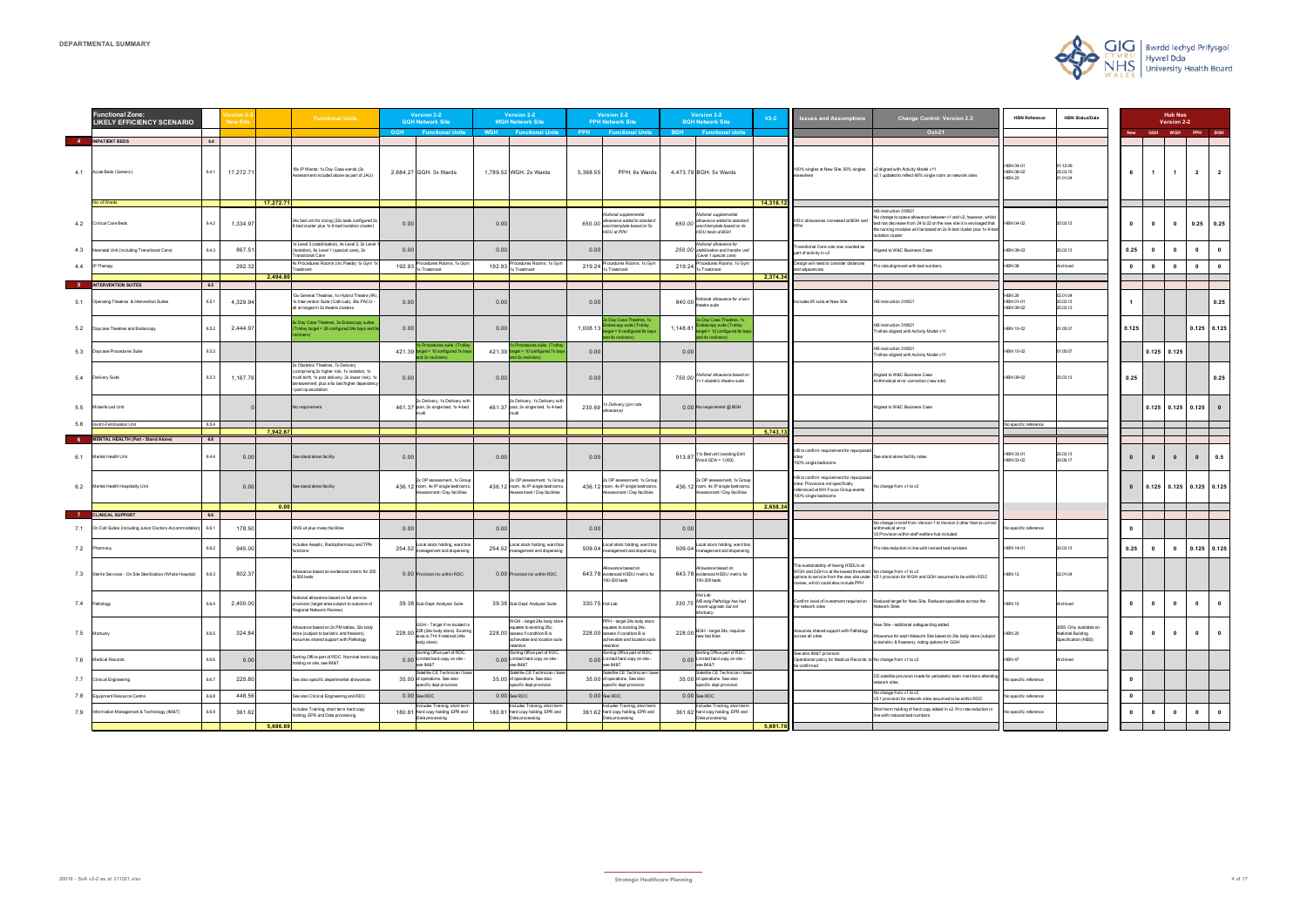# DEPARTMENTAL SUMMARY

| | Functional Zone: LIKELY EFFICIENCY SCENARIO | | Version 2-2 New Site | | Functional Units | Version 2-2 GGH Network Site | | Version 2-2 WGH Network Site | | Version 2-2 PPH Network Site | | Version 2-2 BGH Network Site | | V2-2 | Issues and Assumptions | Change Control: Version 2.2 | HBN Reference | HBN Status/Date | Hub Nos Version 2-2 | | | | |
|---|---|---|---|---|---|---|---|---|---|---|---|---|---|---|---|---|---|---|---|---|---|---|---|
| | | | | | | GGH | Functional Units | WGH | Functional Units | PPH | Functional Units | BGH | Functional Units | | | Oct-21 | | | New | GGH | WGH | PPH | BGH |
| 4 | INPATIENT BEDS | 6.4 | | | | | | | | | | | | | | | | | | | | | |
| 4.1 | Acute Beds (Generic) | 6.4.1 | 17,272.71 | | 18x IP Wards: 1x Day Case wards (2x Assessment included above as part of JAU) | 2,684.27 | GGH: 3x Wards | 1,789.52 | WGH: 2x Wards | 5,368.55 | PPH: 6x Wards | 4,473.79 | BGH: 5x Wards | | 100% singles at New Site, 50% singles elsewhere | v2 aligned with Activity Model v11; v2.1 updated to reflect 66% single room on network sites | HBN 04-01; HBN 08-02; HBN 23 | 01.12.09; 25.03.15; 01.01.04 | 6 | 1 | 1 | 2 | 2 |
| | No. of Wards | | | 17,272.71 | | | | | | | | | | 14,316.12 | | | | | | | | | |
| 4.2 | Critical Care Beds | 6.4.2 | 1,334.97 | | 24x bed unit for sizing (22x beds configured 2x 8-bed cluster plus 1x 6-bed isolation cluster) | 0.00 | | 0.00 | | 650.00 | Notional supplemental allowance added to standard ward template based on 5x HDU at PPH | 650.00 | Notional supplemental allowance added to standard ward template based on 4x HDU beds at BGH | | HDU allowances increased at BGH and PPH | HB instruction 31/8/21; No change to space allowance between v1 and v2, however, whilst bed nos decrease from 24 to 22 on the new site it is envisaged that the nursing modules will be based on 2x 8-bed cluster plus 1x 6-bed isolation cluster | HBN 04-02 | 20.03.13 | 0 | 0 | 0 | 0.25 | 0.25 |
| 4.3 | Neonatal Unit (including Transitional Care) | 6.4.3 | 867.51 | | 1x Level 3 (stabilisation), 4x Level 2, 3x Level 1 (isolation), 6x Level 1 (special care), 2x Transitional Care | 0.00 | | 0.00 | | 0.00 | | 250.00 | Notional allowance for stabilisation and transfer unit (Level 1 special care) | | Transitional Care cots now counted as part of activity in v2 | Aligned to W&C Business Case | HBN 09-03 | 20.03.13 | 0.25 | 0 | 0 | 0 | 0 |
| 4.4 | IP Therapy | | 292.32 | | 4x Procedures Rooms (inc Paeds) 1x Gym 1x Treatment | 192.93 | Procedures Rooms, 1x Gym 1x Treatment | 192.93 | Procedures Rooms, 1x Gym 1x Treatment | 219.24 | Procedures Rooms, 1x Gym 1x Treatment | 219.24 | Procedures Rooms, 1x Gym 1x Treatment | | Design will need to consider distances and adjacencies | Pro rata alignment with bed numbers | HBN 08 | Archived | 0 | 0 | 0 | 0 | 0 |
| | | | | 2,494.80 | | | | | | | | | | 2,374.34 | | | | | | | | | |
| 5 | INTERVENTION SUITES | 6.5 | | | | | | | | | | | | | | | | | | | | | |
| 5.1 | Operating Theatres & Intervention Suites | 6.5.1 | 4,329.94 | | 13x General Theatres, 1x Hybrid Theatre (IR), 1x Intervention Suite (Cath Lab), 30x PACU - all arranged in 2x theatre clusters | 0.00 | | 0.00 | | 0.00 | | 840.00 | Notional allowance for a twin theatre suite | | Includes IR suite at New Site | HB instruction 31/8/21 | HBN 26; HBN 01-01; HBN 09-02 | 02.01.04; 20.03.13; 20.03.13 | 1 | | | | 0.25 |
| 5.2 | Daycase Theatres and Endoscopy | 6.5.2 | 2,444.97 | | 6x Day Case Theatres, 3x Endoscopy suites (Trolley target = 26 configured 20x bays and 6x recliners) | 0.00 | | 0.00 | | 1,008.13 | 2x Day Case Theatres, 1x Endoscopy suite (Trolley target = 9 configured 5x bays and 4x recliners) | 1,148.81 | 3x Day Case Theatres, 1x Endoscopy suite (Trolley target = 12 configured 8x bays and 4x recliners) | | | HB instruction 31/8/21; Trolleys aligned with Activity Model v11 | HBN 10-02 | 01.05.07 | 0.125 | | | 0.125 | 0.125 |
| 5.3 | Daycase Procedures Suite | 6.5.2 | | | | 421.39 | 1x Procedures suite (Trolley target = 10 configured 7x bays and 3x recliners) | 421.39 | 1x Procedures suite (Trolley target = 10 configured 7x bays and 3x recliners) | 0.00 | | 0.00 | | | | HB instruction 31/8/21; Trolleys aligned with Activity Model v11 | HBN 10-02 | 01.05.07 | | 0.125 | 0.125 | | |
| 5.4 | Delivery Suite | 6.5.3 | 1,167.76 | | 2x Obstetric Theatres, 7x Delivery (comprising 2x higher risk, 1x isolation, 1x multi birth, 1x pool delivery, 2x lower risk), 1x bereavement, plus a 6x bed higher dependency / post op escalation | 0.00 | | 0.00 | | 0.00 | | 750.00 | Notional allowance based on 1+1 obstetric theatre suite | | | Aligned to W&C Business Case; Arithmetical error correction (new site) | HBN 09-02 | 20.03.13 | 0.25 | | | | 0.25 |
| 5.5 | Midwife Led Unit | | 0 | | No requirement | 461.37 | 2x Delivery, 1x Delivery with pool, 2x single bed, 1x 4-bed multi | 461.37 | 2x Delivery, 1x Delivery with pool, 2x single bed, 1x 4-bed multi | 230.69 | 1x Delivery (pro rata allowance) | 0.00 | No requirement @ BGH | | | Aligned to W&C Business Case | | | | 0.125 | 0.125 | 0.125 | 0 |
| 5.6 | In-vitro Fertilisation Unit | 6.5.4 | | | | | | | | | | | | | | | No specific reference | | | | | | |
| | | | | 7,942.67 | | | | | | | | | | 5,743.13 | | | | | | | | | |
| 6 | MENTAL HEALTH (Part - Stand Alone) | 6.6 | | | | | | | | | | | | | | | | | | | | | |
| 6.1 | Mental Health Unit | 6.4.4 | 0.00 | | See stand alone facility | 0.00 | | 0.00 | | 0.00 | | 913.87 | 11x Bed unit (existing Enlli Ward GDA = 1,002) | | HB to confirm requirement for repurposed sites; 100% single bedrooms | See stand alone facility notes | HBN 03-01; HBN 03-02 | 20.03.13; 30.06.17 | 0 | 0 | 0 | 0 | 0.5 |
| 6.2 | Mental Health Hospitality Unit | | 0.00 | | See stand alone facility | 436.12 | 2x OP assessment, 1x Group room, 4x IP single bedrooms, Assessment / Day facilities | 436.12 | 2x OP assessment, 1x Group room, 4x IP single bedrooms, Assessment / Day facilities | 436.12 | 2x OP assessment, 1x Group room, 4x IP single bedrooms, Assessment / Day facilities | 436.12 | 2x OP assessment, 1x Group room, 4x IP single bedrooms, Assessment / Day facilities | | HB to confirm requirement for repurposed sites: Provisions not specifically referenced at MH Focus Group events; 100% single bedrooms | No change from v1 to v2 | | | 0 | 0.125 | 0.125 | 0.125 | 0.125 |
| | | | | 0.00 | | | | | | | | | | 2,658.34 | | | | | | | | | |
| 7 | CLINICAL SUPPORT | 6.6 | | | | | | | | | | | | | | | | | | | | | |
| 7.1 | On Call Suites (including Junior Doctors Accommodation) | 6.6.1 | 178.50 | | ONS at plus mess facilities | 0.00 | | 0.00 | | 0.00 | | 0.00 | | | | No change is brief from Version 1 to Version 2 other than to correct arithmetical error; V2 Provision within staff welfare hub included | No specific reference | | 0 | | | | |
| 7.2 | Pharmacy | 6.6.2 | 945.00 | | Includes Aseptic, Radiopharmacy and TPN functions | 254.52 | Local stock holding, ward box management and dispensing | 254.52 | Local stock holding, ward box management and dispensing | 509.04 | Local stock holding, ward box management and dispensing | 509.04 | Local stock holding, ward box management and dispensing | | | Pro rata reduction in line with revised bed numbers | HBN 14-01 | 20.03.13 | 0.25 | 0 | 0 | 0.125 | 0.125 |
| 7.3 | Sterile Services - On Site Sterilisation (Whole Hospital) | 6.6.3 | 802.37 | | Allowance based on evidenced metric for 200 to 500 beds | 0.00 | Provision inc within RDC | 0.00 | Provision inc within RDC | 643.78 | Allowance based on evidenced HSDU metric for 100-200 beds | 643.78 | Allowance based on evidenced HSDU metric for 100-200 beds | | The sustainability of having HSDUs at WGH and GGH is at the lowest threshold options to service from the new site under review, which could also include PPH | No change from v1 to v2; V2.1 provision for WGH and GGH assumed to be within RDC | HBN 13 | 02.01.04 | | | | | |
| 7.4 | Pathology | 6.6.4 | 2,400.00 | | Notional allowance based on full service provision (target area subject to outcome of Regional Network Review) | 39.38 | Sub-Dept: Analyser Suite | 39.38 | Sub-Dept: Analyser Suite | 330.75 | Hot Lab | 330.75 | Hot Lab; WB early Pathology has had recent upgrade, but not Mortuary | | Confirm level of investment required on the network sites | Reduced target for New Site. Reduced specialities across the Network Sites | HBN 15 | Archived | 0 | 0 | 0 | 0 | 0 |
| 7.5 | Mortuary | 6.6.5 | 324.84 | | Allowance based on 2x PM tables, 32x body store (subject to bariatric and freezers). Assumes shared support with Pathology | 228.00 | GGH - Target if re-located is 228 (24x body store). Existing area is 714 if retained (44x body store) | 228.00 | WGH - target 24x body store equates to existing 25x; assess if condition B is achievable and location suits retention | 228.00 | PPH - target 24x body store equates to existing 24x; assess if condition B is achievable and location suits retention | 228.00 | BGH - target 24x; requires new facilities | | Assumes shared support with Pathology across all sites | New Site - additional safeguarding added; Allowance for each Network Site based on 24x body store (subject to bariatric & freezers), noting options for GGH | HBN 20 | 2005. Only available on National Building Specification (NBS) | 0 | 0 | 0 | 0 | 0 |
| 7.6 | Medical Records | 6.6.6 | 0.00 | | Sorting Office part of RDC. Nominal hard copy holding on site, see IM&T | 0.00 | Sorting Office part of RDC. Limited hard copy on site - see IM&T | 0.00 | Sorting Office part of RDC. Limited hard copy on site - see IM&T | 0.00 | Sorting Office part of RDC. Limited hard copy on site - see IM&T | 0.00 | Sorting Office part of RDC. Limited hard copy on site - see IM&T | | See also IM&T provision; Operational policy for Medical Records to be confirmed | No change from v1 to v2 | HBN 47 | Archived | | | | | |
| 7.7 | Clinical Engineering | 6.6.7 | 225.80 | | See also specific departmental allowances | 35.00 | Satellite CE Technician / base of operations. See also specific dept provision | 35.00 | Satellite CE Technician / base of operations. See also specific dept provision | 35.00 | Satellite CE Technician / base of operations. See also specific dept provision | 35.00 | Satellite CE Technician / base of operations. See also specific dept provision | | | CE satellite provision made for peripatetic team members attending network sites | No specific reference | | 0 | | | | |
| 7.8 | Equipment Resource Centre | 6.6.8 | 448.56 | | See also Clinical Engineering and RDC | 0.00 | See RDC | 0.00 | See RDC | 0.00 | See RDC | 0.00 | See RDC | | | No change from v1 to v2; V2.1 provision for network sites assumed to be within RDC | No specific reference | | 0 | | | | |
| 7.9 | Information Management & Technology (IM&T) | 6.6.9 | 361.62 | | Includes Training, short term hard copy holding, EPR and Data processing | 180.81 | Includes Training, short term hard copy holding, EPR and Data processing | 180.81 | Includes Training, short term hard copy holding, EPR and Data processing | 361.62 | Includes Training, short term hard copy holding, EPR and Data processing | 361.62 | Includes Training, short term hard copy holding, EPR and Data processing | | | Short term holding of hard copy added in v2. Pro rata reduction in line with reduced bed numbers | No specific reference | | 0 | 0 | 0 | 0 | 0 |
| | | | | 5,686.69 | | | | | | | | | | 5,691.78 | | | | | | | | | |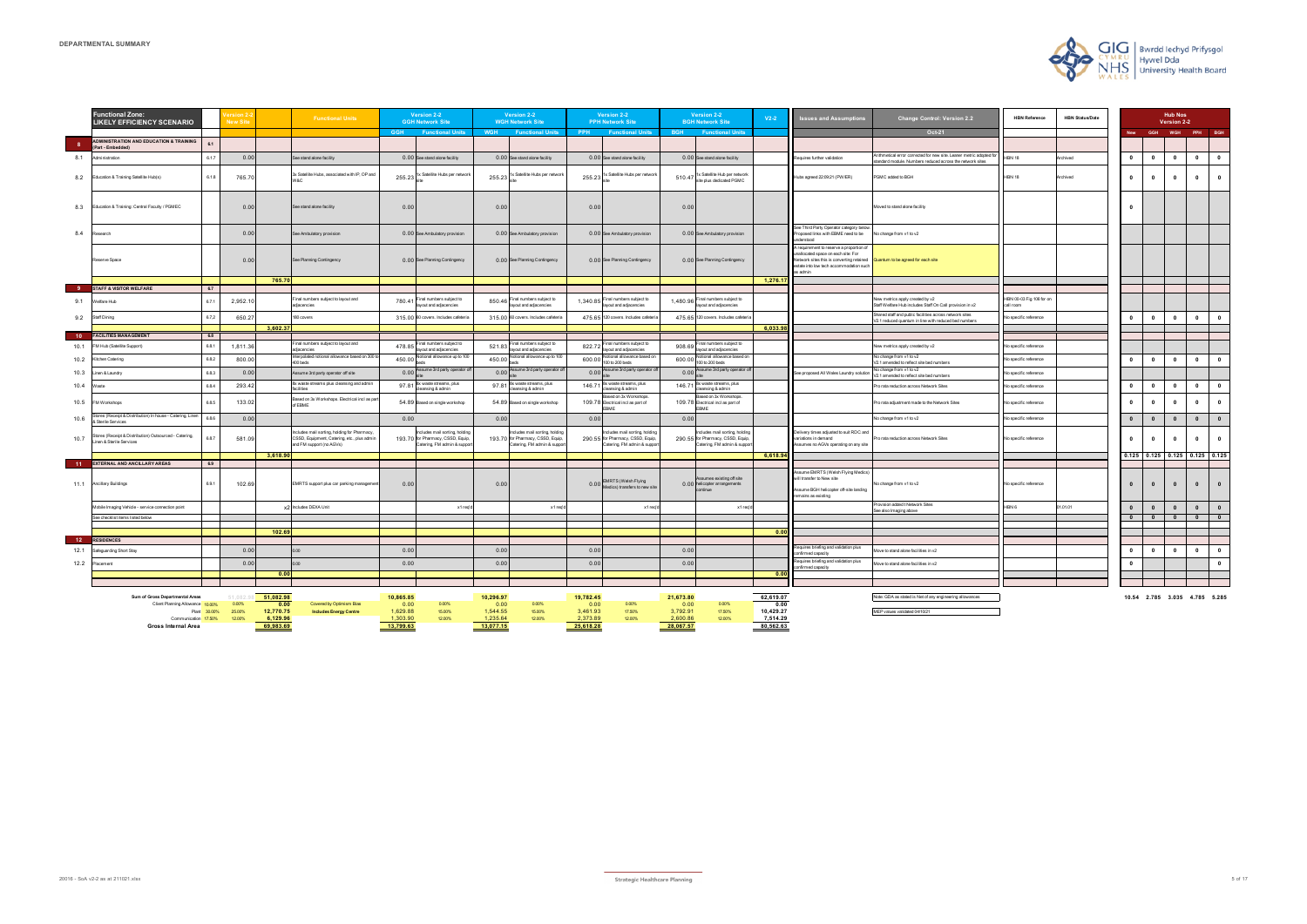# DEPARTMENTAL SUMMARY

| | Functional Zone: LIKELY EFFICIENCY SCENARIO | | Version 2-2 New Site | | Functional Units | Version 2-2 GGH Network Site | | Version 2-2 WGH Network Site | | Version 2-2 PPH Network Site | | Version 2-2 BGH Network Site | | V2-2 | Issues and Assumptions | Change Control: Version 2.2 | HBN Reference | HBN Status/Date | Hub Nos Version 2-2 | | | | |
|---|---|---|---|---|---|---|---|---|---|---|---|---|---|---|---|---|---|---|---|---|---|---|---|
| | | | | | | GGH | Functional Units | WGH | Functional Units | PPH | Functional Units | BGH | Functional Units | | | Oct-21 | | | New | GGH | WGH | PPH | BGH |
| 8 | ADMINISTRATION AND EDUCATION & TRAINING (Part - Embedded) | 8.1 | | | | | | | | | | | | | | | | | | | | | |
| 8.1 | Administration | 8.1.7 | 0.00 | | See stand alone facility | 0.00 | See stand alone facility | 0.00 | See stand alone facility | 0.00 | See stand alone facility | 0.00 | See stand alone facility | | Requires further validation | Arithmetical error corrected for new site. Leaner metric adopted for standard module. Numbers reduced across the network sites | HBN 18 | Archived | 0 | 0 | 0 | 0 | 0 |
| 8.2 | Education & Training Satellite Hub(s) | 8.1.8 | 765.70 | | 3x Satellite Hubs, associated with IP, OP and W&C | 255.23 | 1x Satellite Hubs per network site | 255.23 | 1x Satellite Hubs per network site | 255.23 | 1x Satellite Hubs per network site | 510.47 | 1x Satellite Hub per network site plus dedicated PGMIC | | Hubs agreed 22.09.21 (PW/ER) | PGMC added to BGH | HBN 18 | Archived | 0 | 0 | 0 | 0 | 0 |
| 8.3 | Education & Training: Central Faculty / PGMEC | | 0.00 | | See stand alone facility | 0.00 | | 0.00 | | 0.00 | | 0.00 | | | | Moved to stand alone facility | | | 0 | | | | |
| 8.4 | Research | | 0.00 | | See Ambulatory provision | 0.00 | See Ambulatory provision | 0.00 | See Ambulatory provision | 0.00 | See Ambulatory provision | 0.00 | See Ambulatory provision | | See Third Party Operator category below. Proposed links with EBME need to be understood | No change from v1 to v2 | | | | | | | |
| | Reserve Space | | 0.00 | | See Planning Contingency | 0.00 | See Planning Contingency | 0.00 | See Planning Contingency | 0.00 | See Planning Contingency | 0.00 | See Planning Contingency | | A requirement to reserve a proportion of unallocated space on each site. For Network sites this is converting retained estate into low tech accommodation such as admin | Quantum to be agreed for each site | | | | | | | |
| | | | | 765.70 | | | | | | | | | | 1,276.17 | | | | | | | | | |
| 9 | STAFF & VISITOR WELFARE | 8.7 | | | | | | | | | | | | | | | | | | | | | |
| 9.1 | Welfare Hub | 8.7.1 | 2,952.10 | | Final numbers subject to layout and adjacencies | 780.41 | Final numbers subject to layout and adjacencies | 850.46 | Final numbers subject to layout and adjacencies | 1,340.85 | Final numbers subject to layout and adjacencies | 1,480.96 | Final numbers subject to layout and adjacencies | | | New metrics apply created by v2. Staff Welfare Hub includes Staff On Call provision in v2 | HBN 00-03 Fig 108 for on call room | | | | | | |
| 9.2 | Staff Dining | 8.7.2 | 650.27 | | 180 covers | 315.00 | 90 covers. Includes cafeteria | 315.00 | 90 covers. Includes cafeteria | 475.65 | 120 covers. Includes cafeteria | 475.65 | 120 covers. Includes cafeteria | | | Shared staff and public facilities across network sites. V2.1 reduced quantum in line with reduced bed numbers | No specific reference | | 0 | 0 | 0 | 0 | 0 |
| | | | | 3,602.37 | | | | | | | | | | 6,033.98 | | | | | | | | | |
| 10 | FACILITIES MANAGEMENT | 8.8 | | | | | | | | | | | | | | | | | | | | | |
| 10.1 | FM Hub (Satellite Support) | 8.8.1 | 1,811.36 | | Final numbers subject to layout and adjacencies | 478.85 | Final numbers subject to layout and adjacencies | 521.83 | Final numbers subject to layout and adjacencies | 822.72 | Final numbers subject to layout and adjacencies | 908.69 | Final numbers subject to layout and adjacencies | | | New metrics apply created by v2 | No specific reference | | | | | | |
| 10.2 | Kitchen Catering | 8.8.2 | 800.00 | | Interpolated notional allowance based on 300 to 400 beds | 450.00 | Notional allowance up to 100 beds | 450.00 | Notional allowance up to 100 beds | 600.00 | Notional allowance based on 100 to 200 beds | 600.00 | Notional allowance based on 100 to 200 beds | | | No change from v1 to v2. V2.1 amended to reflect site bed numbers | No specific reference | | 0 | 0 | 0 | 0 | 0 |
| 10.3 | Linen & Laundry | 8.8.3 | 0.00 | | Assume 3rd party operator off site | 0.00 | Assume 3rd party operator off site | 0.00 | Assume 3rd party operator off site | 0.00 | Assume 3rd party operator off site | 0.00 | Assume 3rd party operator off site | | See proposed All Wales Laundry solution | No change from v1 to v2. V2.1 amended to reflect site bed numbers | No specific reference | | | | | | |
| 10.4 | Waste | 8.8.4 | 293.42 | | 8x waste streams plus cleansing and admin facilities | 97.81 | 8x waste streams, plus cleansing & admin | 97.81 | 8x waste streams, plus cleansing & admin | 146.71 | 8x waste streams, plus cleansing & admin | 146.71 | 8x waste streams, plus cleansing & admin | | | Pro rata reduction across Network Sites | No specific reference | | 0 | 0 | 0 | 0 | 0 |
| 10.5 | FM Workshops | 8.8.5 | 133.02 | | Based on 3x Workshops. Electrical incl as part of EBME | 54.89 | Based on single workshop | 54.89 | Based on single workshop | 109.78 | Based on 3x Workshops. Electrical incl as part of EBME | 109.78 | Based on 3x Workshops. Electrical incl as part of EBME | | | Pro rata adjustment made to the Network Sites | No specific reference | | 0 | 0 | 0 | 0 | 0 |
| 10.6 | Stores (Receipt & Distribution) In house - Catering, Linen & Sterile Services | 8.8.6 | 0.00 | | | 0.00 | | 0.00 | | 0.00 | | 0.00 | | | | No change from v1 to v2 | No specific reference | | 0 | 0 | 0 | 0 | 0 |
| 10.7 | Stores (Receipt & Distribution) Outsourced - Catering, Linen & Sterile Services | 8.8.7 | 581.09 | | Includes mail sorting, holding for Pharmacy, CSSD, Equipment, Catering, etc., plus admin and FM support (no AGVs) | 193.70 | Includes mail sorting, holding for Pharmacy, CSSD, Equip, Catering, FM admin & support | 193.70 | Includes mail sorting, holding for Pharmacy, CSSD, Equip, Catering, FM admin & support | 290.55 | Includes mail sorting, holding for Pharmacy, CSSD, Equip, Catering, FM admin & support | 290.55 | Includes mail sorting, holding for Pharmacy, CSSD, Equip, Catering, FM admin & support | | Delivery times adjusted to suit RDC and variations in demand. Assumes no AGVs operating on any site | Pro rata reduction across Network Sites | No specific reference | | 0 | 0 | 0 | 0 | 0 |
| | | | | 3,618.90 | | | | | | | | | | 6,618.94 | | | | | 0.125 | 0.125 | 0.125 | 0.125 | 0.125 |
| 11 | EXTERNAL AND ANCILLARY AREAS | 8.9 | | | | | | | | | | | | | | | | | | | | | |
| 11.1 | Ancillary Buildings | 8.9.1 | 102.69 | | EMRTS support plus car parking management | 0.00 | | 0.00 | | 0.00 | EMRTS (Welsh Flying Medics) transfers to new site | 0.00 | Assumes existing off site helicopter arrangements continue | | Assume EMRTS (Welsh Flying Medics) will transfer to New site. Assume BGH helicopter off-site landing remains as existing | No change from v1 to v2 | No specific reference | | 0 | 0 | 0 | 0 | 0 |
| | Mobile Imaging Vehicle - service connection point | | | x2 | Includes DEXA Unit | | x1 req'd | | x1 req'd | | x1 req'd | | x1 req'd | | | Provision added t Network Sites. See also Imaging above | HBN 6 | 01.01.01 | 0 | 0 | 0 | 0 | 0 |
| | See checklist items listed below | | | | | | | | | | | | | | | | | | 0 | 0 | 0 | 0 | 0 |
| | | | | 102.69 | | | | | | | | | | 0.00 | | | | | | | | | |
| 12 | RESIDENCES | | | | | | | | | | | | | | | | | | | | | | |
| 12.1 | Safeguarding Short Stay | | 0.00 | | 0.00 | 0.00 | | 0.00 | | 0.00 | | 0.00 | | | Requires briefing and validation plus confirmed capacity | Move to stand alone facilities in v2 | | | 0 | 0 | 0 | 0 | 0 |
| 12.2 | Placement | | 0.00 | | 0.00 | 0.00 | | 0.00 | | 0.00 | | 0.00 | | | Requires briefing and validation plus confirmed capacity | Move to stand alone facilities in v2 | | | 0 | | | | 0 |
| | | | | 0.00 | | | | | | | | | | 0.00 | | | | | | | | | |

| | | | New Site | | GGH | | WGH | | PPH | | BGH | | V2-2 |
|---|---|---|---|---|---|---|---|---|---|---|---|---|---|
| Sum of Gross Departmental Areas | | | 51,082.98 | | 10,865.85 | | 10,296.97 | | 19,782.45 | | 21,673.80 | | 62,619.07 |
| Client Planning Allowance | 10.00% | 0.00% | 0.00 | Covered by Optimism Bias | 0.00 | 0.00% | 0.00 | 0.00% | 0.00 | 0.00% | 0.00 | 0.00% | 0.00 |
| Plant | 30.00% | 25.00% | 12,770.75 | Includes Energy Centre | 1,629.88 | 15.00% | 1,544.55 | 15.00% | 3,461.93 | 17.50% | 3,792.91 | 17.50% | 10,429.27 |
| Communication | 17.50% | 12.00% | 6,129.96 | | 1,303.90 | 12.00% | 1,235.64 | 12.00% | 2,373.89 | 12.00% | 2,600.86 | 12.00% | 7,514.29 |
| Gross Internal Area | | | 69,983.69 | | 13,799.63 | | 13,077.15 | | 25,618.28 | | 28,067.57 | | 80,562.63 |

Note: GIA as stated is Net of any engineering allowances

MEP values validated 04/10/21

| New | GGH | WGH | PPH | BGH |
|---|---|---|---|---|
| 10.54 | 2.785 | 3.035 | 4.785 | 5.285 |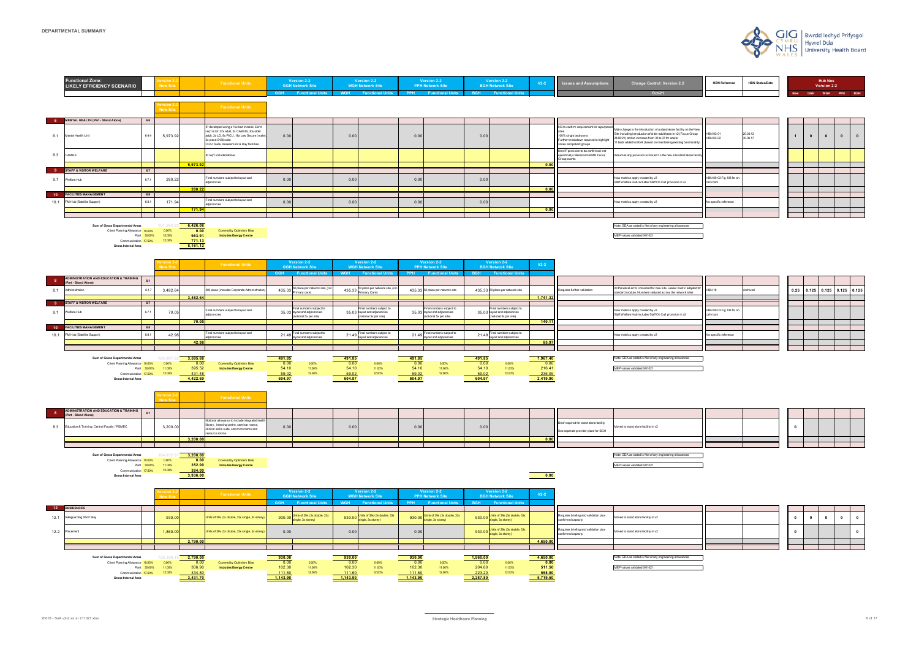# DEPARTMENTAL SUMMARY

| | Functional Zone: LIKELY EFFICIENCY SCENARIO | | Version 2-2 New Site | | Functional Units | Version 2-2 GGH Network Site | | Version 2-2 WGH Network Site | | Version 2-2 PPH Network Site | | Version 2-2 BGH Network Site | | V2-2 | Issues and Assumptions | Change Control: Version 2.2 | HBN Reference | HBN Status/Date | Hub Nos Version 2-2 | | | | |
|---|---|---|---|---|---|---|---|---|---|---|---|---|---|---|---|---|---|---|---|---|---|---|---|
| | | | | | | GGH | Functional Units | WGH | Functional Units | PPH | Functional Units | BGH | Functional Units | | | Oct-21 | | | New | GGH | WGH | PPH | BGH |
| 6 | MENTAL HEALTH (Part - Stand Alone) | 6.6 | | | | | | | | | | | | | | | | | | | | | |
| 6.1 | Mental Health Unit | 6.4.4 | 5,973.92 | | IP developed using a 12x bed module: Ext'd req't is for: 37x adult, 2x CAMHS, 30x older adult, 3x LD, 6x PICU, 18x Low Secure (male) 3x place S136 suite Clinic Suite, Assessment & Day facilities | 0.00 | | 0.00 | | 0.00 | | 0.00 | | | HB to confirm requirement for repurposed sites 100% single bedrooms Further breakdown required to highlight zones and patient groups | Main change is the introduction of a stand alone facility on the New Site including introduction of older adult beds in v2 (Focus Group 24.06.21) and an increase from 33 to 37 for adults 11 beds added to BGH (based on maintaining existing functionality) | HBN 03-01 HBN 03-02 | 20.03.13 30.06.17 | 1 | 0 | 0 | 0 | 0 |
| 6.3 | CAMHS | | | | IP req't included above | | | | | | | | | | Non IP provision to be confirmed; not specifically referenced at MH Focus Group events | Assumes any provision is limited to the new site stand alone facility | | | | | | | |
| | | | | 5,973.92 | | | | | | | | | | 0.00 | | | | | | | | | |
| 9 | STAFF & VISITOR WELFARE | 6.7 | | | | | | | | | | | | | | | | | | | | | |
| 9.1 | Welfare Hub | 6.7.1 | 280.22 | | Final numbers subject to layout and adjacencies | 0.00 | | 0.00 | | 0.00 | | 0.00 | | | | New metrics apply created by v2 Staff Welfare Hub includes Staff On Call provision in v2 | HBN 00-03 Fig 108 for on call room | | | | | | |
| | | | | 280.22 | | | | | | | | | | 0.00 | | | | | | | | | |
| 10 | FACILITIES MANAGEMENT | 6.8 | | | | | | | | | | | | | | | | | | | | | |
| 10.1 | FM Hub (Satellite Support) | 6.8.1 | 171.94 | | Final numbers subject to layout and adjacencies | 0.00 | | 0.00 | | 0.00 | | 0.00 | | | | New metrics apply created by v2 | No specific reference | | | | | | |
| | | | | 171.94 | | | | | | | | | | 0.00 | | | | | | | | | |

| | | | | |
|---|---|---|---|---|
| Sum of Gross Departmental Areas | | | 6,426.08 | |
| Client Planning Allowance | 10.00% | 0.00% | 0.00 | Covered by Optimism Bias |
| Plant | 30.00% | 15.00% | 963.91 | Includes Energy Centre |
| Communication | 17.50% | 12.00% | 771.13 | |
| Gross Internal Area | | | 8,161.12 | |

Note: GDA as stated is Net of any engineering allowances

MEP values validated 04/10/21

| | Functional Zone | | Version 2-2 New Site | | Functional Units | Version 2-2 GGH Network Site | | Version 2-2 WGH Network Site | | Version 2-2 PPH Network Site | | Version 2-2 BGH Network Site | | V2-2 | Issues and Assumptions | Change Control: Version 2.2 | HBN Reference | HBN Status/Date | New | GGH | WGH | PPH | BGH |
|---|---|---|---|---|---|---|---|---|---|---|---|---|---|---|---|---|---|---|---|---|---|---|---|
| | | | | | | GGH | Functional Units | WGH | Functional Units | PPH | Functional Units | BGH | Functional Units | | | | | | | | | | |
| 8 | ADMINISTRATION AND EDUCATION & TRAINING (Part - Stand Alone) | 6.1 | | | | | | | | | | | | | | | | | | | | | |
| 8.1 | Administration | 6.1.7 | 3,482.64 | | 400 place (includes Corporate Administration) | 435.33 | 50 place per network site. (inc Primary care) | 435.33 | 50 place per network site. (inc Primary Care) | 435.33 | 50 place per network site | 435.33 | 50 place per network site | | Requires further validation | Arithmetical error corrected for new site. Leaner metric adopted for standard module. Numbers reduced across the network sites | HBN 18 | Archived | 0.25 | 0.125 | 0.125 | 0.125 | 0.125 |
| | | | | 3,482.64 | | | | | | | | | | 1,741.32 | | | | | | | | | |
| 9 | STAFF & VISITOR WELFARE | 6.7 | | | | | | | | | | | | | | | | | | | | | |
| 9.1 | Welfare Hub | 6.7.1 | 70.05 | | Final numbers subject to layout and adjacencies | 35.03 | Final numbers subject to layout and adjacencies (notional 5x per site) | 35.03 | Final numbers subject to layout and adjacencies (notional 5x per site) | 35.03 | Final numbers subject to layout and adjacencies (notional 5x per site) | 35.03 | Final numbers subject to layout and adjacencies (notional 5x per site) | | | New metrics apply created by v2 Staff Welfare Hub includes Staff On Call provision in v2 | HBN 00-03 Fig 108 for on call room | | | | | | |
| | | | | 70.05 | | | | | | | | | | 140.11 | | | | | | | | | |
| 10 | FACILITIES MANAGEMENT | 6.8 | | | | | | | | | | | | | | | | | | | | | |
| 10.1 | FM Hub (Satellite Support) | 6.8.1 | 42.98 | | Final numbers subject to layout and adjacencies | 21.49 | Final numbers subject to layout and adjacencies | 21.49 | Final numbers subject to layout and adjacencies | 21.49 | Final numbers subject to layout and adjacencies | 21.49 | Final numbers subject to layout and adjacencies | | | New metrics apply created by v2 | No specific reference | | | | | | |
| | | | | 42.98 | | | | | | | | | | 85.97 | | | | | | | | | |

| | | | New Site | | GGH | | WGH | | PPH | | BGH | | V2-2 |
|---|---|---|---|---|---|---|---|---|---|---|---|---|---|
| Sum of Gross Departmental Areas | | | 3,595.68 | | 491.85 | | 491.85 | | 491.85 | | 491.85 | | 1,967.40 |
| Client Planning Allowance | 10.00% | 0.00% | 0.00 | Covered by Optimism Bias | 0.00 | 0.00% | 0.00 | 0.00% | 0.00 | 0.00% | 0.00 | 0.00% | 0.00 |
| Plant | 30.00% | 11.00% | 395.52 | Includes Energy Centre | 54.10 | 11.00% | 54.10 | 11.00% | 54.10 | 11.00% | 54.10 | 11.00% | 216.41 |
| Communication | 17.50% | 12.00% | 431.48 | | 59.02 | 12.00% | 59.02 | 12.00% | 59.02 | 12.00% | 59.02 | 12.00% | 236.09 |
| Gross Internal Area | | | 4,422.69 | | 604.97 | | 604.97 | | 604.97 | | 604.97 | | 2,419.90 |

Note: GDA as stated is Net of any engineering allowances

MEP values validated 04/10/21

| | Functional Zone | | Version 2-2 New Site | | Functional Units | GGH | | WGH | | PPH | | BGH | | V2-2 | Issues and Assumptions | Change Control: Version 2.2 | HBN Reference | HBN Status/Date | New | GGH | WGH | PPH | BGH |
|---|---|---|---|---|---|---|---|---|---|---|---|---|---|---|---|---|---|---|---|---|---|---|---|
| 8 | ADMINISTRATION AND EDUCATION & TRAINING (Part - Stand Alone) | 6.1 | | | | | | | | | | | | | | | | | | | | | |
| 8.3 | Education & Training: Central Faculty / PGMEC | | 3,200.00 | | Notional allowance to include integrated health library, learning centre, seminar rooms, clinical skills suite, common rooms and resource rooms | 0.00 | | 0.00 | | 0.00 | | 0.00 | | | Brief required for stand alone facility See separate provider plans for BGH | Moved to stand alone facility in v2 | | | 0 | | | | |
| | | | | 3,200.00 | | | | | | | | | | 0.00 | | | | | | | | | |

| | | | | |
|---|---|---|---|---|
| Sum of Gross Departmental Areas | | | 3,200.00 | |
| Client Planning Allowance | 10.00% | 0.00% | 0.00 | Covered by Optimism Bias |
| Plant | 30.00% | 11.00% | 352.00 | Includes Energy Centre |
| Communication | 17.50% | 12.00% | 384.00 | |
| Gross Internal Area | | | 3,936.00 | |

V2-2 Gross Internal Area: 0.00

Note: GDA as stated is Net of any engineering allowances

MEP values validated 04/10/21

| | Functional Zone | Version 2-2 New Site | | Functional Units | Version 2-2 GGH Network Site | | Version 2-2 WGH Network Site | | Version 2-2 PPH Network Site | | Version 2-2 BGH Network Site | | V2-2 | Issues and Assumptions | Change Control: Version 2.2 | HBN Reference | HBN Status/Date | New | GGH | WGH | PPH | BGH |
|---|---|---|---|---|---|---|---|---|---|---|---|---|---|---|---|---|---|---|---|---|---|---|
| | | | | | GGH | Functional Units | WGH | Functional Units | PPH | Functional Units | BGH | Functional Units | | | | | | | | | | |
| 12 | RESIDENCES | | | | | | | | | | | | | | | | | | | | | |
| 12.1 | Safeguarding Short Stay | 930.00 | | Units of 36x (3x double, 33x single, 3x storey) | 930.00 | Units of 36x (3x double, 33x single, 3x storey) | 930.00 | Units of 36x (3x double, 33x single, 3x storey) | 930.00 | Units of 36x (3x double, 33x single, 3x storey) | 930.00 | Units of 36x (3x double, 33x single, 3x storey) | | Requires briefing and validation plus confirmed capacity | Moved to stand alone facility in v2 | | | 0 | 0 | 0 | 0 | 0 |
| 12.2 | Placement | 1,860.00 | | Units of 36x (3x double, 33x single, 3x storey) | 0.00 | | 0.00 | | 0.00 | | 930.00 | Units of 36x (3x double, 33x single, 3x storey) | | Requires briefing and validation plus confirmed capacity | Moved to stand alone facility in v2 | | | 0 | | | | 0 |
| | | | 2,790.00 | | | | | | | | | | 4,650.00 | | | | | | | | | |

| | | | New Site | | GGH | | WGH | | PPH | | BGH | | V2-2 |
|---|---|---|---|---|---|---|---|---|---|---|---|---|---|
| Sum of Gross Departmental Areas | | | 2,790.00 | | 930.00 | | 930.00 | | 930.00 | | 1,860.00 | | 4,650.00 |
| Client Planning Allowance | 10.00% | 0.00% | 0.00 | Covered by Optimism Bias | 0.00 | 0.00% | 0.00 | 0.00% | 0.00 | 0.00% | 0.00 | 0.00% | 0.00 |
| Plant | 30.00% | 11.00% | 306.90 | Includes Energy Centre | 102.30 | 11.00% | 102.30 | 11.00% | 102.30 | 11.00% | 204.60 | 11.00% | 511.50 |
| Communication | 17.50% | 12.00% | 334.80 | | 111.60 | 12.00% | 111.60 | 12.00% | 111.60 | 12.00% | 223.20 | 12.00% | 558.00 |
| Gross Internal Area | | | 3,431.70 | | 1,143.90 | | 1,143.90 | | 1,143.90 | | 2,287.80 | | 5,719.50 |

Note: GDA as stated is Net of any engineering allowances

MEP values validated 04/10/21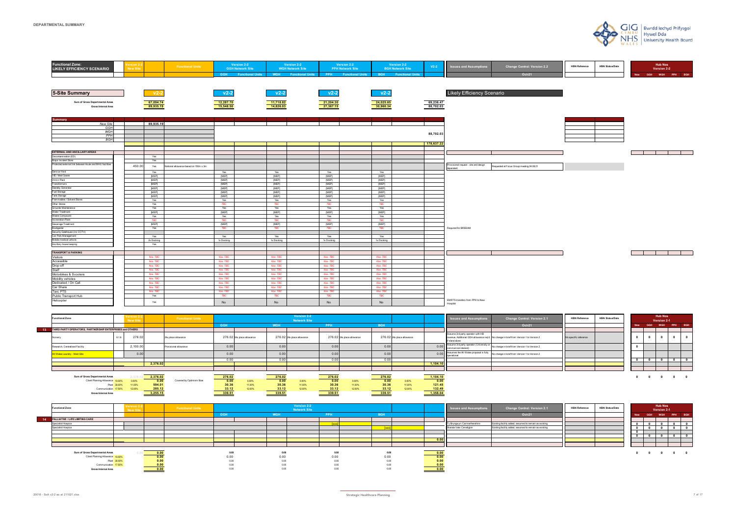DEPARTMENTAL SUMMARY

GIG CYMRU NHS WALES | Bwrdd Iechyd Prifysgol Hywel Dda University Health Board

| Functional Zone: LIKELY EFFICIENCY SCENARIO | Version 2-2 New Site | Functional Units | Version 2-2 GGH Network Site | | Version 2-2 WGH Network Site | | Version 2-2 PPH Network Site | | Version 2-2 BGH Network Site | | V2-2 | Issues and Assumptions | Change Control: Version 2.2 | HBN Reference | HBN Status/Date | Hub Nos Version 2-2 |
|---|---|---|---|---|---|---|---|---|---|---|---|---|---|---|---|---|
| | | | GGH | Functional Units | WGH | Functional Units | PPH | Functional Units | BGH | Functional Units | | | Oct-21 | | | New / GGH / WGH / PPH / BGH |

## 5-Site Summary

Likely Efficiency Scenario

| | New Site v2-2 | GGH v2-2 | WGH v2-2 | PPH v2-2 | BGH v2-2 | |
|---|---|---|---|---|---|---|
| Sum of Gross Departmental Areas | 67,094.74 | 12,287.70 | 11,718.82 | 21,204.30 | 24,025.65 | 69,236.47 |
| Gross Internal Area | 89,935.19 | 15,548.50 | 14,826.03 | 27,367.15 | 30,960.34 | 88,702.03 |

| Summary | | |
|---|---|---|
| New Site | 89,935.19 | |
| GGH | | |
| WGH | | 88,702.03 |
| PPH | | |
| BGH | | |
| | | 178,637.22 |

| EXTERNAL AND ANCILLARY AREAS | | New Site | Functional Units | GGH | WGH | PPH | BGH | Issues and Assumptions | Change Control |
|---|---|---|---|---|---|---|---|---|---|
| Decontamination (ED) | | Yes | | | | | | | |
| Major Incident Store | | Yes | | | | | | | |
| Protected external link between Acute and MHU facilities | 450.00 | Yes | Notional allowance based on 150m x 3m | | | | | Provisional request - site and design dependent | Requested at Focus Group meeting 24.09.21 |
| Service Yard | | Yes | | Yes | Yes | Yes | Yes | | |
| Vac / Med Gases | | [MEP] | | [MEP] | [MEP] | [MEP] | [MEP] | | |
| HV/LV Plant | | [MEP] | | [MEP] | [MEP] | [MEP] | [MEP] | | |
| Transformers | | [MEP] | | [MEP] | [MEP] | [MEP] | [MEP] | | |
| Standby Generator | | [MEP] | | [MEP] | [MEP] | [MEP] | [MEP] | | |
| Fuel Storage | | [MEP] | | [MEP] | [MEP] | [MEP] | [MEP] | | |
| Tank Storage | | [MEP] | | [MEP] | [MEP] | [MEP] | [MEP] | | |
| Flammables / Solvent Stores | | Yes | | Yes | Yes | Yes | Yes | | |
| Other Stores | | Yes | | TBC | TBC | TBC | TBC | | |
| Grounds Maintenance | | Yes | | Yes | Yes | Yes | Yes | | |
| Water Treatment | | [MEP] | | [MEP] | [MEP] | [MEP] | [MEP] | | |
| Waste Compound | | Yes | | Yes | Yes | Yes | Yes | | |
| Incineration Plant | | TBC | | TBC | TBC | TBC | TBC | | |
| Sewerage Treatment | | [MEP] | | [MEP] | [MEP] | [MEP] | [MEP] | | |
| Biodigester | | Yes | | TBC | TBC | TBC | TBC | Required for BREEAM | |
| Security Gatehouse (inc CCTV) | | | | | | | | | |
| Car Park Management | | Yes | | Yes | Yes | Yes | Yes | | |
| Mobile medical vehicle | | 2x Docking | | 1x Docking | 1x Docking | 1x Docking | 1x Docking | | |
| Ancillary house keeping | | Yes | | | | | | | |

| TRANSPORT & PARKING | New Site | GGH | WGH | PPH | BGH | Issues and Assumptions |
|---|---|---|---|---|---|---|
| Visitors | Nos. TBC | Nos. TBC | Nos. TBC | Nos. TBC | Nos. TBC | |
| Accessible | Nos. TBC | Nos. TBC | Nos. TBC | Nos. TBC | Nos. TBC | |
| Drop-off | Nos. TBC | Nos. TBC | Nos. TBC | Nos. TBC | Nos. TBC | |
| Staff | Nos. TBC | Nos. TBC | Nos. TBC | Nos. TBC | Nos. TBC | |
| Motorbikes & Scooters | Nos. TBC | Nos. TBC | Nos. TBC | Nos. TBC | Nos. TBC | |
| Mobility vehicles | Nos. TBC | Nos. TBC | Nos. TBC | Nos. TBC | Nos. TBC | |
| Dedicated / On Call | Nos. TBC | Nos. TBC | Nos. TBC | Nos. TBC | Nos. TBC | |
| Car Share | Nos. TBC | Nos. TBC | Nos. TBC | Nos. TBC | Nos. TBC | |
| Taxi, PTS | Nos. TBC | Nos. TBC | Nos. TBC | Nos. TBC | Nos. TBC | |
| Public Transport Hub | Yes | TBC | TBC | TBC | TBC | |
| Helicopter | Yes | No | No | No | No | EMRTS transfers from PPH to New Hospital |

| Functional Zone | | Version 2-2 New Site | Functional Units | GGH (Version 2-2 Network Site) | | WGH | | PPH | | BGH | | | Issues and Assumptions | Change Control: Version 2.1 (Oct-21) | HBN Reference | HBN Status/Date | Hub Nos Version 2-1: New | GGH | WGH | PPH | BGH |
|---|---|---|---|---|---|---|---|---|---|---|---|---|---|---|---|---|---|---|---|---|---|
| **13 THIRD PARTY OPERATORS, PARTNERSHIP ENTERPRISES and OTHERS** | | | | | | | | | | | | | | | | | | | | | |
| Nursery | 6.1.6 | 276.02 | 24x place allowance | 276.02 | 24x place allowance | 276.02 | 24x place allowance | 276.02 | 24x place allowance | 276.02 | 24x place allowance | | Assume 3rd party operator with HB revenue. Additional GDA allowance req'd if stand alone | No change in brief from Version 1 to Version 2 | No specific reference | | 0 | 0 | 0 | 0 | 0 |
| Research, Centralised Facility | | 2,100.00 | Provisional allowance | 0.00 | | 0.00 | | 0.00 | | 0.00 | | 0.00 | Assume 3rd party operator (University or commercial interest) | No change in brief from Version 1 to Version 2 | | | 0 | | | | |
| All Wales Laundry - Main Site | | 0.00 | | 0.00 | | 0.00 | | 0.00 | | 0.00 | | 0.00 | Assumes the All Wales proposal is fully operational | No change in brief from Version 1 to Version 2 | | | | | | | |
| | | | | 0.00 | | 0.00 | | 0.00 | | 0.00 | | | | | | | 0 | 0 | 0 | 0 | 0 |
| | | 2,376.02 | | | | | | | | | | 1,104.10 | | | | | | | | | |

| | | | New Site | | GGH | | WGH | | PPH | | BGH | | |
|---|---|---|---|---|---|---|---|---|---|---|---|---|---|
| Sum of Gross Departmental Areas | | 2,376.02 | 2,376.02 | | 276.02 | | 276.02 | | 276.02 | | 276.02 | | 1,104.10 |
| Client Planning Allowance | 10.00% | 0.00% | 0.00 | Covered by Optimism Bias | 0.00 | 0.00% | 0.00 | 0.00% | 0.00 | 0.00% | 0.00 | 0.00% | 0.00 |
| Plant | 30.00% | 11.00% | 594.01 | | 30.36 | 11.00% | 30.36 | 11.00% | 30.36 | 11.00% | 30.36 | 11.00% | 121.45 |
| Communication | 17.50% | 12.00% | 285.12 | | 33.12 | 12.00% | 33.12 | 12.00% | 33.12 | 12.00% | 33.12 | 12.00% | 132.49 |
| Gross Internal Area | | | 3,255.15 | | 339.51 | | 339.51 | | 339.51 | | 339.51 | | 1,358.04 |

Hub Nos: 0 0 0 0 0

| Functional Zone | Version 2-2 New Site | Functional Units | GGH (Version 2-2 Network Site) | WGH | PPH | BGH | | Issues and Assumptions | Change Control: Version 2.1 (Oct-21) | HBN Reference | HBN Status/Date | Hub Nos Version 2-1: New | GGH | WGH | PPH | BGH |
|---|---|---|---|---|---|---|---|---|---|---|---|---|---|---|---|---|
| **14 PALLIATIVE / LIFE LIMITING CARE** | | | | | | | | | | | | | | | | |
| Specialist Hospice | | | | | [xxx] | | | Ty Bryngwyn: Carmarthenshire | Existing facility added, assumed to remain as existing | | | 0 | 0 | 0 | 0 | 0 |
| Specialist Hospice | | | | | | [xxx] | | Skanda Vale: Ceredigion | Existing facility added, assumed to remain as existing | | | 0 | 0 | 0 | 0 | 0 |
| | | | | | | | | | | | | 0 | | | | |
| | | | | | | | | | | | | 0 | 0 | 0 | 0 | 0 |
| | | | | | | | 0.00 | | | | | | | | | |

| | | | New Site | GGH | WGH | PPH | BGH | |
|---|---|---|---|---|---|---|---|---|
| Sum of Gross Departmental Areas | | 0.00 | 0.00 | 0.00 | 0.00 | 0.00 | 0.00 | 0.00 |
| Client Planning Allowance | 10.00% | | 0.00 | 0.00 | 0.00 | 0.00 | 0.00 | 0.00 |
| Plant | 30.00% | | 0.00 | 0.00 | 0.00 | 0.00 | 0.00 | 0.00 |
| Communication | 17.50% | | 0.00 | 0.00 | 0.00 | 0.00 | 0.00 | 0.00 |
| Gross Internal Area | | | 0.00 | 0.00 | 0.00 | 0.00 | 0.00 | 0.00 |

Hub Nos: 0 0 0 0 0

20016 - SoA v2-2 as at 211021.xlsx — Strategic Healthcare Planning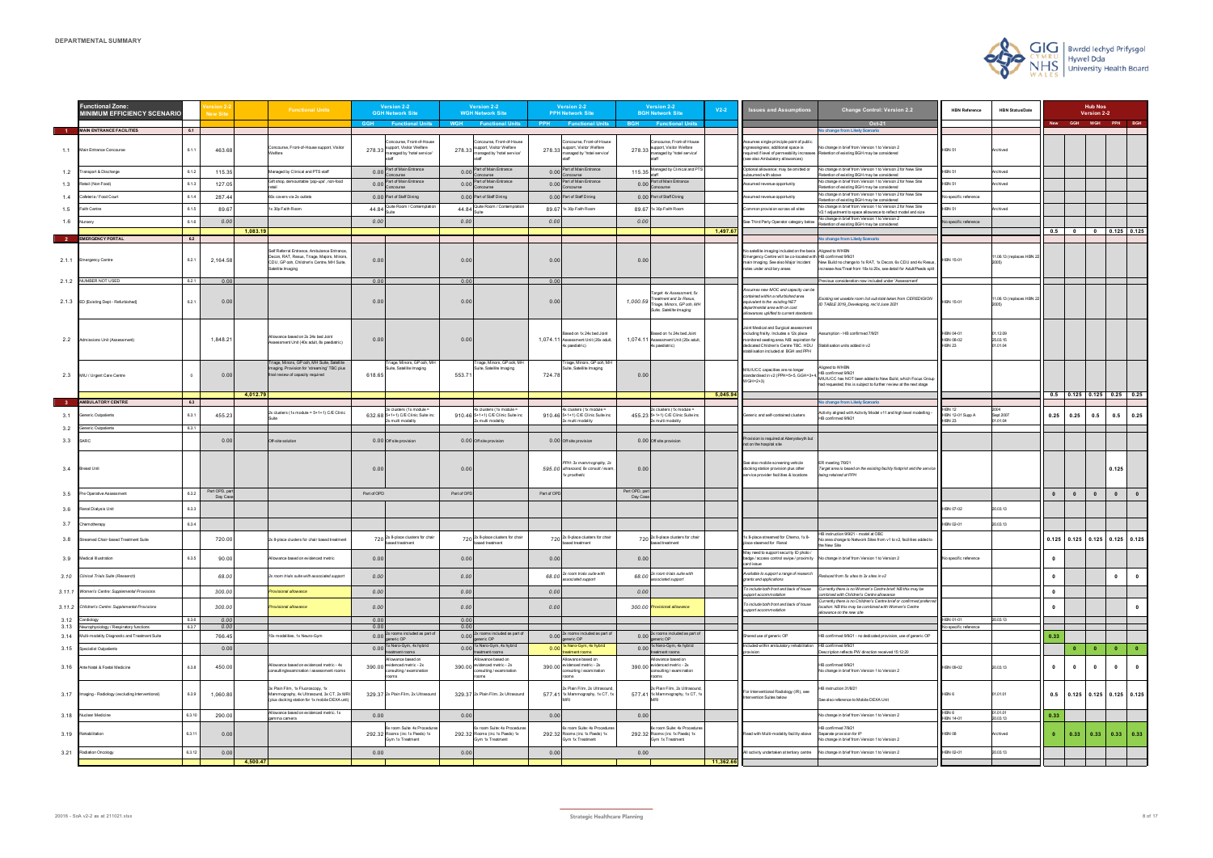# DEPARTMENTAL SUMMARY

| | Functional Zone: MINIMUM EFFICIENCY SCENARIO | | Version 2-2 New Site | | Functional Units | Version 2-2 GGH Network Site | | Version 2-2 WGH Network Site | | Version 2-2 PPH Network Site | | Version 2-2 BGH Network Site | | V2-2 | Issues and Assumptions | Change Control: Version 2.2 | HBN Reference | HBN Status/Date | Hub Nos Version 2-2 | | | | |
|---|---|---|---|---|---|---|---|---|---|---|---|---|---|---|---|---|---|---|---|---|---|---|---|
| | | | | | | GGH | Functional Units | WGH | Functional Units | PPH | Functional Units | BGH | Functional Units | | | Oct-21 | | | New | GGH | WGH | PPH | BGH |
| 1 | MAIN ENTRANCE FACILITIES | 6.1 | | | | | | | | | | | | | | No change from Likely Scenario | | | | | | | |
| 1.1 | Main Entrance Concourse | 6.1.1 | 463.68 | | Concourse, Front-of-House support, Visitor Welfare | 278.33 | Concourse, Front-of-House support, Visitor Welfare managed by 'hotel service' staff | 278.33 | Concourse, Front-of-House support, Visitor Welfare managed by 'hotel service' staff | 278.33 | Concourse, Front-of-House support, Visitor Welfare managed by 'hotel service' staff | 278.33 | Concourse, Front-of-House support, Visitor Welfare managed by 'hotel service' staff | | Assumes single principle point of public ingress/egress; additional space is required if level of permeability increases (see also Ambulatory allowances) | No change in brief from Version 1 to Version 2 Retention of existing BGH may be considered | HBN 51 | Archived | | | | | |
| 1.2 | Transport & Discharge | 6.1.2 | 115.35 | | Managed by Clinical and PTS staff | 0.00 | Part of Main Entrance Concourse | 0.00 | Part of Main Entrance Concourse | 0.00 | Part of Main Entrance Concourse | 115.35 | Managed by Clinical and PTS staff | | Optional allowance; may be omitted or subsumed with above | No change in brief from Version 1 to Version 2 for New Site Retention of existing BGH may be considered | HBN 51 | Archived | | | | | |
| 1.3 | Retail (Non Food) | 6.1.3 | 127.05 | | Gift shop, demountable 'pop-ups', non-food retail | 0.00 | Part of Main Entrance Concourse | 0.00 | Part of Main Entrance Concourse | 0.00 | Part of Main Entrance Concourse | 0.00 | Part of Main Entrance Concourse | | Assumed revenue opportunity | No change in brief from Version 1 to Version 2 for New Site Retention of existing BGH may be considered | HBN 51 | Archived | | | | | |
| 1.4 | Cafeteria / Food Court | 6.1.4 | 287.44 | | 60x covers via 2x outlets | 0.00 | Part of Staff Dining | 0.00 | Part of Staff Dining | 0.00 | Part of Staff Dining | 0.00 | Part of Staff Dining | | Assumed revenue opportunity | No change in brief from Version 1 to Version 2 for New Site Retention of existing BGH may be considered | No specific reference | | | | | | |
| 1.5 | Faith Centre | 6.1.5 | 89.67 | | 1x 30p Faith Room | 44.84 | Quite Room / Contemplation Suite | 44.84 | Quite Room / Contemplation Suite | 89.67 | 1x 30p Faith Room | 89.67 | 1x 30p Faith Room | | Common provision across all sites | No change in brief from Version 1 to Version 2 for New Site V2.1 adjustment to space allowance to reflect model and size | HBN 51 | Archived | | | | | |
| 1.6 | Nursery | 6.1.6 | 0.00 | | | 0.00 | | 0.00 | | 0.00 | | 0.00 | | | See Third Party Operator category below | No change in brief from Version 1 to Version 2 Retention of existing BGH may be considered | No specific reference | | | | | | |
| | | | | 1,083.19 | | | | | | | | | | 1,497.67 | | | | | 0.5 | 0 | 0 | 0.125 | 0.125 |
| 2 | EMERGENCY PORTAL | 6.2 | | | | | | | | | | | | | | No change from Likely Scenario | | | | | | | |
| 2.1.1 | Emergency Centre | 6.2.1 | 2,164.58 | | Self Referral Entrance, Ambulance Entrance, Decon, RAT, Resus, Triage, Majors, Minors, CDU, GP ooh, Children's Centre, MH Suite, Satellite Imaging | 0.00 | | 0.00 | | 0.00 | | 0.00 | | | No satellite imaging included on the basis Emergency Centre will be co-located with main Imaging. See also Major Incident notes under ancillary areas | Aligned to WHBN HB confirmed 9/9/21 New Build no change to 1x RAT, 1x Decon, 6x CDU and 4x Resus, increase Ass/Treat from 16x to 20x, see detail for Adult/Paeds split | HBN 15-01 | 11.06.13 (replaces HBN 22 2005) | | | | | |
| 2.1.2 | NUMBER NOT USED | 6.2.1 | 0.00 | | | 0.00 | | 0.00 | | 0.00 | | | | | | Previous consideration now included under 'Assessment' | | | | | | | |
| 2.1.3 | ED [Existing Dept - Refurbished] | 6.2.1 | 0.00 | | | 0.00 | | 0.00 | | 0.00 | | 1,000.59 | *Target: 4x Assessment, 5x Treatment and 3x Resus, Triage, Minors, GP ooh, MH Suite. Satellite Imaging* | | *Assumes new MOC and capacity can be contained within a refurbished area equivalent to the existing NET departmental area with on cost allowances uplifted to current standards* | *Existing net useable room list sub total taken from CEREDIGION ID TABLE 2018_Developing, rec'd June 2021* | HBN 15-01 | 11.06.13 (replaces HBN 22 2005) | | | | | |
| 2.2 | Admissions Unit (Assessment) | | 1,848.21 | | Allowance based on 2x 24x bed Joint Assessment Unit (40x adult, 8x paediatric) | 0.00 | | 0.00 | | 1,074.11 | Based on 1x 24x bed Joint Assessment Unit (20x adult, 4x paediatric) | 1,074.11 | Based on 1x 24x bed Joint Assessment Unit (20x adult, 4x paediatric) | | Joint Medical and Surgical assessment including frailty. Includes ≈ 12x place monitored seating area. NB aspiration for dedicated Children's Centre TBC. HDU stabilisation included at BGH and PPH | Assumption - HB confirmed 7/9/21 Stabilisation units added in v2 | HBN 04-01 HBN 08-02 HBN 23 | 01.12.09 25.03.15 01.01.04 | | | | | |
| 2.3 | MIU / Urgent Care Centre | 0 | 0.00 | | Triage, Minors, GP ooh, MH Suite, Satellite Imaging. Provision for 'streaming' TBC plus final review of capacity required | 618.65 | Triage, Minors, GP ooh, MH Suite, Satellite Imaging | 553.71 | Triage, Minors, GP ooh, MH Suite, Satellite Imaging | 724.78 | | 0.00 | Triage, Minors, GP ooh, MH Suite, Satellite Imaging | | MIU/UCC capacities are no longer standardised in v2 (PPH=5+5, GGH=3+4, WGH=2+3) | Aligned to WHBN HB confirmed 9/9/21 MIU/UCC has NOT been added to New Build, which Focus Group had requested; this is subject to further review at the next stage | | | | | | | |
| | | | | 4,012.79 | | | | | | | | | | 5,045.94 | | | | | 0.5 | 0.125 | 0.125 | 0.25 | 0.25 |
| 3 | AMBULATORY CENTRE | 6.3 | | | | | | | | | | | | | | No change from Likely Scenario | | | | | | | |
| 3.1 | Generic Outpatients | 6.3.1 | 455.23 | | 2x clusters (1x module = 5+1+1) C/E Clinic Suite | 632.68 | 3x clusters (1x module = 5+1+1) C/E Clinic Suite inc 2x multi modality | 910.46 | 4x clusters (1x module = 5+1+1) C/E Clinic Suite inc 2x multi modality | 910.46 | 4x clusters (1x module = 5+1+1) C/E Clinic Suite inc 2x multi modality | 455.23 | 2x clusters (1x module = 5+1+1) C/E Clinic Suite inc 2x multi modality | | Generic and self-contained clusters | Activity aligned with Activity Model v11 and high level modelling - HB confirmed 9/9/21 | HBN 12 HBN 12-01 Supp A HBN 23 | 2004 Sept 2007 01.01.04 | 0.25 | 0.25 | 0.5 | 0.5 | 0.25 |
| 3.2 | Generic Outpatients | 6.3.1 | | | | | | | | | | | | | | | | | | | | | |
| 3.3 | SARC | | 0.00 | | Off-site solution | 0.00 | Off-site provision | 0.00 | Off-site provision | 0.00 | Off-site provision | 0.00 | Off-site provision | | Provision is required at Aberystwyth but not on the hospital site | | | | | | | | |
| 3.4 | Breast Unit | | | | | 0.00 | | 0.00 | | 595.00 | *PPH: 3x mammography, 2x ultrasound, 6x consult / exam, 1x prosthetic* | 0.00 | | | See also mobile screening vehicle docking station provision plus other service provider facilities & locations | ER meeting 7/9/21 *Target area is based on the existing facility footprint and the service being retained at PPH* | | | | | | 0.125 | |
| 3.5 | Pre Operative Assessment | 6.3.2 | Part of OPD, part Day Case | | | Part of OPD | | Part of OPD | | Part of OPD | | Part of OPD, part Day Case | | | | | | | 0 | 0 | 0 | 0 | 0 |
| 3.6 | Renal Dialysis Unit | 6.3.3 | | | | | | | | | | | | | | | HBN 07-02 | 20.03.13 | | | | | |
| 3.7 | Chemotherapy | 6.3.4 | | | | | | | | | | | | | | | HBN 02-01 | 20.03.13 | | | | | |
| 3.8 | Streamed Chair-based Treatment Suite | | 720.00 | | 2x 8-place clusters for chair based treatment | 720 | 2x 8-place clusters for chair based treatment | 720 | 2x 8-place clusters for chair based treatment | 720 | 2x 8-place clusters for chair based treatment | 720 | 2x 8-place clusters for chair based treatment | | 1x 8-place streamed for Chemo, 1x 8-place steamed for Renal | HB instruction 9/9/21 - model at OBC No area change to Network Sites from v1 to v2, facilities added to the New Site | | | 0.125 | 0.125 | 0.125 | 0.125 | 0.125 |
| 3.9 | Medical Illustration | 6.3.5 | 90.00 | | Allowance based on evidenced metric | 0.00 | | 0.00 | | 0.00 | | 0.00 | | | May need to support security ID photo / badge / access control swipe / proximity card issue | No change in brief from Version 1 to Version 2 | No specific reference | | 0 | | | | |
| *3.10* | *Clinical Trials Suite (Research)* | | *68.00* | | *3x room trials suite with associated support* | *0.00* | | *0.00* | | *68.00* | *3x room trials suite with associated support* | *68.00* | *3x room trials suite with associated support* | | *Available to support a range of research grants and applications* | *Reduced from 5x sites to 3x sites in v2* | | | 0 | | | 0 | 0 |
| *3.11.1* | *Women's Centre: Supplemental Provisions* | | *300.00* | | *Provisional allowance* | *0.00* | | *0.00* | | *0.00* | | *0.00* | | | *To include both front and back of house support accommodation* | *Currently there is no Women's Centre brief. NB this may be combined with Children's Centre allowance* | | | 0 | | | | |
| *3.11.2* | *Children's Centre: Supplemental Provisions* | | *300.00* | | *Provisional allowance* | *0.00* | | *0.00* | | *0.00* | | *300.00* | *Provisional allowance* | | *To include both front and back of house support accommodation* | *Currently there is no Children's Centre brief or confirmed preferred location. NB this may be combined with Women's Centre allowance on the new site* | | | 0 | | | | 0 |
| 3.12 | Cardiology | 6.3.6 | 0.00 | | | 0.00 | | 0.00 | | | | | | | | | HBN 01-01 | 20.03.13 | | | | | |
| 3.13 | Neurophysiology / Respiratory functions | 6.3.7 | 0.00 | | | 0.00 | | 0.00 | | | | | | | | | No specific reference | | | | | | |
| 3.14 | Multi-modality Diagnostic and Treatment Suite | | 766.45 | | 10x modalities, 1x Neuro-Gym | 0.00 | 2x rooms included as part of generic OP | 0.00 | 2x rooms included as part of generic OP | 0.00 | 2x rooms included as part of generic OP | 0.00 | 2x rooms included as part of generic OP | | Shared use of generic OP | HB confirmed 9/9/21 - no dedicated provision, use of generic OP | | | 0.33 | | | | |
| 3.15 | Specialist Outpatients | | 0.00 | | | 0.00 | 1x Neuro-Gym, 4x hybrid treatment rooms | 0.00 | 1x Neuro-Gym, 4x hybrid treatment rooms | 0.00 | 1x Neuro-Gym, 4x hybrid treatment rooms | 0.00 | 1x Neuro-Gym, 4x hybrid treatment rooms | | Included within ambulatory rehabilitation provision | HB confirmed 9/9/21 Description reflects PW direction received 15:12:20 | | | | 0 | 0 | 0 | 0 |
| 3.16 | Ante Natal & Foetal Medicine | 6.3.8 | 450.00 | | Allowance based on evidenced metric - 4x consulting/examination / assessment rooms | 390.00 | Allowance based on evidenced metric - 2x consulting / examination rooms | 390.00 | Allowance based on evidenced metric - 2x consulting / examination rooms | 390.00 | Allowance based on evidenced metric - 2x consulting / examination rooms | 390.00 | Allowance based on evidenced metric - 2x consulting / examination rooms | | | HB confirmed 9/9/21 No change in brief from Version 1 to Version 2 | HBN 09-02 | 20.03.13 | 0 | 0 | 0 | 0 | 0 |
| 3.17 | Imaging - Radiology (excluding Interventional) | 6.3.9 | 1,060.80 | | 3x Plain Film, 1x Fluoroscopy, 1x Mammography, 4x Ultrasound, 3x CT, 2x MRI (plus docking station for 1x mobile DEXA unit) | 329.37 | 2x Plain Film, 2x Ultrasound | 329.37 | 2x Plain Film, 2x Ultrasound | 577.41 | 2x Plain Film, 2x Ultrasound, 1x Mammography, 1x CT, 1x MRI | 577.41 | 2x Plain Film, 2x Ultrasound, 1x Mammography, 1x CT, 1x MRI | | For Interventional Radiology (IR), see Intervention Suites below | HB instruction 31/8/21 See also reference to Mobile DEXA Unit | HBN 6 | 01.01.01 | 0.5 | 0.125 | 0.125 | 0.125 | 0.125 |
| 3.18 | Nuclear Medicine | 6.3.10 | 290.00 | | Allowance based on evidenced metric. 1x gamma camera | 0.00 | | 0.00 | | 0.00 | | 0.00 | | | | No change in brief from Version 1 to Version 2 | HBN 6 HBN 14-01 | 01.01.01 20.03.13 | 0.33 | | | | |
| 3.19 | Rehabilitation | 6.3.11 | 0.00 | | | 292.32 | 8x room Suite: 4x Procedures Rooms (inc 1x Paeds) 1x Gym 1x Treatment | 292.32 | 8x room Suite: 4x Procedures Rooms (inc 1x Paeds) 1x Gym 1x Treatment | 292.32 | 8x room Suite: 4x Procedures Rooms (inc 1x Paeds) 1x Gym 1x Treatment | 292.32 | 8x room Suite: 4x Procedures Rooms (inc 1x Paeds) 1x Gym 1x Treatment | | Read with Multi-modality facility above | HB confirmed 7/9/21 Separate provision for IP No change in brief from Version 1 to Version 2 | HBN 08 | Archived | 0 | 0.33 | 0.33 | 0.33 | 0.33 |
| 3.21 | Radiation Oncology | 6.3.12 | 0.00 | | | 0.00 | | 0.00 | | 0.00 | | 0.00 | | | All activity undertaken at tertiary centre | No change in brief from Version 1 to Version 2 | HBN 02-01 | 20.03.13 | | | | | |
| | | | | 4,500.47 | | | | | | | | | | 11,362.66 | | | | | | | | | |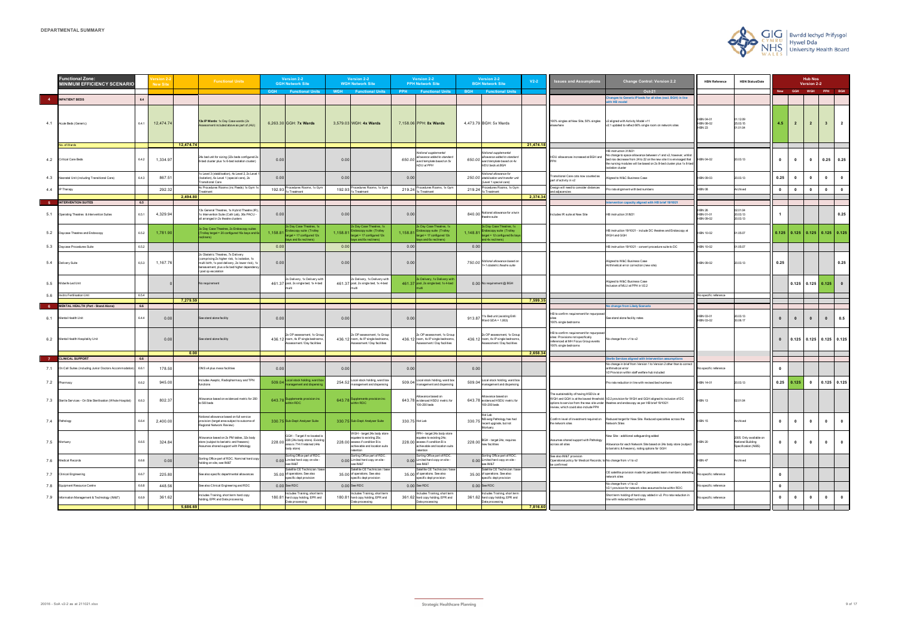# DEPARTMENTAL SUMMARY

| | Functional Zone: MINIMUM EFFICIENCY SCENARIO | | Version 2-2 New Site | | Functional Units | Version 2-2 GGH Network Site | | Version 2-2 WGH Network Site | | Version 2-2 PPH Network Site | | Version 2-2 BGH Network Site | | V2-2 | Issues and Assumptions | Change Control: Version 2.2 | HBN Reference | HBN Status/Date | Hub Nos Version 2-2 | | | | |
|---|---|---|---|---|---|---|---|---|---|---|---|---|---|---|---|---|---|---|---|---|---|---|---|
| | | | | | | GGH | Functional Units | WGH | Functional Units | PPH | Functional Units | BGH | Functional Units | | | Oct-21 | | | New | GGH | WGH | PPH | BGH |
| 4 | INPATIENT BEDS | 6.4 | | | | | | | | | | | | | | Changes to Generic IP beds for all sites (excl. BGH) in line with HB model | | | | | | | |
| 4.1 | Acute Beds (Generic) | 6.4.1 | 12,474.74 | | 13x IP Wards: 1x Day Case wards (2x Assessment included above as part of JAU) | 6,263.30 | GGH: 7x Wards | 3,579.03 | WGH: 4x Wards | 7,158.06 | PPH: 8x Wards | 4,473.79 | BGH: 5x Wards | | 100% singles at New Site, 50% singles elsewhere | v2 aligned with Activity Model v11<br>v2.1 updated to reflect 66% single room on network sites | HBN 04-01<br>HBN 08-02<br>HBN 23 | 01.12.09<br>25.03.15<br>01.01.04 | 4.5 | 2 | 2 | 3 | 2 |
| | No. of Wards | | | 12,474.74 | | | | | | | | | | 21,474.18 | | | | | | | | | |
| 4.2 | Critical Care Beds | 6.4.2 | 1,334.97 | | 24x bed unit for sizing (22x beds configured 2x 8-bed cluster plus 1x 6-bed isolation cluster) | 0.00 | | 0.00 | | 650.00 | *Notional supplemental allowance added to standard ward template based on 5x HDU at PPH* | 650.00 | *Notional supplemental allowance added to standard ward template based on 4x HDU beds at BGH* | | HDU allowances increased at BGH and PPH | HB instruction 31/8/21<br>No change to space allowance between v1 and v2, however, whilst bed nos decrease from 24 to 22 on the new site it is envisaged that the nursing modules will be based on 2x 8-bed cluster plus 1x 6-bed isolation cluster | HBN 04-02 | 20.03.13 | 0 | 0 | 0 | 0.25 | 0.25 |
| 4.3 | Neonatal Unit (including Transitional Care) | 6.4.3 | 867.51 | | 1x Level 3 (stabilisation), 4x Level 2, 2x Level 1 (isolation), 6x Level 1 (special care), 2x Transitional Care | 0.00 | | 0.00 | | 0.00 | | 250.00 | *Notional allowance for stabilisation and transfer unit - Level 1 special care)* | | Transitional Care cots now counted as part of activity in v2 | Aligned to W&C Business Case | HBN 09-03 | 20.03.13 | 0.25 | 0 | 0 | 0 | 0 |
| 4.4 | IP Therapy | | 292.32 | | 4x Procedures Rooms (inc Paeds) 1x Gym 1x Treatment | 192.93 | Procedures Rooms, 1x Gym 1x Treatment | 192.93 | Procedures Rooms, 1x Gym 1x Treatment | 219.24 | Procedures Rooms, 1x Gym 1x Treatment | 219.24 | Procedures Rooms, 1x Gym 1x Treatment | | Design will need to consider distances and adjacencies | Pro rata alignment with bed numbers | HBN 08 | Archived | 0 | 0 | 0 | 0 | 0 |
| | | | | 2,494.80 | | | | | | | | | | 2,374.34 | | | | | | | | | |
| 5 | INTERVENTION SUITES | 6.5 | | | | | | | | | | | | | | Intervention capacity aligned with HB brief 19/10/21 | | | | | | | |
| 5.1 | Operating Theatres & Intervention Suites | 6.5.1 | 4,329.94 | | 13x General Theatres, 1x Hybrid Theatre (IR), 1x Intervention Suite (Cath Lab), 30x PACU - all arranged in 2x theatre clusters | 0.00 | | 0.00 | | 0.00 | | 840.00 | Notional allowance for a twin theatre suite | | Includes IR suite at New Site | HB instruction 31/8/21 | HBN 26<br>HBN 01-01<br>HBN 09-02 | 02.01.04<br>20.03.13<br>20.03.13 | 1 | | | | 0.25 |
| 5.2 | Daycase Theatres and Endoscopy | 6.5.2 | 1,781.90 | | 3x Day Case Theatres, 2x Endoscopy suites (Trolley target = 20 configured 16x bays and 4x recliners) | 1,158.81 | 2x Day Case Theatres, 1x Endoscopy suite (Trolley target = 17 configured 12x bays and 5x recliners) | 1,158.81 | 2x Day Case Theatres, 1x Endoscopy suite (Trolley target = 17 configured 12x bays and 5x recliners) | 1,158.81 | 2x Day Case Theatres, 1x Endoscopy suite (Trolley target = 17 configured 12x bays and 5x recliners) | 1,148.81 | 2x Day Case Theatres, 1x Endoscopy suite (Trolley target = 12 configured 8x bays and 4x recliners) | | | HB instruction 19/10/21 - include DC theatres and Endoscopy at WGH and GGH | HBN 10-02 | 01.05.07 | 0.125 | 0.125 | 0.125 | 0.125 | 0.125 |
| 5.3 | Daycase Procedures Suite | 6.5.2 | | | | 0.00 | | 0.00 | | 0.00 | | 0.00 | | | | HB instruction 19/10/21 - convert procedure suite to DC | HBN 10-02 | 01.05.07 | | | | | |
| 5.4 | Delivery Suite | 6.5.3 | 1,167.76 | | 2x Obstetric Theatres, 7x Delivery (comprising 2x higher risk, 1x isolation, 1x multi birth; 1x pool delivery, 2x lower risk), 1x bereavement, plus a 6x bed higher dependency / post op escalation | 0.00 | | 0.00 | | 0.00 | | 750.00 | *Notional allowance based on 1+1 obstetric theatre suite* | | | Aligned to W&C Business Case<br>Arithmetical error correction (new site) | HBN 09-02 | 20.03.13 | 0.25 | | | | 0.25 |
| 5.5 | Midwife Led Unit | | 0 | | No requirement | 461.37 | 2x Delivery, 1x Delivery with pool, 2x single bed, 1x 4-bed multi | 461.37 | 2x Delivery, 1x Delivery with pool, 2x single bed, 1x 4-bed multi | 461.37 | 2x Delivery, 1x Delivery with pool, 2x single bed, 1x 4-bed multi | 0.00 | No requirement @ BGH | | | Aligned to W&C Business Case<br>Inclusion of MLU at PPH in V2.2 | | | | 0.125 | 0.125 | 0.125 | 0 |
| 5.6 | Invitro Fertilisation Unit | 6.5.4 | | | | | | | | | | | | | | | No specific reference | | | | | | |
| | | | | 7,279.59 | | | | | | | | | | 7,599.35 | | | | | | | | | |
| 6 | MENTAL HEALTH (Part - Stand Alone) | 6.6 | | | | | | | | | | | | | | No change from Likely Scenario | | | | | | | |
| 6.1 | Mental Health Unit | 6.4.4 | 0.00 | | See stand alone facility | 0.00 | | 0.00 | | 0.00 | | 913.87 | 11x Bed unit (existing Enlli Ward GIA = 1,063) | | HB to confirm requirement for repurposed sites<br>100% single bedrooms | See stand alone facility notes | HBN 03-01<br>HBN 03-02 | 20.03.13<br>30.06.17 | 0 | 0 | 0 | 0 | 0.5 |
| 6.2 | Mental Health Hospitality Unit | | 0.00 | | See stand alone facility | 436.12 | 2x OP assessment, 1x Group room, 4x IP single bedrooms, Assessment / Day facilities | 436.12 | 2x OP assessment, 1x Group room, 4x IP single bedrooms, Assessment / Day facilities | 436.12 | 2x OP assessment, 1x Group room, 4x IP single bedrooms, Assessment / Day facilities | 436.12 | 2x OP assessment, 1x Group room, 4x IP single bedrooms, Assessment / Day facilities | | HB to confirm requirement for repurposed sites: Provisions not specifically referenced at MH Focus Group events. 100% single bedrooms | No change from v1 to v2 | | | 0 | 0.125 | 0.125 | 0.125 | 0.125 |
| | | | | 0.00 | | | | | | | | | | 2,658.34 | | | | | | | | | |
| 7 | CLINICAL SUPPORT | 6.6 | | | | | | | | | | | | | | Sterile Services aligned with Intervention assumptions | | | | | | | |
| 7.1 | On Call Suites (including Junior Doctors Accommodation) | 6.6.1 | 178.50 | | ONS x4 plus mess facilities | 0.00 | | 0.00 | | 0.00 | | 0.00 | | | | No change in brief from Version 1 to Version 2 other than to correct arithmetical error<br>V2 Provision within staff welfare hub included | No specific reference | | 0 | | | | |
| 7.2 | Pharmacy | 6.6.2 | 945.00 | | Includes Aseptic, Radiopharmacy and TPN functions | 509.04 | Local stock holding, ward box management and dispensing | 254.52 | Local stock holding, ward box management and dispensing | 509.04 | Local stock holding, ward box management and dispensing | 509.04 | Local stock holding, ward box management and dispensing | | | Pro rata reduction in line with revised bed numbers | HBN 14-01 | 20.03.13 | 0.25 | 0.125 | 0 | 0.125 | 0.125 |
| 7.3 | Sterile Services - On Site Sterilisation (Whole Hospital) | 6.6.3 | 802.37 | | Allowance based on evidenced metric for 200 to 500 beds | 643.78 | Supplements provision inc within RDC | 643.78 | Supplements provision inc within RDC | 643.78 | Allowance based on evidenced HSDU metric for 100-200 beds | 643.78 | Allowance based on evidenced HSDU metric for 100-200 beds | | The sustainability of having HSDUs at WGH and GGH is at the lowest threshold options to service from the new site under review, which could also include PPH | V2.2 provision for WGH and GGH aligned to inclusion of DC theatres and endoscopy as per HB brief 19/10/21 | HBN 13 | 02.01.04 | | | | | |
| 7.4 | Pathology | 6.6.4 | 2,400.00 | | Notional allowance based on full service provision (target area subject to outcome of Regional Network Review) | 330.75 | Sub-Dept: Analyser Suite | 330.75 | Sub-Dept: Analyser Suite | 330.75 | Hot Lab | 330.75 | Hot Lab<br>NB exg Pathology has had recent upgrade, but not Mortuary | | Confirm level of investment required on the network sites | Reduced target for New Site. Reduced specialities across the Network Sites | HBN 15 | Archived | 0 | 0 | 0 | 0 | 0 |
| 7.5 | Mortuary | 6.6.5 | 324.84 | | Allowance based on 2x PM tables, 32x body store (subject to bariatric and freezers) Assumes shared support with Pathology | 228.00 | GGH - Target if re-located is 228 (24x body store). Existing area is 714 (Retained (44x body store) | 228.00 | WGH - target 24x body store equates to existing 25x; assess if condition B is achievable and location suits retention | 228.00 | PPH - target 24x body store equates to existing 24x; assess if condition B is achievable and location suits retention | 228.00 | BGH - target 24x; requires new facilities | | Assumes shared support with Pathology across all sites | New Site - additional safeguarding added<br>Allowance for each Network Site based on 24x body store (subject to bariatric & freezers), noting options for GGH | HBN 20 | 2005. Only available on National Building Specification (NBS) | 0 | 0 | 0 | 0 | 0 |
| 7.6 | Medical Records | 6.6.6 | 0.00 | | Sorting Office part of RDC. Nominal hard copy holding on site, see IM&T | 0.00 | Sorting Office part of RDC. Limited hard copy on site - see IM&T | 0.00 | Sorting Office part of RDC. Limited hard copy on site - see IM&T | 0.00 | Sorting Office part of RDC. Limited hard copy on site - see IM&T | 0.00 | Sorting Office part of RDC. Limited hard copy on site - see IM&T | | See also IM&T provision<br>Operational policy for Medical Records: to be confirmed | No change from v1 to v2 | HBN 47 | Archived | | | | | |
| 7.7 | Clinical Engineering | 6.6.7 | 225.80 | | See also specific departmental allowances | 35.00 | Satellite CE Technician / base of operations. See also specific dept provision | 35.00 | Satellite CE Technician / base of operations. See also specific dept provision | 35.00 | Satellite CE Technician / base of operations. See also specific dept provision | 35.00 | Satellite CE Technician / base of operations. See also specific dept provision | | | CE satellite provision made for peripatetic team members attending network sites | No specific reference | | 0 | | | | |
| 7.8 | Equipment Resource Centre | 6.6.8 | 448.56 | | See also Clinical Engineering and RDC | 0.00 | See RDC | 0.00 | See RDC | 0.00 | See RDC | 0.00 | See RDC | | | No change from v1 to v2<br>V2.1 provision for network sites assumed to be within RDC | No specific reference | | 0 | | | | |
| 7.9 | Information Management & Technology (IM&T) | 6.6.9 | 361.62 | | Includes Training, short term hard copy holding, EPR and Data processing | 180.81 | Includes Training, short term hard copy holding, EPR and Data processing | 180.81 | Includes Training, short term hard copy holding, EPR and Data processing | 361.62 | Includes Training, short term hard copy holding, EPR and Data processing | 361.62 | Includes Training, short term hard copy holding, EPR and Data processing | | | Short term holding of hard copy added in v2. Pro rata reduction in line with reduced bed numbers | No specific reference | | 0 | 0 | 0 | 0 | 0 |
| | | | | 5,686.69 | | | | | | | | | | 7,816.60 | | | | | | | | | |

200116 - SoA v2-2 as at 211021.xlsx

Strategic Healthcare Planning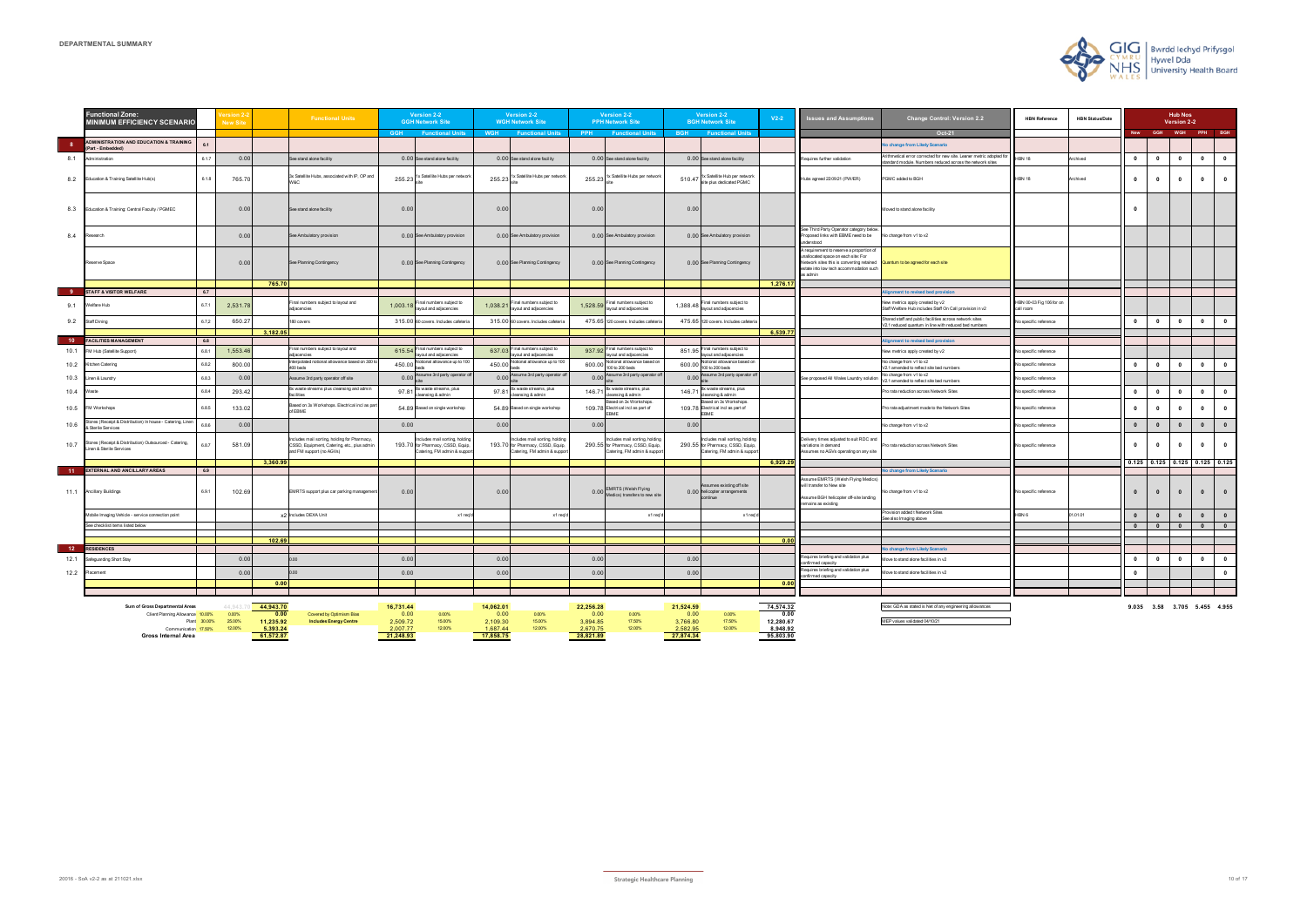# DEPARTMENTAL SUMMARY

| | Functional Zone: MINIMUM EFFICIENCY SCENARIO | | Version 2-2 New Site | | Functional Units | Version 2-2 GGH Network Site | | Version 2-2 WGH Network Site | | Version 2-2 PPH Network Site | | Version 2-2 BGH Network Site | | V2-2 | Issues and Assumptions | Change Control: Version 2.2 | HBN Reference | HBN Status/Date | Hub Nos Version 2-2 | | | | |
|---|---|---|---|---|---|---|---|---|---|---|---|---|---|---|---|---|---|---|---|---|---|---|---|
| | | | | | | GGH | Functional Units | WGH | Functional Units | PPH | Functional Units | BGH | Functional Units | | | Oct-21 | | | New | GGH | WGH | PPH | BGH |
| 8 | ADMINISTRATION AND EDUCATION & TRAINING (Part - Embedded) | 6.1 | | | | | | | | | | | | | | No change from Likely Scenario | | | | | | | |
| 8.1 | Administration | 6.1.7 | 0.00 | | See stand alone facility | 0.00 | See stand alone facility | 0.00 | See stand alone facility | 0.00 | See stand alone facility | 0.00 | See stand alone facility | | Requires further validation | Arithmetical error corrected for new site. Leaner metric adopted for standard module. Numbers reduced across the network sites | HBN 18 | Archived | 0 | 0 | 0 | 0 | 0 |
| 8.2 | Education & Training Satellite Hub(s) | 6.1.8 | 765.70 | | 3x Satellite Hubs, associated with IP, OP and W&C | 255.23 | 1x Satellite Hubs per network site | 255.23 | 1x Satellite Hubs per network site | 255.23 | 1x Satellite Hubs per network site | 510.47 | 1x Satellite Hub per network site plus dedicated PGMC | | Hubs agreed 22/09/21 (PW/ER) | PGMC added to BGH | HBN 18 | Archived | 0 | 0 | 0 | 0 | 0 |
| 8.3 | Education & Training: Central Faculty / PGMEC | | 0.00 | | See stand alone facility | 0.00 | | 0.00 | | 0.00 | | 0.00 | | | | Moved to stand alone facility | | | 0 | | | | |
| 8.4 | Research | | 0.00 | | See Ambulatory provision | 0.00 | See Ambulatory provision | 0.00 | See Ambulatory provision | 0.00 | See Ambulatory provision | 0.00 | See Ambulatory provision | | See Third Party Operator category below. Proposed links with EBME need to be understood | No change from v1 to v2 | | | | | | | |
| | Reserve Space | | 0.00 | | See Planning Contingency | 0.00 | See Planning Contingency | 0.00 | See Planning Contingency | 0.00 | See Planning Contingency | 0.00 | See Planning Contingency | | A requirement to reserve a proportion of unallocated space on each site: For Network sites this is converting retained estate into low tech accommodation such as admin | Quantum to be agreed for each site | | | | | | | |
| | | | | 765.70 | | | | | | | | | | 1,276.17 | | | | | | | | | |
| 9 | STAFF & VISITOR WELFARE | 6.7 | | | | | | | | | | | | | | Alignment to revised bed provision | | | | | | | |
| 9.1 | Welfare Hub | 6.7.1 | 2,531.78 | | Final numbers subject to layout and adjacencies | 1,003.18 | Final numbers subject to layout and adjacencies | 1,038.21 | Final numbers subject to layout and adjacencies | 1,528.59 | Final numbers subject to layout and adjacencies | 1,388.45 | Final numbers subject to layout and adjacencies | | | New metrics apply created by v2 Staff Welfare Hub includes Staff On Call provision in v2 | HBN 00-03 Fig 106 for on call room | | | | | | |
| 9.2 | Staff Dining | 6.7.2 | 650.27 | | 180 covers | 315.00 | 60 covers. Includes cafeteria | 315.00 | 60 covers. Includes cafeteria | 475.65 | 120 covers. Includes cafeteria | 475.65 | 120 covers. Includes cafeteria | | | Shared staff and public facilities across network sites. V2.1 reduced quantum in line with reduced bed numbers | No specific reference | | 0 | 0 | 0 | 0 | 0 |
| | | | | 3,182.05 | | | | | | | | | | 6,539.77 | | | | | | | | | |
| 10 | FACILITIES MANAGEMENT | 6.8 | | | | | | | | | | | | | | Alignment to revised bed provision | | | | | | | |
| 10.1 | FM Hub (Satellite Support) | 6.8.1 | 1,553.46 | | Final numbers subject to layout and adjacencies | 615.54 | Final numbers subject to layout and adjacencies | 637.03 | Final numbers subject to layout and adjacencies | 937.92 | Final numbers subject to layout and adjacencies | 851.95 | Final numbers subject to layout and adjacencies | | | New metrics apply created by v2 | No specific reference | | | | | | |
| 10.2 | Kitchen Catering | 6.8.2 | 800.00 | | Interpolated notional allowance based on 300 to 400 beds | 450.00 | Notional allowance up to 100 beds | 450.00 | Notional allowance up to 100 beds | 600.00 | Notional allowance based on 100 to 200 beds | 600.00 | Notional allowance based on 100 to 200 beds | | | No change from v1 to v2 V2.1 amended to reflect site bed numbers | No specific reference | | 0 | 0 | 0 | 0 | 0 |
| 10.3 | Linen & Laundry | 6.8.3 | 0.00 | | Assume 3rd party operator off site | 0.00 | Assume 3rd party operator off site | 0.00 | Assume 3rd party operator off site | 0.00 | Assume 3rd party operator off site | 0.00 | Assume 3rd party operator off site | | See proposed All Wales Laundry solution | No change from v1 to v2 V2.1 amended to reflect site bed numbers | No specific reference | | | | | | |
| 10.4 | Waste | 6.8.4 | 293.42 | | 8x waste streams, plus cleansing and admin facilities | 97.81 | 8x waste streams, plus cleansing & admin | 97.81 | 8x waste streams, plus cleansing & admin | 146.71 | 8x waste streams, plus cleansing & admin | 146.71 | 8x waste streams, plus cleansing & admin | | | Pro rata reduction across Network Sites | No specific reference | | 0 | 0 | 0 | 0 | 0 |
| 10.5 | FM Workshops | 6.8.5 | 133.02 | | Based on 3x Workshops. Electrical incl as part of EBME | 54.89 | Based on single workshop | 54.89 | Based on single workshop | 109.78 | Based on 3x Workshops. Electrical incl as part of EBME | 109.78 | Based on 3x Workshops. Electrical incl as part of EBME | | | Pro rata adjustment made to the Network Sites | No specific reference | | 0 | 0 | 0 | 0 | 0 |
| 10.6 | Stores (Receipt & Distribution) In house - Catering, Linen & Sterile Services | 6.8.6 | 0.00 | | | 0.00 | | 0.00 | | 0.00 | | 0.00 | | | | No change from v1 to v2 | No specific reference | | 0 | 0 | 0 | 0 | 0 |
| 10.7 | Stores (Receipt & Distribution) Outsourced - Catering, Linen & Sterile Services | 6.8.7 | 581.09 | | Includes mail sorting, holding for Pharmacy, CSSD, Equipment, Catering, etc., plus admin and FM support (no AGVs) | 193.70 | Includes mail sorting, holding for Pharmacy, CSSD, Equip, Catering, FM admin & support | 193.70 | Includes mail sorting, holding for Pharmacy, CSSD, Equip, Catering, FM admin & support | 290.55 | Includes mail sorting, holding for Pharmacy, CSSD, Equip, Catering, FM admin & support | 290.55 | Includes mail sorting, holding for Pharmacy, CSSD, Equip, Catering, FM admin & support | | Delivery times adjusted to suit RDC and variations in demand Assumes no AGVs operating on any site | Pro rata reduction across Network Sites | No specific reference | | 0 | 0 | 0 | 0 | 0 |
| | | | | 3,360.99 | | | | | | | | | | 6,929.29 | | | | | 0.125 | 0.125 | 0.125 | 0.125 | 0.125 |
| 11 | EXTERNAL AND ANCILLARY AREAS | 6.9 | | | | | | | | | | | | | | No change from Likely Scenario | | | | | | | |
| 11.1 | Ancillary Buildings | 6.9.1 | 102.69 | | EMRTS support plus car parking management | 0.00 | | 0.00 | | 0.00 | EMRTS (Welsh Flying Medics) transfers to new site | 0.00 | Assumes existing off site helicopter arrangements continue | | Assume EMRTS (Welsh Flying Medics) will transfer to New site Assume BGH helicopter off-site landing remains as existing | No change from v1 to v2 | No specific reference | | 0 | 0 | 0 | 0 | 0 |
| | Mobile Imaging Vehicle - service connection point | | | x2 | Includes DEXA Unit | | x1 req'd | | x1 req'd | | x1 req'd | | x1 req'd | | | Provision added t Network Sites See also Imaging above | HBN 6 | 01.01.01 | 0 | 0 | 0 | 0 | 0 |
| | See checklist items listed below | | | | | | | | | | | | | | | | | | 0 | 0 | 0 | 0 | 0 |
| | | | | 102.69 | | | | | | | | | | 0.00 | | | | | | | | | |
| 12 | RESIDENCES | | | | | | | | | | | | | | | No change from Likely Scenario | | | | | | | |
| 12.1 | Safeguarding Short Stay | | 0.00 | | 0.00 | 0.00 | | 0.00 | | 0.00 | | 0.00 | | | Requires briefing and validation plus confirmed capacity | Move to stand alone facilities in v2 | | | 0 | 0 | 0 | 0 | 0 |
| 12.2 | Placement | | 0.00 | | 0.00 | 0.00 | | 0.00 | | 0.00 | | 0.00 | | | Requires briefing and validation plus confirmed capacity | Move to stand alone facilities in v2 | | | 0 | | | | 0 |
| | | | | 0.00 | | | | | | | | | | 0.00 | | | | | | | | | |

| | | | | | GGH | | WGH | | PPH | | BGH | | V2-2 | | |
|---|---|---|---|---|---|---|---|---|---|---|---|---|---|---|---|
| Sum of Gross Departmental Areas | | 44,943.70 | 44,943.70 | | 16,731.44 | | 14,062.01 | | 22,256.28 | | 21,524.59 | | 74,574.32 | Note: GDA as stated is Net of any engineering allowances | |
| Client Planning Allowance | 10.00% | 0.00% | 0.00 | Covered by Optimism Bias | 0.00 | 0.00% | 0.00 | 0.00% | 0.00 | 0.00% | 0.00 | 0.00% | 0.00 | | |
| Plant | 30.00% | 25.00% | 11,235.92 | Includes Energy Centre | 2,509.72 | 15.00% | 2,109.30 | 15.00% | 3,894.85 | 17.50% | 3,766.80 | 17.50% | 12,280.67 | MEP values validated 04/10/21 | |
| Communication | 17.50% | 12.00% | 5,393.24 | | 2,007.77 | 12.00% | 1,687.44 | 12.00% | 2,670.75 | 12.00% | 2,582.95 | 12.00% | 8,948.92 | | |
| Gross Internal Area | | | 61,572.87 | | 21,248.93 | | 17,858.75 | | 28,821.89 | | 27,874.34 | | 95,803.90 | | |

Hub Nos Version 2-2 totals: New 9.035 | GGH 3.58 | WGH 3.705 | PPH 5.455 | BGH 4.955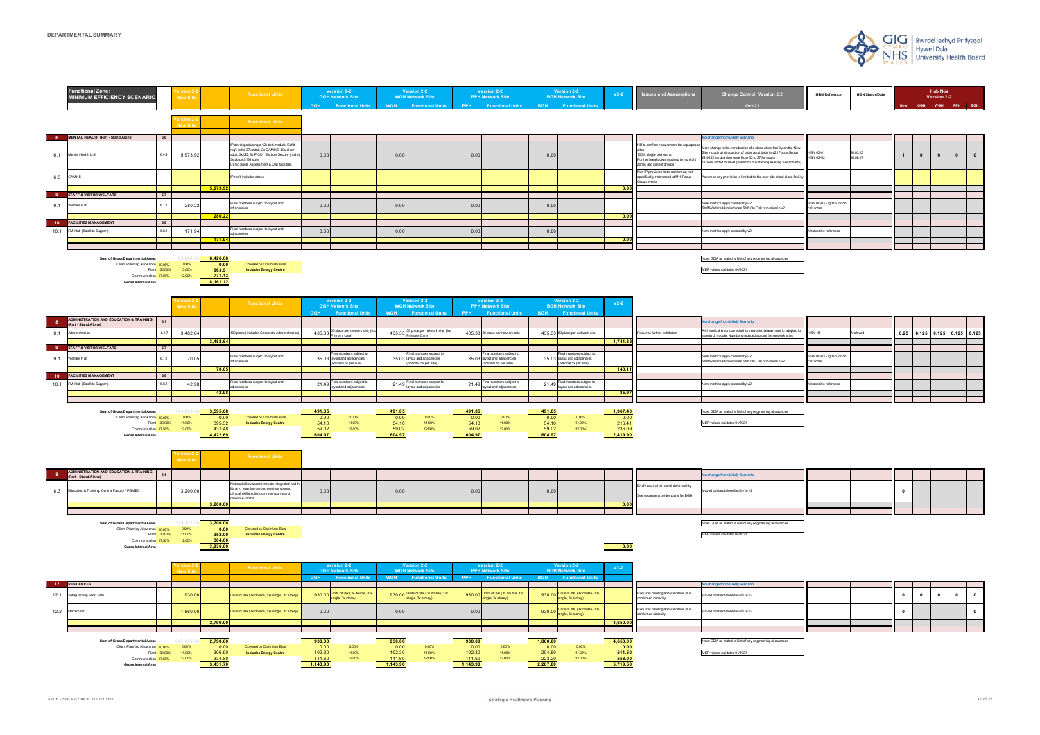## DEPARTMENTAL SUMMARY

| | Functional Zone: MINIMUM EFFICIENCY SCENARIO | | Version 2-2 New Site | Functional Units | Version 2-2 GGH Network Site GGH | Functional Units | Version 2-2 WGH Network Site WGH | Functional Units | Version 2-2 PPH Network Site PPH | Functional Units | Version 2-2 BGH Network Site BGH | Functional Units | V2-2 | Issues and Assumptions | Change Control: Version 2.2 Oct-21 | HBN Reference | HBN Status/Date | Hub Nos Version 2-2 New | GGH | WGH | PPH | BGH |
|---|---|---|---|---|---|---|---|---|---|---|---|---|---|---|---|---|---|---|---|---|---|---|
| 6 | MENTAL HEALTH (Part - Stand Alone) | 6.6 | | | | | | | | | | | | | No change from Likely Scenario | | | | | | | |
| 6.1 | Mental Health Unit | 6.6.4 | 5,973.92 | IP developed using a 12x bed module: Est'd req't is for 37x adult; 2x CAMHS, 30x older adult; 3x LD, 8x PICU, 18x Low Secure (male), 3x place S136 suite Clinic Suite, Assessment & Day facilities | 0.00 | | 0.00 | | 0.00 | | 0.00 | | | HB to confirm requirement for repurposed sites 100% single bedrooms Further breakdown required to highlight zones and patient groups | Main change is the introduction of a stand alone facility on the New Site including introduction of older adult beds in v2 (Focus Group 24.09.21) and an increase from 33 to 37 for adults 11 beds added to BGH (based on maintaining existing functionality) | HBN 03-01 HBN 03-02 | 20.03.13 20.06.17 | 1 | 0 | 0 | 0 | 0 |
| 6.3 | CAMHS | | | IP req't included above | | | | | | | | | | Non IP provision to be confirmed; not specifically referenced at MH Focus Group events | Assumes any provision is limited to the new site stand alone facility | | | | | | | |
| | | | 5,973.92 | | | | | | | | | | 0.00 | | | | | | | | | |
| 9 | STAFF & VISITOR WELFARE | 6.7 | | | | | | | | | | | | | | | | | | | | |
| 9.1 | Welfare Hub | 6.7.1 | 280.22 | Final numbers subject to layout and adjacencies | 0.00 | | 0.00 | | 0.00 | | 0.00 | | | | New metrics apply created by v2 Staff Welfare Hub includes Staff On Call provision in v2 | HBN 00-03 Fig 106 for on call room | | | | | | |
| | | | 280.22 | | | | | | | | | | 0.00 | | | | | | | | | |
| 10 | FACILITIES MANAGEMENT | 6.8 | | | | | | | | | | | | | | | | | | | | |
| 10.1 | FM Hub (Satellite Support) | 6.8.1 | 171.94 | Final numbers subject to layout and adjacencies | 0.00 | | 0.00 | | 0.00 | | 0.00 | | | | New metrics apply created by v2 | No specific reference | | | | | | |
| | | | 171.94 | | | | | | | | | | 0.00 | | | | | | | | | |

| | | | |
|---|---|---|---|
| Sum of Gross Departmental Areas | 99,294.65 | 6,426.08 | |
| Client Planning Allowance 10.00% | 0.00% | 0.00 | Covered by Optimism Bias |
| Plant 30.00% | 15.00% | 963.91 | Includes Energy Centre |
| Communication 17.50% | 12.00% | 771.13 | |
| Gross Internal Area | | 8,161.12 | |

Note: GDA as stated is Net of any engineering allowances

MEP values validated 04/10/21

| | | | Version 2-2 New Site | Functional Units | Version 2-2 GGH Network Site GGH | Functional Units | Version 2-2 WGH Network Site WGH | Functional Units | Version 2-2 PPH Network Site PPH | Functional Units | Version 2-2 BGH Network Site BGH | Functional Units | V2-2 | Issues and Assumptions | Change Control | HBN Reference | HBN Status/Date | New | GGH | WGH | PPH | BGH |
|---|---|---|---|---|---|---|---|---|---|---|---|---|---|---|---|---|---|---|---|---|---|---|
| 8 | ADMINISTRATION AND EDUCATION & TRAINING (Part - Stand Alone) | 6.1 | | | | | | | | | | | | | No change from Likely Scenario | | | | | | | |
| 8.1 | Administration | 6.1.7 | 3,482.64 | 480 place (includes Corporate Administration) | 435.33 | 50 place per network site, (inc Primary care) | 435.33 | 50 place per network site, (inc Primary Care) | 435.33 | 50 place per network site | 435.33 | 50 place per network site | | Requires further validation | Arithmetical error corrected for new site. Leaner metric adopted for standard module. Numbers reduced across the network sites | HBN 18 | Archived | 0.25 | 0.125 | 0.125 | 0.125 | 0.125 |
| | | | 3,482.64 | | | | | | | | | | 1,741.32 | | | | | | | | | |
| 9 | STAFF & VISITOR WELFARE | 6.7 | | | | | | | | | | | | | | | | | | | | |
| 9.1 | Welfare Hub | 6.7.1 | 70.05 | Final numbers subject to layout and adjacencies | 35.03 | Final numbers subject to layout and adjacencies (notional 5x per site) | 35.03 | Final numbers subject to layout and adjacencies (notional 5x per site) | 35.03 | Final numbers subject to layout and adjacencies (notional 5x per site) | 35.03 | Final numbers subject to layout and adjacencies (notional 5x per site) | | | New metrics apply created by v2 Staff Welfare Hub includes Staff On Call provision in v2 | HBN 00-03 Fig 106 for on call room | | | | | | |
| | | | 70.05 | | | | | | | | | | 140.11 | | | | | | | | | |
| 10 | FACILITIES MANAGEMENT | 6.8 | | | | | | | | | | | | | | | | | | | | |
| 10.1 | FM Hub (Satellite Support) | 6.8.1 | 42.98 | Final numbers subject to layout and adjacencies | 21.49 | Final numbers subject to layout and adjacencies | 21.49 | Final numbers subject to layout and adjacencies | 21.49 | Final numbers subject to layout and adjacencies | 21.49 | Final numbers subject to layout and adjacencies | | | New metrics apply created by v2 | No specific reference | | | | | | |
| | | | 42.98 | | | | | | | | | | 85.97 | | | | | | | | | |

| | | | | GGH | | WGH | | PPH | | BGH | | V2-2 |
|---|---|---|---|---|---|---|---|---|---|---|---|---|
| Sum of Gross Departmental Areas | 104,020.80 | 3,595.68 | | 491.85 | | 491.85 | | 491.85 | | 491.85 | | 1,967.40 |
| Client Planning Allowance 10.00% | 0.00% | 0.00 | Covered by Optimism Bias | 0.00 | 0.00% | 0.00 | 0.00% | 0.00 | 0.00% | 0.00 | 0.00% | 0.00 |
| Plant 30.00% | 11.00% | 395.52 | Includes Energy Centre | 54.10 | 11.00% | 54.10 | 11.00% | 54.10 | 11.00% | 54.10 | 11.00% | 216.41 |
| Communication 17.50% | 12.00% | 431.48 | | 59.02 | 12.00% | 59.02 | 12.00% | 59.02 | 12.00% | 59.02 | 12.00% | 236.09 |
| Gross Internal Area | | 4,422.69 | | 604.97 | | 604.97 | | 604.97 | | 604.97 | | 2,419.90 |

Note: GDA as stated is Net of any engineering allowances

MEP values validated 04/10/21

| | | | Version 2-2 New Site | Functional Units | GGH | | WGH | | PPH | | BGH | | V2-2 | Issues and Assumptions | Change Control | HBN Reference | HBN Status/Date | New | GGH | WGH | PPH | BGH |
|---|---|---|---|---|---|---|---|---|---|---|---|---|---|---|---|---|---|---|---|---|---|---|
| 8 | ADMINISTRATION AND EDUCATION & TRAINING (Part - Stand Alone) | 6.1 | | | | | | | | | | | | | No change from Likely Scenario | | | | | | | |
| 8.3 | Education & Training: Central Faculty / PGMEC | | 3,200.00 | Notional allowance to include integrated health library, learning centre, seminar rooms, clinical skills suite, common rooms and resource rooms | 0.00 | | 0.00 | | 0.00 | | 0.00 | | | Brief required for stand alone facility See separate provider plans for BGH | Moved to stand alone facility in v2 | | | 0 | | | | |
| | | | 3,200.00 | | | | | | | | | | 0.00 | | | | | | | | | |

| | | | |
|---|---|---|---|
| Sum of Gross Departmental Areas | 225,177.00 | 3,200.00 | |
| Client Planning Allowance 10.00% | 0.00% | 0.00 | Covered by Optimism Bias |
| Plant 30.00% | 11.00% | 352.00 | Includes Energy Centre |
| Communication 17.50% | 12.00% | 384.00 | |
| Gross Internal Area | | 3,936.00 | |

V2-2: 0.00

Note: GDA as stated is Net of any engineering allowances

MEP values validated 04/10/21

| | | | Version 2-2 New Site | Functional Units | Version 2-2 GGH Network Site GGH | Functional Units | Version 2-2 WGH Network Site WGH | Functional Units | Version 2-2 PPH Network Site PPH | Functional Units | Version 2-2 BGH Network Site BGH | Functional Units | V2-2 | Issues and Assumptions | Change Control | HBN Reference | HBN Status/Date | New | GGH | WGH | PPH | BGH |
|---|---|---|---|---|---|---|---|---|---|---|---|---|---|---|---|---|---|---|---|---|---|---|
| 12 | RESIDENCES | | | | | | | | | | | | | | No change from Likely Scenario | | | | | | | |
| 12.1 | Safeguarding Short Stay | | 930.00 | Units of 36x (3x double, 33x single, 3x storey) | 930.00 | Units of 36x (3x double, 33x single, 3x storey) | 930.00 | Units of 36x (3x double, 33x single, 3x storey) | 930.00 | Units of 36x (3x double, 33x single, 3x storey) | 930.00 | Units of 36x (3x double, 33x single, 3x storey) | | Requires briefing and validation plus confirmed capacity | Moved to stand alone facility in v2 | | | 0 | 0 | 0 | 0 | 0 |
| 12.2 | Placement | | 1,860.00 | Units of 36x (3x double, 33x single, 3x storey) | 0.00 | | 0.00 | | 0.00 | | 930.00 | Units of 36x (3x double, 33x single, 3x storey) | | Requires briefing and validation plus confirmed capacity | Moved to stand alone facility in v2 | | | 0 | | | | 0 |
| | | | 2,790.00 | | | | | | | | | | 4,650.00 | | | | | | | | | |

| | | | | GGH | | WGH | | PPH | | BGH | | V2-2 |
|---|---|---|---|---|---|---|---|---|---|---|---|---|
| Sum of Gross Departmental Areas | 247,633.00 | 2,790.00 | | 930.00 | | 930.00 | | 930.00 | | 1,860.00 | | 4,650.00 |
| Client Planning Allowance 10.00% | 0.00% | 0.00 | Covered by Optimism Bias | 0.00 | 0.00% | 0.00 | 0.00% | 0.00 | 0.00% | 0.00 | 0.00% | 0.00 |
| Plant 30.00% | 11.00% | 306.90 | Includes Energy Centre | 102.30 | 11.00% | 102.30 | 11.00% | 102.30 | 11.00% | 204.60 | 11.00% | 511.50 |
| Communication 17.50% | 12.00% | 334.80 | | 111.60 | 12.00% | 111.60 | 12.00% | 111.60 | 12.00% | 223.20 | 12.00% | 558.00 |
| Gross Internal Area | | 3,431.70 | | 1,143.90 | | 1,143.90 | | 1,143.90 | | 2,287.80 | | 5,719.50 |

Note: GDA as stated is Net of any engineering allowances

MEP values validated 04/10/21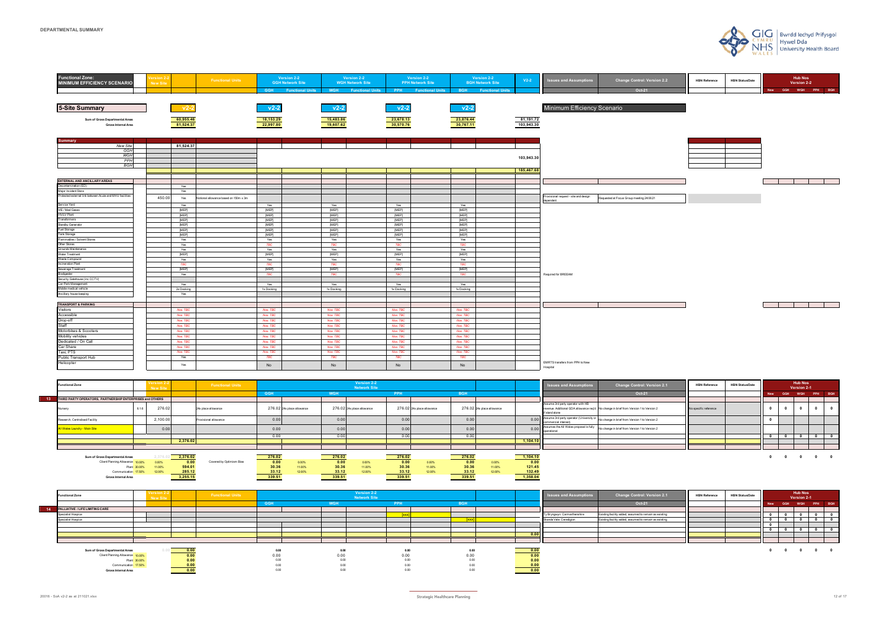# DEPARTMENTAL SUMMARY

| Functional Zone: MINIMUM EFFICIENCY SCENARIO | Version 2-2 New Site | Functional Units | Version 2-2 GGH Network Site | | Version 2-2 WGH Network Site | | Version 2-2 PPH Network Site | | Version 2-2 BGH Network Site | | V2-2 | Issues and Assumptions | Change Control: Version 2.2 | HBN Reference | HBN Status/Date | Hub Nos Version 2-2 | | | | |
|---|---|---|---|---|---|---|---|---|---|---|---|---|---|---|---|---|---|---|---|---|
| | | | GGH | Functional Units | WGH | Functional Units | PPH | Functional Units | BGH | Functional Units | | | Oct-21 | | | New | GGH | WGH | PPH | BGH |

## 5-Site Summary

| | v2-2 | v2-2 | v2-2 | v2-2 | v2-2 | |
|---|---|---|---|---|---|---|
| Sum of Gross Departmental Areas | 60,955.46 | 18,153.29 | 15,483.86 | 23,678.13 | 23,876.44 | 81,191.72 |
| Gross Internal Area | 81,524.37 | 22,997.80 | 19,607.62 | 30,570.76 | 30,767.11 | 103,943.30 |

Minimum Efficiency Scenario

| Summary | | | | |
|---|---|---|---|---|
| New Site | 81,524.37 | | | |
| GGH | | | | |
| WGH | | | 103,943.30 | |
| PPH | | | | |
| BGH | | | | |
| | | | | 185,467.68 |

| EXTERNAL AND ANCILLARY AREAS | | New Site | Functional Units | GGH | WGH | PPH | BGH | Issues and Assumptions | Change Control |
|---|---|---|---|---|---|---|---|---|---|
| Decontamination (ED) | | Yes | | | | | | | |
| Major Incident Store | | Yes | | | | | | | |
| Protected external link between Acute and MHU facilities | 450.00 | Yes | Notional allowance based on 150m x 3m | | | | | Provisional request - site and design dependent | Requested at Focus Group meeting 24/06/21 |
| Service Yard | | Yes | | Yes | Yes | Yes | Yes | | |
| VIE / Med Gases | | [MEP] | | [MEP] | [MEP] | [MEP] | [MEP] | | |
| HV/LV Plant | | [MEP] | | [MEP] | [MEP] | [MEP] | [MEP] | | |
| Transformers | | [MEP] | | [MEP] | [MEP] | [MEP] | [MEP] | | |
| Standby Generator | | [MEP] | | [MEP] | [MEP] | [MEP] | [MEP] | | |
| Fuel Storage | | [MEP] | | [MEP] | [MEP] | [MEP] | [MEP] | | |
| Tank Storage | | [MEP] | | [MEP] | [MEP] | [MEP] | [MEP] | | |
| Flammables / Solvent Stores | | Yes | | Yes | Yes | Yes | Yes | | |
| Other Stores | | Yes | | TBC | TBC | TBC | TBC | | |
| Grounds Maintenance | | Yes | | Yes | Yes | Yes | Yes | | |
| Water Treatment | | [MEP] | | [MEP] | [MEP] | [MEP] | [MEP] | | |
| Waste Compound | | Yes | | Yes | Yes | Yes | Yes | | |
| Incineration Plant | | TBC | | TBC | TBC | TBC | TBC | | |
| Sewerage Treatment | | [MEP] | | [MEP] | [MEP] | [MEP] | [MEP] | | |
| Biodigester | | Yes | | TBC | TBC | TBC | TBC | Required for BREEAM | |
| Security Gatehouse (inc CCTV) | | | | | | | | | |
| Car Park Management | | Yes | | Yes | Yes | Yes | Yes | | |
| Mobile medical vehicle | | 2x Docking | | 1x Docking | 1x Docking | 1x Docking | 1x Docking | | |
| Ancillary house-keeping | | Yes | | | | | | | |

| TRANSPORT & PARKING | New Site | GGH | WGH | PPH | BGH | Issues and Assumptions |
|---|---|---|---|---|---|---|
| Visitors | Nos. TBC | Nos. TBC | Nos. TBC | Nos. TBC | Nos. TBC | |
| Accessible | Nos. TBC | Nos. TBC | Nos. TBC | Nos. TBC | Nos. TBC | |
| Drop-off | Nos. TBC | Nos. TBC | Nos. TBC | Nos. TBC | Nos. TBC | |
| Staff | Nos. TBC | Nos. TBC | Nos. TBC | Nos. TBC | Nos. TBC | |
| Motorbikes & Scooters | Nos. TBC | Nos. TBC | Nos. TBC | Nos. TBC | Nos. TBC | |
| Mobility vehicles | Nos. TBC | Nos. TBC | Nos. TBC | Nos. TBC | Nos. TBC | |
| Dedicated / On Call | Nos. TBC | Nos. TBC | Nos. TBC | Nos. TBC | Nos. TBC | |
| Car Share | Nos. TBC | Nos. TBC | Nos. TBC | Nos. TBC | Nos. TBC | |
| Taxi, PTS | Nos. TBC | Nos. TBC | Nos. TBC | Nos. TBC | Nos. TBC | |
| Public Transport Hub | Yes | TBC | TBC | TBC | TBC | |
| Helicopter | Yes | No | No | No | No | EMRTS transfers from PPH to New Hospital |

| Functional Zone | | Version 2-2 New Site | Functional Units | Version 2-2 Network Site GGH | | WGH | | PPH | | BGH | | | Issues and Assumptions | Change Control: Version 2.1 | HBN Reference | HBN Status/Date | Hub Nos Version 2-1 New | GGH | WGH | PPH | BGH |
|---|---|---|---|---|---|---|---|---|---|---|---|---|---|---|---|---|---|---|---|---|---|
| | | | | | | | | | | | | | | Oct-21 | | | | | | | |
| **13 THIRD PARTY OPERATORS, PARTNERSHIP ENTERPRISES and OTHERS** | | | | | | | | | | | | | | | | | | | | | |
| Nursery | 6.1.6 | 276.02 | 24x place allowance | 276.02 | 24x place allowance | 276.02 | 24x place allowance | 276.02 | 24x place allowance | 276.02 | 24x place allowance | | Assume 3rd party operator with HB revenue. Additional GDA allowance req'd if stand alone | No change in brief from Version 1 to Version 2 | No specific reference | | 0 | 0 | 0 | 0 | 0 |
| Research, Centralised Facility | | 2,100.00 | Provisional allowance | 0.00 | | 0.00 | | 0.00 | | 0.00 | | 0.00 | Assume 3rd party operator (University or commercial interest) | No change in brief from Version 1 to Version 2 | | | 0 | | | | |
| All Wales Laundry - Main Site | | 0.00 | | 0.00 | | 0.00 | | 0.00 | | 0.00 | | 0.00 | Assumes the All Wales proposal is fully operational | No change in brief from Version 1 to Version 2 | | | | | | | |
| | | | | 0.00 | | 0.00 | | 0.00 | | 0.00 | | | | | | | 0 | 0 | 0 | 0 | 0 |
| | | 2,376.02 | | | | | | | | | | 1,104.10 | | | | | | | | | |

| | | New Site | | GGH | | WGH | | PPH | | BGH | | Total |
|---|---|---|---|---|---|---|---|---|---|---|---|---|
| Sum of Gross Departmental Areas | | 2,376.02 | | 276.02 | | 276.02 | | 276.02 | | 276.02 | | 1,104.10 |
| Client Planning Allowance | 10.00% | 0.00 | Covered by Optimism Bias | 0.00 | 0.00% | 0.00 | 0.00% | 0.00 | 0.00% | 0.00 | 0.00% | 0.00 |
| Plant | 30.00% | 594.01 | | 30.36 | 11.00% | 30.36 | 11.00% | 30.36 | 11.00% | 30.36 | 11.00% | 121.45 |
| Communication | 17.50% | 285.12 | | 33.12 | 12.00% | 33.12 | 12.00% | 33.12 | 12.00% | 33.12 | 12.00% | 132.49 |
| Gross Internal Area | | 3,255.15 | | 339.51 | | 339.51 | | 339.51 | | 339.51 | | 1,358.04 |

Hub Nos: 0 | 0 | 0 | 0 | 0

| Functional Zone | Version 2-2 New Site | Functional Units | Version 2-2 Network Site GGH | WGH | PPH | BGH | | Issues and Assumptions | Change Control: Version 2.1 | HBN Reference | HBN Status/Date | Hub Nos Version 2-1 New | GGH | WGH | PPH | BGH |
|---|---|---|---|---|---|---|---|---|---|---|---|---|---|---|---|---|
| | | | | | | | | | Oct-21 | | | | | | | |
| **14 PALLIATIVE / LIFE LIMITING CARE** | | | | | | | | | | | | | | | | |
| Specialist Hospice | | | | | [xxx] | | | Ty Bryngwyn: Carmarthenshire | Existing facility added, assumed to remain as existing | | | 0 | 0 | 0 | 0 | 0 |
| Specialist Hospice | | | | | | [xxx] | | Bronda Vale: Ceredigion | Existing facility added, assumed to remain as existing | | | 0 | 0 | 0 | 0 | 0 |
| | | | | | | | | | | | | 0 | | | | |
| | | | | | | | | | | | | 0 | 0 | 0 | 0 | 0 |
| | | | | | | | 0.00 | | | | | | | | | |

| | | New Site | GGH | WGH | PPH | BGH | Total |
|---|---|---|---|---|---|---|---|
| Sum of Gross Departmental Areas | | 0.00 | 0.00 | 0.00 | 0.00 | 0.00 | 0.00 |
| Client Planning Allowance | 10.00% | 0.00 | 0.00 | 0.00 | 0.00 | 0.00 | 0.00 |
| Plant | 30.00% | 0.00 | 0.00 | 0.00 | 0.00 | 0.00 | 0.00 |
| Communication | 17.50% | 0.00 | 0.00 | 0.00 | 0.00 | 0.00 | 0.00 |
| Gross Internal Area | | 0.00 | 0.00 | 0.00 | 0.00 | 0.00 | 0.00 |

Hub Nos: 0 | 0 | 0 | 0 | 0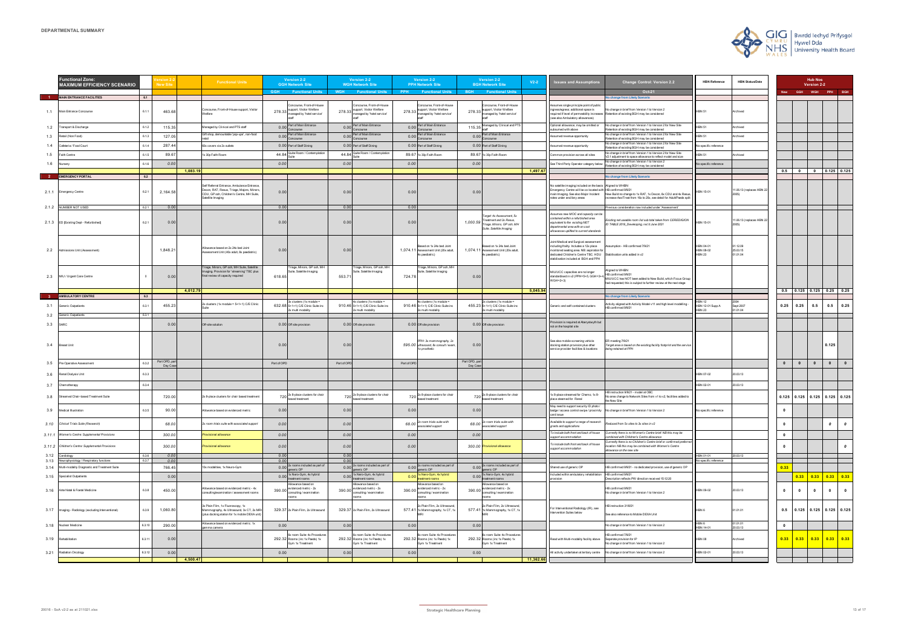# DEPARTMENTAL SUMMARY

| | Functional Zone: MAXIMUM EFFICIENCY SCENARIO | | Version 2-2 New Site | | Functional Units | Version 2-2 GGH Network Site | | Version 2-2 WGH Network Site | | Version 2-2 PPH Network Site | | Version 2-2 BGH Network Site | | V2-2 | Issues and Assumptions | Change Control: Version 2.2 | HBN Reference | HBN Status/Date | Hub Nos Version 2-2 | | | | |
|---|---|---|---|---|---|---|---|---|---|---|---|---|---|---|---|---|---|---|---|---|---|---|---|
| | | | | | | GGH | Functional Units | WGH | Functional Units | PPH | Functional Units | BGH | Functional Units | | | Oct-21 | | | New | GGH | WGH | PPH | BGH |
| 1 | MAIN ENTRANCE FACILITIES | 6.1 | | | | | | | | | | | | | | No change from Likely Scenario | | | | | | | |
| 1.1 | Main Entrance Concourse | 6.1.1 | 463.68 | | Concourse, Front-of-House support, Visitor Welfare | 278.33 | Concourse, Front-of-House support, Visitor Welfare managed by 'hotel service' staff | 278.33 | Concourse, Front-of-House support, Visitor Welfare managed by 'hotel service' staff | 278.33 | Concourse, Front-of-House support, Visitor Welfare managed by 'hotel service' staff | 278.33 | Concourse, Front-of-House support, Visitor Welfare managed by 'hotel service' staff | | Assumes single principle point of public ingress/egress; additional space is required if level of permeability increases (see also Ambulatory allowances) | No change in brief from Version 1 to Version 2 Retention of existing BGH may be considered | HBN 51 | Archived | | | | | |
| 1.2 | Transport & Discharge | 6.1.2 | 115.35 | | Managed by Clinical and PTS staff | 0.00 | Part of Main Entrance Concourse | 0.00 | Part of Main Entrance Concourse | 0.00 | Part of Main Entrance Concourse | 115.35 | Managed by Clinical and PTS staff | | Optional allowance; may be omitted or subsumed with above | No change in brief from Version 1 to Version 2 for New Site Retention of existing BGH may be considered | HBN 51 | Archived | | | | | |
| 1.3 | Retail (Non Food) | 6.1.3 | 127.05 | | Gift shop, demountable 'pop-ups', non-food retail | 0.00 | Part of Main Entrance Concourse | 0.00 | Part of Main Entrance Concourse | 0.00 | Part of Main Entrance Concourse | 0.00 | Part of Main Entrance Concourse | | Assumed revenue opportunity | No change in brief from Version 1 to Version 2 for New Site Retention of existing BGH may be considered | HBN 51 | Archived | | | | | |
| 1.4 | Cafeteria / Food Court | 6.1.4 | 287.44 | | 60x covers via 2x outlets | 0.00 | Part of Staff Dining | 0.00 | Part of Staff Dining | 0.00 | Part of Staff Dining | 0.00 | Part of Staff Dining | | Assumed revenue opportunity | No change in brief from Version 1 to Version 2 for New Site Retention of existing BGH may be considered | No specific reference | | | | | | |
| 1.5 | Faith Centre | 6.1.5 | 89.67 | | 1x 30p Faith Room | 44.84 | Quite Room / Contemplation Suite | 44.84 | Quite Room / Contemplation Suite | 89.67 | 1x 30p Faith Room | 89.67 | 1x 30p Faith Room | | Common provision across all sites | No change in brief from Version 1 to Version 2 for New Site V2.1 adjustment to space allowance to reflect model and size | HBN 51 | Archived | | | | | |
| 1.6 | Nursery | 6.1.6 | *0.00* | | | *0.00* | | *0.00* | | *0.00* | | *0.00* | | | See Third Party Operator category below | No change in brief from Version 1 to Version 2 Retention of existing BGH may be considered | No specific reference | | | | | | |
| | | | | 1,083.19 | | | | | | | | | | 1,497.67 | | | | | 0.5 | 0 | 0 | 0.125 | 0.125 |
| 2 | EMERGENCY PORTAL | 6.2 | | | | | | | | | | | | | | No change from Likely Scenario | | | | | | | |
| 2.1.1 | Emergency Centre | 6.2.1 | 2,164.58 | | Self Referral Entrance, Ambulance Entrance, Decon, RAT, Resus, Triage, Majors, Minors, CDU, GP ooh, Children's Centre, MH Suite, Satellite Imaging | 0.00 | | 0.00 | | 0.00 | | 0.00 | | | No satellite imaging included on the basis Emergency Centre will be co-located with main imaging. See also Major Incident notes under ancillary areas | Aligned to WHBN HB confirmed 9/6/21 New Build no change to 1x RAT, 1x Decon, 8x CDU and 4x Resus, increase Ass/Treat from 16x to 20x, see detail for Adult/Paeds split | HBN 15-01 | 11.06.13 (replaces HBN 22 2005) | | | | | |
| 2.1.2 | NUMBER NOT USED | 6.2.1 | 0.00 | | | 0.00 | | 0.00 | | 0.00 | | | | | | Previous consideration now included under 'Assessment' | | | | | | | |
| 2.1.3 | ED [Existing Dept - Refurbished] | 6.2.1 | 0.00 | | | 0.00 | | 0.00 | | 0.00 | | 1,000.59 | Target: 4x Assessment, 5x Treatment and 3x Resus, Triage, Minors, GP ooh, MH Suite, Satellite Imaging | | *Assumes new AMOC and capacity can be contained within a refurbished area equivalent to the existing NET departmental area with an cost allowances uplifted to current standards* | *Existing net useable room list sub total taken from 'CEREDIGION ID TABLE 2018_Developing, rec'd June 2021* | HBN 15-01 | 11.06.13 (replaces HBN 22 2005) | | | | | |
| 2.2 | Admissions Unit (Assessment) | | 1,848.21 | | Allowance based on 2x 24x bed Joint Assessment Unit (40x adult, 8x paediatric) | 0.00 | | 0.00 | | 1,074.11 | Based on 1x 24x bed Joint Assessment Unit (20x adult, 4x paediatric) | 1,074.11 | Based on 1x 24x bed Joint Assessment Unit (20x adult, 4x paediatric) | | Joint Medical and Surgical assessment including frailty. Includes a 12x place monitored seating area. NB: aspiration for dedicated Children's Centre TBC. HDU stabilisation included at BGH and PPH | Assumption - HB confirmed 7/9/21 Stabilisation units added in v2 | HBN 04-01 HBN 09-02 HBN 23 | 01.12.09 25.03.13 01.01.04 | | | | | |
| 2.3 | MIU / Urgent Care Centre | | 0 | 0.00 | Triage, Minors, GP ooh, MH Suite, Satellite Imaging; Provision for "streaming" TBC plus final review of capacity required | 618.65 | Triage, Minors, GP ooh, MH Suite, Satellite Imaging | 553.71 | Triage, Minors, GP ooh, MH Suite, Satellite Imaging | 724.78 | Triage, Minors, GP ooh, MH Suite, Satellite Imaging | 0.00 | | | MIU/UCC capacities are no longer standardised in v2 (PPH+5+5, GGH+3+3, WGH+2+3) | Aligned to WHBN HB confirmed 9/6/21 MIU/UCC has NOT been added to New Build, which Focus Group had requested; this is subject to further review at the next stage | | | | | | | |
| | | | | 4,012.79 | | | | | | | | | | 5,045.94 | | | | | 0.5 | 0.125 | 0.125 | 0.25 | 0.25 |
| 3 | AMBULATORY CENTRE | 6.3 | | | | | | | | | | | | | | No change from Likely Scenario | | | | | | | |
| 3.1 | Generic Outpatients | 6.3.1 | 455.23 | | 2x clusters (1x module = 5+1+1) C/E Clinic Suite | 632.68 | 3x clusters (1x module = 5+1+1) C/E Clinic Suite inc 2x multi modality | 910.46 | 4x clusters (1x module = 5+1+1) C/E Clinic Suite inc 4x multi modality | 910.46 | 4x clusters (1x module = 5+1+1) C/E Clinic Suite inc 2x multi modality | 455.23 | 2x clusters (1x module = 5+1+1) C/E Clinic Suite inc 2x multi modality | | Generic and self-contained clusters | Activity aligned with Activity Model v11 and high level modelling - HB confirmed 9/6/21 | HBN 12 HBN 12-01 Supp A HBN 23 | 2004 Sept 2007 01.01.04 | 0.25 | 0.25 | 0.5 | 0.5 | 0.25 |
| 3.2 | Generic Outpatients | 6.3.1 | | | | | | | | | | | | | | | | | | | | | |
| 3.3 | SARC | | 0.00 | | Off-site solution | 0.00 | Off site provision | 0.00 | Off site provision | 0.00 | Off site provision | 0.00 | Off site provision | | Provision is required at Aberystwyth but not on the hospital site | | | | | | | | |
| 3.4 | Breast Unit | | | | | 0.00 | | 0.00 | | *595.00* | *PPH: 3x mammography, 2x ultrasound, 8x consult / exam, 1x prosthetic* | 0.00 | | | See also mobile screening vehicle docking station provision plus other service provider facilities & locations | *ER meeting 7/9/21 Target area is based on the existing facility footprint and the service being retained at PPH* | | | | | | 0.125 | |
| 3.5 | Pre Operative Assessment | 6.3.2 | Part OPD, part Day Case | | | Part of OPD | | Part of OPD | | Part of OPD | | Part OPD, part Day Case | | | | | | | 0 | 0 | 0 | 0 | 0 |
| 3.6 | Renal Dialysis Unit | 6.3.3 | | | | | | | | | | | | | | | HBN 07-02 | 20.03.13 | | | | | |
| 3.7 | Chemotherapy | 6.3.4 | | | | | | | | | | | | | | | HBN 02-01 | 20.03.13 | | | | | |
| 3.8 | Streamed Chair-based Treatment Suite | | 720.00 | | 2x 8-place clusters for chair based treatment | 720 | 2x 8-place clusters for chair based treatment | 720 | 2x 8-place clusters for chair based treatment | 720 | 2x 8-place clusters for chair based treatment | 720 | 2x 8-place clusters for chair based treatment | | 1x 8-place streamed for Chemo, 1x 8-place steamed for Renal | HB instruction 8/6/21 - model at OBC No area change to Network Sites from v1 to v2, facilities added to the New Site | No specific reference | | 0.125 | 0.125 | 0.125 | 0.125 | 0.125 |
| 3.9 | Medical Illustration | 6.3.5 | 90.00 | | Allowance based on evidenced metric | 0.00 | | 0.00 | | 0.00 | | 0.00 | | | May need to support security ID photo / badge / access control swipe / proximity card issue | No change in brief from Version 1 to Version 2 | No specific reference | | 0 | | | | |
| *3.10* | *Clinical Trials Suite (Research)* | | *68.00* | | *3x room trials suite with associated support* | *0.00* | | *0.00* | | *68.00* | *2x room trials suite with associated support* | *68.00* | *2x room trials suite with associated support* | | *Available to support a range of research grants and applications* | *Reduced from 5x sites to 3x sites in v2* | | | 0 | | | *0* | *0* |
| *3.11.1* | *Women's Centre: Supplemental Provisions* | | *300.00* | | *Provisional allowance* | *0.00* | | *0.00* | | *0.00* | | *0.00* | | | *To include both front and back of house support accommodation* | *Currently there is no Women's Centre brief. NB this may be combined with Children's Centre allowance* | | | 0 | | | | |
| *3.11.2* | *Children's Centre: Supplemental Provisions* | | *300.00* | | *Provisional allowance* | *0.00* | | *0.00* | | *0.00* | | *300.00* | *Provisional allowance* | | *To include both front and back of house support accommodation* | *Currently there is no Children's Centre brief or confirmed preferred location NB this may be combined with Women's Centre allowance on the new site* | | | 0 | | | | *0* |
| 3.12 | Cardiology | 6.3.6 | *0.00* | | | *0.00* | | *0.00* | | | | | | | | | HBN 01-01 | 20.03.13 | | | | | |
| 3.13 | Neurophysiology / Respiratory functions | 6.3.7 | *0.00* | | | *0.00* | | *0.00* | | | | | | | | | No specific reference | | | | | | |
| 3.14 | Multi-modality Diagnostic and Treatment Suite | | 766.45 | | 10x modalities, 1x Neuro-Gym | 0.00 | 2x rooms included as part of generic OP | 0.00 | 2x rooms included as part of generic OP | 0.00 | 2x rooms included as part of generic OP | 0.00 | 2x rooms included as part of generic OP | | Shared use of generic OP | HB confirmed 9/6/21 - no dedicated provision, use of generic OP | | | 0.33 | | | | |
| 3.15 | Specialist Outpatients | | 0.00 | | | 0.00 | 1x Neiro-Gym, 4x hybrid treatment rooms | 0.00 | 1x Neiro-Gym, 4x hybrid treatment rooms | 0.00 | 1x Neiro-Gym, 4x hybrid treatment rooms | 0.00 | 1x Neiro-Gym, 4x hybrid treatment rooms | | Included within ambulatory rehabilitation provision | HB confirmed 9/6/21 Description reflects PW direction received 15.12.20 | | | | 0.33 | 0.33 | 0.33 | 0.33 |
| 3.16 | Ante Natal & Foetal Medicine | 6.3.8 | 450.00 | | Allowance based on evidenced metric - 4x consulting/examination / assessment rooms | 390.00 | Allowance based on evidenced metric - 2x consulting / examination rooms | 390.00 | Allowance based on evidenced metric - 2x consulting / examination rooms | 390.00 | Allowance based on evidenced metric - 2x consulting / examination rooms | 390.00 | Allowance based on evidenced metric - 2x consulting / examination rooms | | | HB confirmed 9/6/21 No change in brief from Version 1 to Version 2 | HBN 09-02 | 20.03.13 | 0 | 0 | 0 | 0 | 0 |
| 3.17 | Imaging - Radiology (excluding Interventional) | 6.3.9 | 1,060.80 | | 3x Plain Film, 1x Fluoroscopy, 1x Mammography, 4x Ultrasound, 3x CT, 3x MRI (plus docking station for 1x mobile DEXA unit) | 329.37 | 2x Plain Film, 2x Ultrasound | 329.37 | 2x Plain Film, 2x Ultrasound | 577.41 | 2x Plain Film, 2x Ultrasound, 1x Mammography, 1x CT, 1x MRI | 577.41 | 2x Plain Film, 2x Ultrasound, 1x Mammography, 1x CT, 1x MRI | | For Interventional Radiology (IR), see Intervention Suites below | HB instruction 3/6/21 See also reference to Mobile DEXA Unit | HBN 6 | 01.01.01 | 0.5 | 0.125 | 0.125 | 0.125 | 0.125 |
| 3.18 | Nuclear Medicine | 6.3.10 | 290.00 | | Allowance based on evidenced metric, 1x gamma camera | 0.00 | | 0.00 | | 0.00 | | 0.00 | | | | No change in brief from Version 1 to Version 2 | HBN 6 HBN 14-01 | 01.01.01 20.03.13 | 0 | | | | |
| 3.19 | Rehabilitation | 6.3.11 | 0.00 | | | 292.32 | 8x room Suite: 4x Procedures Rooms (inc 1x Paeds) 1x Gym 1x Treatment | 292.32 | 8x room Suite: 4x Procedures Rooms (inc 1x Paeds) 1x Gym 1x Treatment | 292.32 | 8x room Suite: 4x Procedures Rooms (inc 1x Paeds) 1x Gym 1x Treatment | 292.32 | 8x room Suite: 4x Procedures Rooms (inc 1x Paeds) 1x Gym 1x Treatment | | Reed with Multi-modality facility above | HB confirmed 7/9/21 Separate provision for IP No change in brief from Version 1 to Version 2 | HBN 08 | Archived | 0.33 | 0.33 | 0.33 | 0.33 | 0.33 |
| 3.21 | Radiation Oncology | 6.3.12 | 0.00 | | | 0.00 | | 0.00 | | 0.00 | | 0.00 | | | All activity undertaken at tertiary centre | No change in brief from Version 1 to Version 2 | HBN 02-01 | 20.03.13 | | | | | |
| | | | | 4,500.47 | | | | | | | | | | 11,362.66 | | | | | | | | | |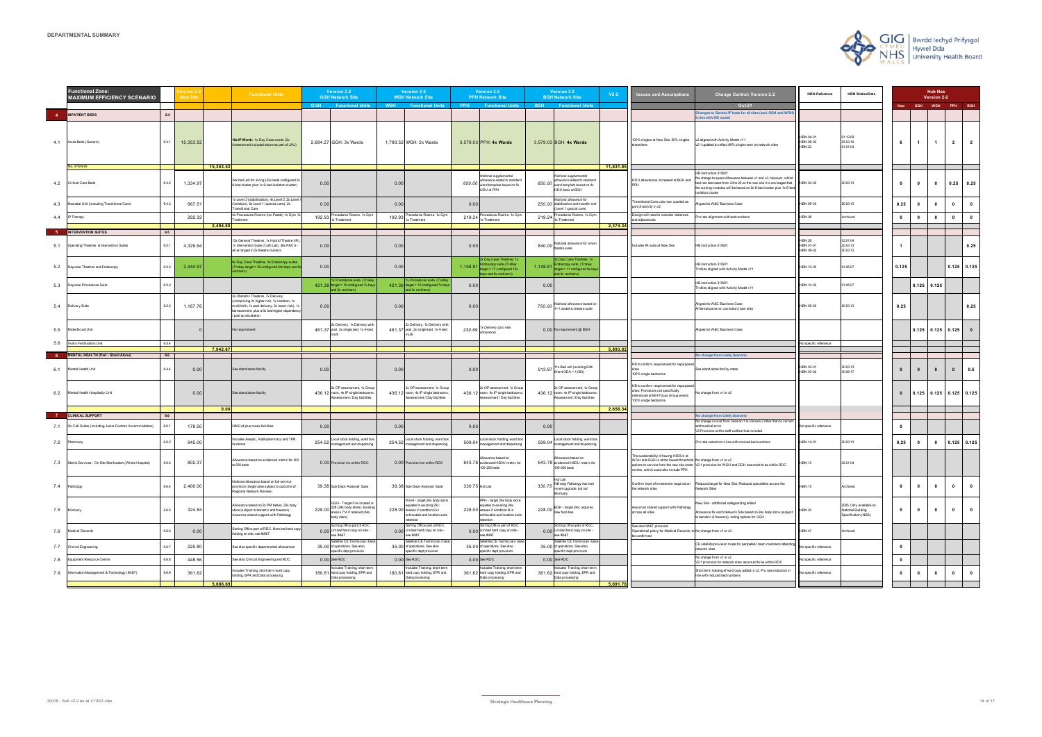# DEPARTMENTAL SUMMARY

| Functional Zone: MAXIMUM EFFICIENCY SCENARIO | | Version 2-2 New Site | | Functional Units | Version 2-2 GGH Network Site GGH | Functional Units | Version 2-2 WGH Network Site WGH | Functional Units | Version 2-2 PPH Network Site PPH | Functional Units | Version 2-2 BGH Network Site BGH | Functional Units | V2-2 | Issues and Assumptions | Change Control: Version 2.2 | HBN Reference | HBN Status/Date | Hub Nos Version 2-2 New | GGH | WGH | PPH | BGH |
|---|---|---|---|---|---|---|---|---|---|---|---|---|---|---|---|---|---|---|---|---|---|---|
| | | | | | | | | | | | | | | | Oct-21 | | | | | | | |
| **4 INPATIENT BEDS** | 6.4 | | | | | | | | | | | | | | Changes to Generic IP beds for all sites (excl. GGH and WGH) in line with HB model | | | | | | | |
| 4.1 Acute Beds (Generic) | 6.4.1 | 15,353.52 | | 16x IP Wards: 1x Day Case wards (2x Assessment included above as part of JAU) | 2,684.27 | GGH: 3x Wards | 1,789.52 | WGH: 2x Wards | 3,579.03 | PPH: 4x Wards | 3,579.03 | BGH: 4x Wards | | 100% singles at New Site, 50% singles elsewhere | v2 aligned with Activity Model v11 v2.1 updated to reflect 66% single room on network sites | HBN 04-01 HBN 08-02 HBN 23 | 01.12.09 25.03.15 01.01.04 | 6 | 1 | 1 | 2 | 2 |
| No. of Wards | | | 15,353.52 | | | | | | | | | | 11,631.85 | | | | | | | | | |
| 4.2 Critical Care Beds | 6.4.2 | 1,334.97 | | 24x bed unit for sizing (22x beds configured 2x 8-bed cluster plus 1x 6-bed isolation cluster) | 0.00 | | 0.00 | | 650.00 | Notional supplemental allowance added to standard ward template based on 5x HDU at PPH | 650.00 | Notional supplemental allowance added to standard ward template based on 4x HDU beds at BGH | | HDU allowance increased at BGH and PPH | HB instruction 31/8/21 No change to space allowance between v1 and v2, however, whilst bed nos decrease from 24 to 22 on the new site it is envisaged that the nursing modules will be based on 2x 8-bed cluster plus 1x 6-bed isolation cluster | HBN 04-02 | 20.03.13 | 0 | 0 | 0 | 0.25 | 0.25 |
| 4.3 Neonatal Unit (including Transitional Care) | 6.4.3 | 867.51 | | 1x Level 3 (stabilisation), 4x Level 2, 2x Level 1 (isolation), 6x Level 1 (special care), 2x Transitional Care | 0.00 | | 0.00 | | 0.00 | | 250.00 | Notional allowance for stabilisation and transfer unit (Level 1 special care) | | Transitional Care cots now counted as part of activity in v2 | Aligned to W&C Business Case | HBN 09-03 | 20.03.13 | 0.25 | 0 | 0 | 0 | 0 |
| 4.4 IP Therapy | | 292.32 | | 4x Procedures Rooms (inc Peads) 1x Gym 1x Treatment | 192.93 | Procedures Rooms, 1x Gym 1x Treatment | 192.93 | Procedures Rooms, 1x Gym 1x Treatment | 219.24 | Procedures Rooms, 1x Gym 1x Treatment | 219.24 | Procedures Rooms, 1x Gym 1x Treatment | | Design will need to consider distances and adjacencies | Pro rata alignment with bed numbers | HBN 08 | Archived | 0 | 0 | 0 | 0 | 0 |
| | | | 2,494.80 | | | | | | | | | | 2,374.34 | | | | | | | | | |
| **5 INTERVENTION SUITES** | 6.5 | | | | | | | | | | | | | | | | | | | | | |
| 5.1 Operating Theatres & Intervention Suites | 6.5.1 | 4,329.94 | | 13x General Theatres, 1x Hybrid Theatre (IR), 1x Intervention Suite (Cath Lab), 30x PACU - all arranged in 2x theatre clusters | 0.00 | | 0.00 | | 0.00 | | 840.00 | Notional allowance for a twin theatre suite | | Includes IR suite at New Site | HB instruction 31/8/21 | HBN 26 HBN 01-01 HBN 09-02 | 02.01.04 20.03.13 20.03.13 | 1 | | | | 0.25 |
| 5.2 Daycase Theatres and Endoscopy | 6.5.2 | 2,444.97 | | 6x Day Case Theatres, 3x Endoscopy suites (Trolley target = 25 configured 24x bays and 8x recliners) | 0.00 | | 0.00 | | 1,158.81 | 2x Day Case Theatres, 1x Endoscopy suite (Trolley target = 17 configured 12x bays and 6x recliners) | 1,148.81 | 3x Day Case Theatres, 1x Endoscopy suite (Trolley target = 11 configured 8x bays and 4x recliners) | | | HB instruction 31/8/21 Trollies aligned with Activity Model v11 | HBN 10-02 | 01.05.07 | 0.125 | | | 0.125 | 0.125 |
| 5.3 Daycase Procedures Suite | 6.5.2 | | | | 421.39 | 1x Procedures suite (Trolley target = 10 configured 7x bays and 3x recliners) | 421.39 | 1x Procedures suite (Trolley target = 10 configured 7x bays and 3x recliners) | 0.00 | | 0.00 | | | | HB instruction 31/8/21 Trollies aligned with Activity Model v11 | HBN 10-02 | 01.05.07 | | 0.125 | 0.125 | | |
| 5.4 Delivery Suite | 6.5.3 | 1,167.76 | | 2x Obstetric Theatres, 7x Delivery (comprising 2x higher risk, 1x isolation, 1x multi birth, 1x pool delivery, 2x lower risk), 1x bereavement, plus a 6x bed higher dependency / post op escalation | 0.00 | | 0.00 | | 0.00 | | 750.00 | Notional allowance based on 1+1 obstetric theatre suite | | | Aligned to W&C Business Case Arithmetical error correction (new site) | HBN 09-02 | 20.03.13 | 0.25 | | | | 0.25 |
| 5.5 Midwife Led Unit | | 0 | | No requirement | 461.37 | 2x Delivery, 1x Delivery with pool, 2x single bed, 1x 4-bed multi | 461.37 | 2x Delivery, 1x Delivery with pool, 2x single bed, 1x 4-bed multi | 230.69 | 1x Delivery (pro rata allowance) | 0.00 | No requirement @ BGH | | | Aligned to W&C Business Case | | | | 0.125 | 0.125 | 0.125 | 0 |
| 5.6 Invitro Fertilisation Unit | 6.5.4 | | | | | | | | | | | | | | | No specific reference | | | | | | |
| | | | 7,942.67 | | | | | | | | | | 5,893.82 | | | | | | | | | |
| **6 MENTAL HEALTH (Part - Stand Alone)** | 6.6 | | | | | | | | | | | | | | No change from Likely Scenario | | | | | | | |
| 6.1 Mental Health Unit | 6.4.4 | 0.00 | | See stand alone facility | 0.00 | | 0.00 | | 0.00 | | 913.87 | 11x Bed unit (existing Enlli Ward GDA = 1,063) | | HB to confirm requirement for repurposed sites 100% single bedrooms | See stand alone facility notes | HBN 03-01 HBN 03-02 | 20.03.13 30.05.17 | 0 | 0 | 0 | 0 | 0.5 |
| 6.2 Mental Health Hospitality Unit | | 0.00 | | See stand alone facility | 436.12 | 2x OP assessment, 1x Group room, 4x IP single bedrooms, Assessment / Day facilities | 436.12 | 2x OP assessment, 1x Group room, 4x IP single bedrooms, Assessment / Day facilities | 436.12 | 2x OP assessment, 1x Group room, 4x IP single bedrooms, Assessment / Day facilities | 436.12 | 2x OP assessment, 1x Group room, 4x IP single bedrooms, Assessment / Day facilities | | HB to confirm requirement for repurposed sites: Provisions not specifically referenced at MH Focus Group events 100% single bedrooms | No change from v1 to v2 | | | 0 | 0.125 | 0.125 | 0.125 | 0.125 |
| | | | 0.00 | | | | | | | | | | 2,658.34 | | | | | | | | | |
| **7 CLINICAL SUPPORT** | 6.6 | | | | | | | | | | | | | | No change from Likely Scenario | | | | | | | |
| 7.1 On Call Suites (including Junior Doctors Accommodation) | 6.6.1 | 178.50 | | ONS x4 plus mess facilities | 0.00 | | 0.00 | | 0.00 | | 0.00 | | | | No change in brief from Version 1 to Version 2 other than to correct arithmetical error V2 Provision within staff welfare hub included | No specific reference | | 0 | | | | |
| 7.2 Pharmacy | 6.6.2 | 945.00 | | Includes Aseptic, Radiopharmacy and TPN functions | 254.52 | Local stock holding, ward box management and dispensing | 254.52 | Local stock holding, ward box management and dispensing | 509.04 | Local stock holding, ward box management and dispensing | 509.04 | Local stock holding, ward box management and dispensing | | | Pro rata reduction in line with revised bed numbers | HBN 14-01 | 20.03.13 | 0.25 | 0 | 0 | 0.125 | 0.125 |
| 7.3 Sterile Services - On Site Sterilisation (Whole Hospital) | 6.6.3 | 802.37 | | Allowance based on evidenced metric for 200 to 500 beds | 0.00 | Provision inc within RDC | 0.00 | Provision inc within RDC | 643.78 | Allowance based on evidenced HSDU metric for 100-200 beds | 643.78 | Allowance based on evidenced HSDU metric for 100-200 beds | | The sustainability of having HSDUs at WGH and GGH is at the lowest threshold options to service from the new site under review, which could also include PPH | No change from v1 to v2 V2.1 provision for WGH and GGH assumed to be within RDC | HBN 13 | 02.01.04 | | | | | |
| 7.4 Pathology | 6.6.4 | 2,400.00 | | Notional allowance based on full service provision (target area subject to outcome of Regional Network Review) | 39.38 | Sub-Dept Analyser Suite | 39.38 | Sub-Dept Analyser Suite | 330.75 | Hot Lab | 330.75 | Hot Lab NB exisg Pathology has had recent upgrade, but not Mortuary | | Confirm level of investment required on the network sites | Reduced target for New Site: Reduced specialties across the Network Sites | HBN 15 | Archived | 0 | 0 | 0 | 0 | 0 |
| 7.5 Mortuary | 6.6.5 | 324.84 | | Allowance based on 2x PM tables, 32x body store (subject to bariatric and freezers) Assumes shared support with Pathology | 228.00 | GGH - Target if re-located in 228 (24x body store). Existing area is 714 (retained (44x body store) | 228.00 | WGH - target 24x body store equates to existing 25x; assess if condition B is achievable and location suits retention | 228.00 | PPH - target 24x body store equates to existing 24x; assess if condition B is achievable and location suits retention | 228.00 | BGH - target 24x; requires new facilities | | Assumes shared support with Pathology across all sites | New Site - additional safeguarding added Allowance for each Network Site based on 24x body store (subject to bariatric & freezers), noting options for GGH | HBN 20 | 2005. Only available on National Building Specification (NBS) | 0 | 0 | 0 | 0 | 0 |
| 7.6 Medical Records | 6.6.6 | 0.00 | | Sorting Office part of RDC. Nominal hard copy holding on site, see IM&T | 0.00 | Sorting Office part of RDC. Limited hard copy on site - see IM&T | 0.00 | Sorting Office part of RDC. Limited hard copy on site - see IM&T | 0.00 | Sorting Office part of RDC. Limited hard copy on site - see IM&T | 0.00 | Sorting Office part of RDC. Limited hard copy on site - see IM&T | | See also IM&T provision Operational policy for Medical Records: to be confirmed | No change from v1 to v2 | HBN 47 | Archived | | | | | |
| 7.7 Clinical Engineering | 6.6.7 | 225.80 | | See also specific departmental allowances | 35.00 | Satellite CE Technician / base of operations. See also specific dept provision | 35.00 | Satellite CE Technician / base of operations. See also specific dept provision | 35.00 | Satellite CE Technician / base of operations. See also specific dept provision | 35.00 | Satellite CE Technician / base of operations. See also specific dept provision | | | CE satellite provision made for peripatetic team members attending network sites | No specific reference | | 0 | | | | |
| 7.8 Equipment Resource Centre | 6.6.8 | 448.56 | | See also Clinical Engineering and RDC | 0.00 | See RDC | 0.00 | See RDC | 0.00 | See RDC | 0.00 | See RDC | | | No change from v1 to v2 V2.1 provision for network sites assumed to be within RDC | No specific reference | | 0 | | | | |
| 7.9 Information Management & Technology (IM&T) | 6.6.9 | 361.62 | | Includes Training, short term hard copy holding, EPR and Data processing | 180.81 | Includes Training, short term hard copy holding, EPR and Data processing | 180.81 | Includes Training, short term hard copy holding, EPR and Data processing | 361.62 | Includes Training, short term hard copy holding, EPR and Data processing | 361.62 | Includes Training, short term hard copy holding, EPR and Data processing | | | Short term holding of hard copy added in v2. Pro rata reduction in line with reduced bed numbers | No specific reference | | 0 | 0 | 0 | 0 | 0 |
| | | | 5,686.69 | | | | | | | | | | 5,691.78 | | | | | | | | | |

20016 - SoA v2-2 as at 211021.xlsx

Strategic Healthcare Planning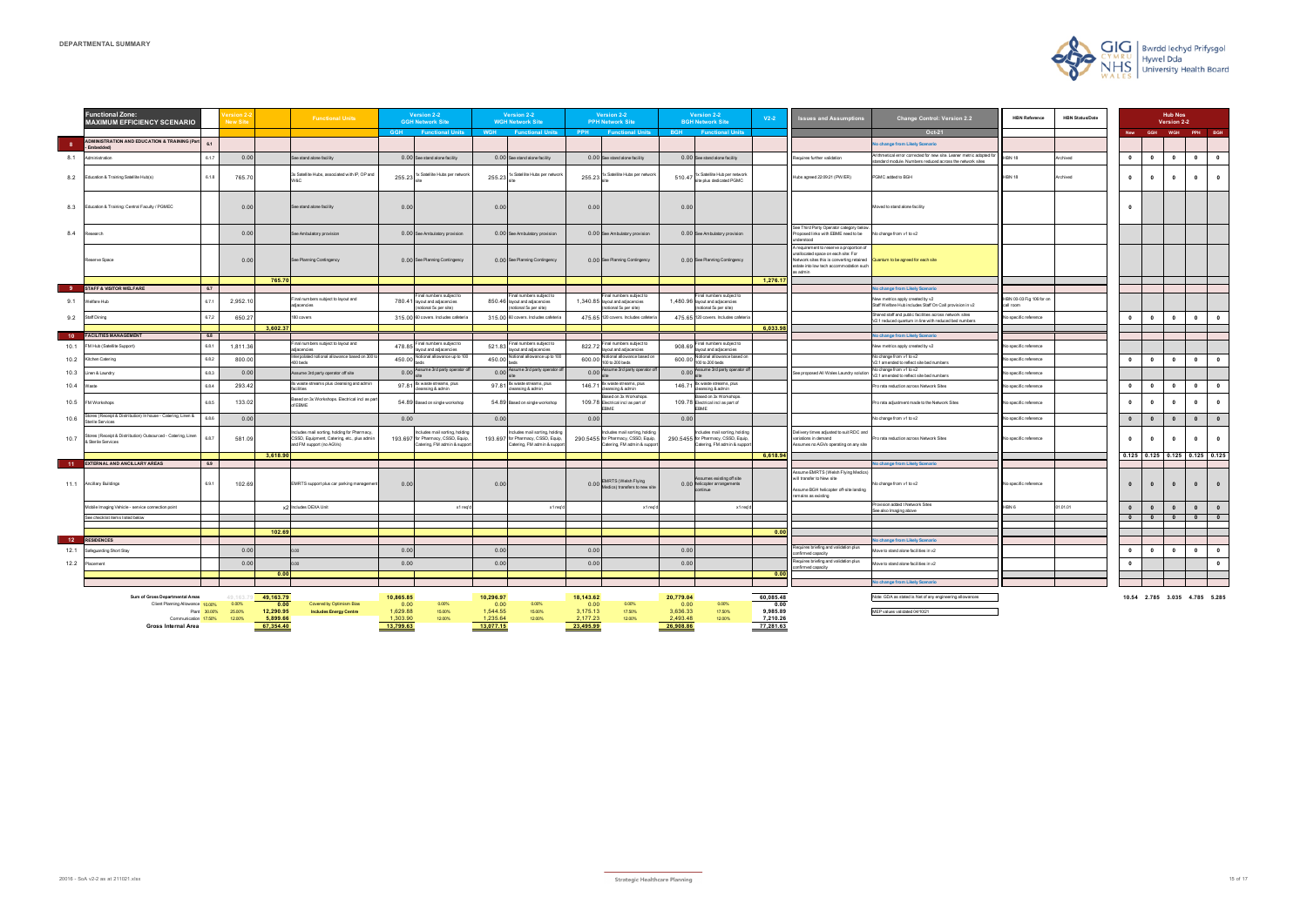**DEPARTMENTAL SUMMARY**

| | Functional Zone: MAXIMUM EFFICIENCY SCENARIO | | Version 2-2 New Site | | Functional Units | Version 2-2 GGH Network Site | | Version 2-2 WGH Network Site | | Version 2-2 PPH Network Site | | Version 2-2 BGH Network Site | | V2-2 | Issues and Assumptions | Change Control: Version 2.2 | HBN Reference | HBN Status/Date | Hub Nos Version 2-2 | | | | |
|---|---|---|---|---|---|---|---|---|---|---|---|---|---|---|---|---|---|---|---|---|---|---|---|
| | | | | | | GGH | Functional Units | WGH | Functional Units | PPH | Functional Units | BGH | Functional Units | | | Oct-21 | | | New | GGH | WGH | PPH | BGH |
| 8 | ADMINISTRATION AND EDUCATION & TRAINING (Part - Embedded) | 6.1 | | | | | | | | | | | | | | No change from Likely Scenario | | | | | | | |
| 8.1 | Administration | 6.1.7 | 0.00 | | See stand alone facility | 0.00 | See stand alone facility | 0.00 | See stand alone facility | 0.00 | See stand alone facility | 0.00 | See stand alone facility | | Requires further validation | Arithmetical error corrected for new site. Leaner metric adopted for standard module. Numbers reduced across the network sites | HBN 18 | Archived | 0 | 0 | 0 | 0 | 0 |
| 8.2 | Education & Training Satellite Hub(s) | 6.1.8 | 765.70 | | 3x Satellite Hubs, associated with IP, OP and W&C | 255.23 | 1x Satellite Hubs per network site | 255.23 | 1x Satellite Hubs per network site | 255.23 | 1x Satellite Hubs per network site | 510.47 | 1x Satellite Hub per network site plus dedicated PGMEC | | Hubs agreed 22/09/21 (PW/ER) | PGMC added to BGH | HBN 18 | Archived | 0 | 0 | 0 | 0 | 0 |
| 8.3 | Education & Training: Central Faculty / PGMEC | | 0.00 | | See stand alone facility | 0.00 | | 0.00 | | 0.00 | | 0.00 | | | | Moved to stand alone facility | | | 0 | | | | |
| 8.4 | Research | | 0.00 | | See Ambulatory provision | 0.00 | See Ambulatory provision | 0.00 | See Ambulatory provision | 0.00 | See Ambulatory provision | 0.00 | See Ambulatory provision | | See Third Party Operator category below. Proposed links with EBME need to be understood. | No change from v1 to v2 | | | | | | | |
| | Reserve Space | | 0.00 | | See Planning Contingency | 0.00 | See Planning Contingency | 0.00 | See Planning Contingency | 0.00 | See Planning Contingency | 0.00 | See Planning Contingency | | A requirement to reserve a proportion of unallocated space on each site. For Network sites this is converting retained estate into low tech accommodation such as admin | Quantum to be agreed for each site | | | | | | | |
| | | | | 765.70 | | | | | | | | | | 1,276.17 | | | | | | | | | |
| 9 | STAFF & VISITOR WELFARE | 6.7 | | | | | | | | | | | | | | No change from Likely Scenario | | | | | | | |
| 9.1 | Welfare Hub | 6.7.1 | 2,952.10 | | Final numbers subject to layout and adjacencies | 780.41 | Final numbers subject to layout and adjacencies (notional 5x per site) | 850.46 | Final numbers subject to layout and adjacencies (notional 5x per site) | 1,340.85 | Final numbers subject to layout and adjacencies (notional 5x per site) | 1,480.96 | Final numbers subject to layout and adjacencies (notional 5x per site) | | | New metrics apply created by v2 Staff Welfare Hub includes Staff On Call provision in v2 | HBN 00-03 Fig 106 for on call room | | | | | | |
| 9.2 | Staff Dining | 6.7.2 | 650.27 | | 180 covers | 315.00 | 80 covers. Includes cafeteria | 315.00 | 80 covers. Includes cafeteria | 475.65 | 120 covers. Includes cafeteria | 475.65 | 120 covers. Includes cafeteria | | | Shared staff and public facilities across network sites V2.1 reduced quantum in line with reduced bed numbers | No specific reference | | 0 | 0 | 0 | 0 | 0 |
| | | | | 3,602.37 | | | | | | | | | | 6,033.98 | | | | | | | | | |
| 10 | FACILITIES MANAGEMENT | 6.8 | | | | | | | | | | | | | | No change from Likely Scenario | | | | | | | |
| 10.1 | FM Hub (Satellite Support) | 6.8.1 | 1,811.36 | | Final numbers subject to layout and adjacencies | 478.85 | Final numbers subject to layout and adjacencies | 521.83 | Final numbers subject to layout and adjacencies | 822.72 | Final numbers subject to layout and adjacencies | 908.69 | Final numbers subject to layout and adjacencies | | | New metrics apply created by v2 | No specific reference | | | | | | |
| 10.2 | Kitchen Catering | 6.8.2 | 800.00 | | Interpolated notional allowance based on 200 to 400 beds | 450.00 | Notional allowance up to 100 beds | 450.00 | Notional allowance up to 100 beds | 600.00 | Notional allowance based on 100 to 200 beds | 600.00 | Notional allowance based on 100 to 200 beds | | | No change from v1 to v2 V2.1 amended to reflect site bed numbers | No specific reference | | 0 | 0 | 0 | 0 | 0 |
| 10.3 | Linen & Laundry | 6.8.3 | 0.00 | | Assume 3rd party operator off site | 0.00 | Assume 3rd party operator off site | 0.00 | Assume 3rd party operator off site | 0.00 | Assume 3rd party operator off site | 0.00 | Assume 3rd party operator off site | | See proposed All Wales Laundry solution | No change from v1 to v2 V2.1 amended to reflect site bed numbers | No specific reference | | | | | | |
| 10.4 | Waste | 6.8.4 | 293.42 | | 8x waste streams plus cleansing and admin facilities | 97.81 | 8x waste streams, plus cleansing & admin | 97.81 | 8x waste streams, plus cleansing & admin | 146.71 | 8x waste streams, plus cleansing & admin | 146.71 | 8x waste streams, plus cleansing & admin | | | Pro rata reduction across Network Sites | No specific reference | | 0 | 0 | 0 | 0 | 0 |
| 10.5 | FM Workshops | 6.8.5 | 133.02 | | Based on 3x Workshops. Electrical incl as part of EBME | 54.89 | Based on single workshop | 54.89 | Based on single workshop | 109.78 | Based on 3x Workshops. Electrical incl as part of EBME | 109.78 | Based on 3x Workshops. Electrical incl as part of EBME | | | Pro rata adjustment made to the Network Sites | No specific reference | | 0 | 0 | 0 | 0 | 0 |
| 10.6 | Stores (Receipt & Distribution) In house - Catering, Linen & Sterile Services | 6.8.6 | 0.00 | | | 0.00 | | 0.00 | | 0.00 | | 0.00 | | | | No change from v1 to v2 | No specific reference | | 0 | 0 | 0 | 0 | 0 |
| 10.7 | Stores (Receipt & Distribution) Outsourced - Catering, Linen & Sterile Services | 6.8.7 | 581.09 | | Includes mail sorting, holding for Pharmacy, CSSD, Equipment, Catering, etc., plus admin and FM support (no AGVs) | 193.697 | Includes mail sorting, holding for Pharmacy, CSSD, Equip. Catering, FM admin & support | 193.697 | Includes mail sorting, holding for Pharmacy, CSSD, Equip. Catering, FM admin & support | 290.5455 | Includes mail sorting, holding for Pharmacy, CSSD, Equip. Catering, FM admin & support | 290.5455 | Includes mail sorting, holding for Pharmacy, CSSD, Equip. Catering, FM admin & support | | Delivery times adjusted to suit RDC and variations in demand Assumes no AGVs operating on any site | Pro rata reduction across Network Sites | No specific reference | | 0 | 0 | 0 | 0 | 0 |
| | | | | 3,618.90 | | | | | | | | | | 6,618.94 | | | | | 0.125 | 0.125 | 0.125 | 0.125 | 0.125 |
| 11 | EXTERNAL AND ANCILLARY AREAS | 6.9 | | | | | | | | | | | | | | No change from Likely Scenario | | | | | | | |
| 11.1 | Ancillary Buildings | 6.9.1 | 102.69 | | EMRTS support plus car parking management | 0.00 | | 0.00 | | 0.00 | EMRTS (Welsh Flying Medics) transfers to new site | 0.00 | Assumes existing off site helicopter arrangements continue | | Assume EMRTS (Welsh Flying Medics) will transfer to New site Assume BGH helicopter off-site landing remains as existing | No change from v1 to v2 | No specific reference | | 0 | 0 | 0 | 0 | 0 |
| | Mobile Imaging Vehicle - service connection point | | | x2 | Includes DEXA Unit | | x1 req'd | | x1 req'd | | x1 req'd | | x1 req'd | | | Provision added tNetwork Sites See also Imaging above | HBN 6 | 01.01.01 | 0 | 0 | 0 | 0 | 0 |
| | See checklist items listed below | | | | | | | | | | | | | | | | | | 0 | 0 | 0 | 0 | 0 |
| | | | | 102.69 | | | | | | | | | | 0.00 | | | | | | | | | |
| 12 | RESIDENCES | | | | | | | | | | | | | | | No change from Likely Scenario | | | | | | | |
| 12.1 | Safeguarding Short Stay | | 0.00 | | 0.00 | 0.00 | | 0.00 | | 0.00 | | 0.00 | | | Requires briefing and validation plus confirmed capacity | Move to stand alone facilities in v2 | | | 0 | 0 | 0 | 0 | 0 |
| 12.2 | Placement | | 0.00 | | 0.00 | 0.00 | | 0.00 | | 0.00 | | 0.00 | | | Requires briefing and validation plus confirmed capacity | Move to stand alone facilities in v2 | | | 0 | | | | 0 |
| | | | | 0.00 | | | | | | | | | | 0.00 | | | | | | | | | |
| | | | | | | | | | | | | | | | | No change from Likely Scenario | | | | | | | |

| | | | New Site | | GGH | | WGH | | PPH | | BGH | | V2-2 |
|---|---|---|---|---|---|---|---|---|---|---|---|---|---|
| Sum of Gross Departmental Areas | | | 49,163.79 | 49,163.79 | 10,865.85 | | 10,296.97 | | 18,143.62 | | 20,779.04 | | 60,085.48 |
| Client Planning Allowance | 10.00% | 0.00% | 0.00 | Covered by Optimism Bias | 0.00 | 0.00% | 0.00 | 0.00% | 0.00 | 0.00% | 0.00 | 0.00% | 0.00 |
| Plant | 30.00% | 25.00% | 12,290.95 | Includes Energy Centre | 1,629.88 | 15.00% | 1,544.55 | 15.00% | 3,175.13 | 17.50% | 3,636.33 | 17.50% | 9,985.89 |
| Communication | 17.50% | 12.00% | 5,899.66 | | 1,303.90 | 12.00% | 1,235.64 | 12.00% | 2,177.23 | 12.00% | 2,493.48 | 12.00% | 7,210.26 |
| **Gross Internal Area** | | | | 67,354.40 | 13,799.63 | | 13,077.15 | | 23,495.99 | | 26,908.86 | | 77,281.63 |

Note: GIA as stated is Net of any engineering allowances

MEP values validated 04/10/21

Hub Nos totals: 10.54 | 2.785 | 3.035 | 4.785 | 5.285

20016 - SoA v2-2 as at 211021.xlsx

Strategic Healthcare Planning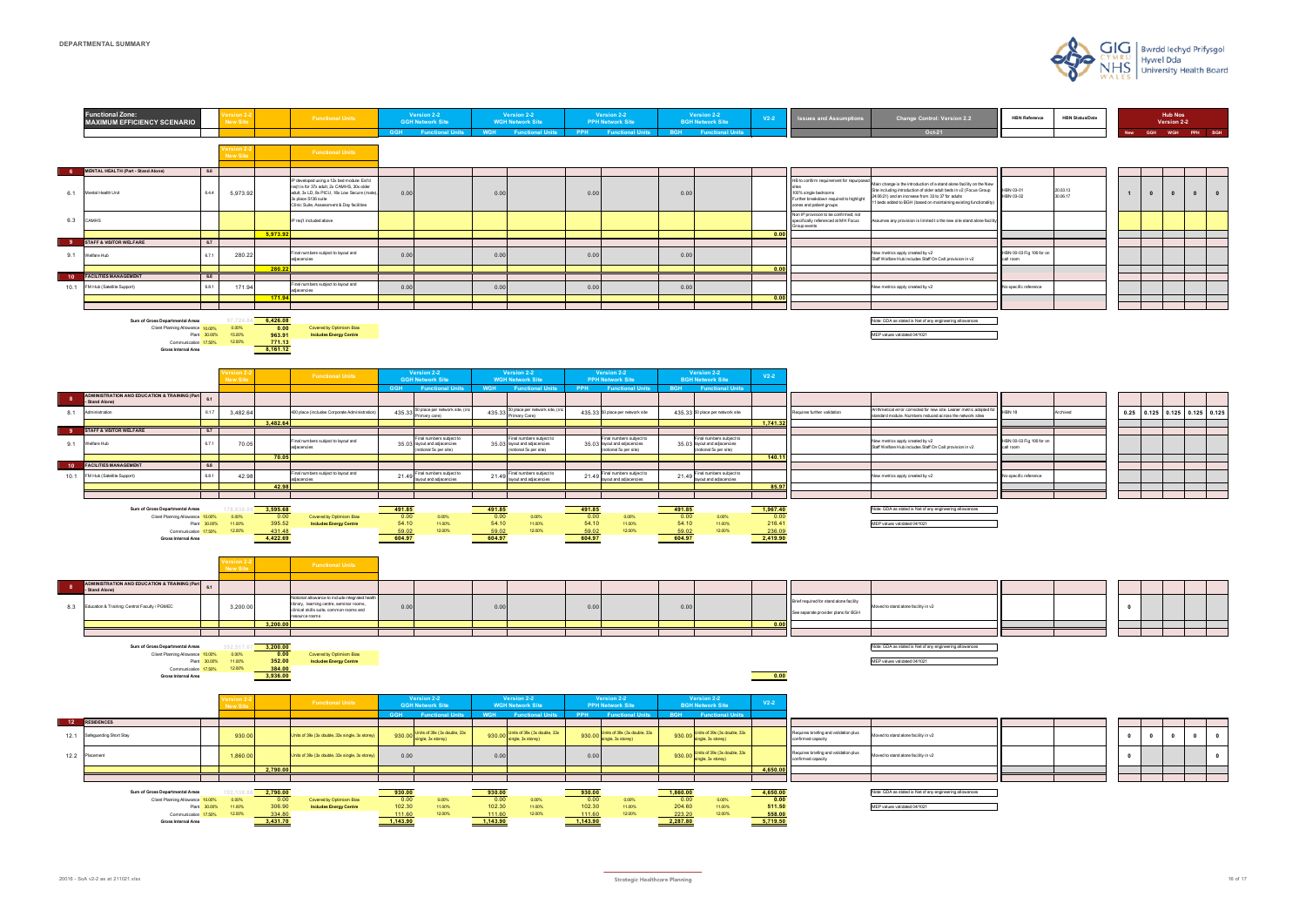# DEPARTMENTAL SUMMARY

## Functional Zone: MAXIMUM EFFICIENCY SCENARIO

| Ref | Department | | Version 2-2 New Site | | Functional Units | GGH | GGH Functional Units | WGH | WGH Functional Units | PPH | PPH Functional Units | BGH | BGH Functional Units | V2-2 | Issues and Assumptions | Change Control: Version 2.2 (Oct-21) | HBN Reference | HBN Status/Date | New | GGH | WGH | PPH | BGH |
|---|---|---|---|---|---|---|---|---|---|---|---|---|---|---|---|---|---|---|---|---|---|---|---|
| 6 | MENTAL HEALTH (Part - Stand Alone) | 6.6 | | | | | | | | | | | | | | | | | | | | | |
| 6.1 | Mental Health Unit | 6.6.4 | 5,973.92 | | IP developed using a 12x bed module: Ext'd req't is for 37x adult, 2x CAMHS, 30x older adult, 3x LD, 8x PICU, 18x Low Secure (male) 3x place S136 suite Clinic Suite, Assessment & Day facilities | 0.00 | | 0.00 | | 0.00 | | 0.00 | | | HB to confirm requirement for repurposed sites 100% single bedrooms Further breakdown required to highlight zones and patient groups | Main change is the introduction of a stand alone facility on the New Site including introduction of older adult beds in v2 (Focus Group 24.06.21) and an increase from 33 to 37 for adults 11 beds added to BGH (based on maintaining existing functionality) | HBN 03-01 HBN 03-02 | 20.03.13 30.06.17 | 1 | 0 | 0 | 0 | 0 |
| 6.3 | CAMHS | | | | IP req't included above | | | | | | | | | | Non IP provision to be confirmed; not specifically referenced at MH Focus Group events | Assumes any provision is limited to the new site stand alone facility | | | | | | | |
| | | | | 5,973.92 | | | | | | | | | | 0.00 | | | | | | | | | |
| 9 | STAFF & VISITOR WELFARE | 6.7 | | | | | | | | | | | | | | | | | | | | | |
| 9.1 | Welfare Hub | 6.7.1 | 280.22 | | Final numbers subject to layout and adjacencies | 0.00 | | 0.00 | | 0.00 | | 0.00 | | | | New metrics apply created by v2 Staff Welfare Hub includes Staff On Call provision in v2 | HBN 00-03 Fig 108 for on call room | | | | | | |
| | | | | 280.22 | | | | | | | | | | 0.00 | | | | | | | | | |
| 10 | FACILITIES MANAGEMENT | 6.8 | | | | | | | | | | | | | | | | | | | | | |
| 10.1 | FM Hub (Satellite Support) | 6.8.1 | 171.94 | | Final numbers subject to layout and adjacencies | 0.00 | | 0.00 | | 0.00 | | 0.00 | | | | New metrics apply created by v2 | No specific reference | | | | | | |
| | | | | 171.94 | | | | | | | | | | 0.00 | | | | | | | | | |

| | | | New Site | |
|---|---|---|---|---|
| Sum of Gross Departmental Areas | | | 6,426.08 | |
| Client Planning Allowance | 10.00% | 0.00% | 0.00 | Covered by Optimism Bias |
| Plant | 30.00% | 15.00% | 963.91 | Includes Energy Centre |
| Communication | 17.50% | 12.00% | 771.13 | |
| Gross Internal Area | | | 8,161.12 | |

Note: GDA as stated is Net of any engineering allowances

MEP values validated 04/10/21

| Ref | Department | | Version 2-2 New Site | | Functional Units | GGH | GGH Functional Units | WGH | WGH Functional Units | PPH | PPH Functional Units | BGH | BGH Functional Units | V2-2 | Issues and Assumptions | Change Control: Version 2.2 | HBN Reference | HBN Status/Date | New | GGH | WGH | PPH | BGH |
|---|---|---|---|---|---|---|---|---|---|---|---|---|---|---|---|---|---|---|---|---|---|---|---|
| 8 | ADMINISTRATION AND EDUCATION & TRAINING (Part - Stand Alone) | 6.1 | | | | | | | | | | | | | | | | | | | | | |
| 8.1 | Administration | 6.1.7 | 3,482.64 | | 400 place (includes Corporate Administration) | 435.33 | 50 place per network site, (inc Primary care) | 435.33 | 50 place per network site, (inc Primary Care) | 435.33 | 50 place per network site | 435.33 | 50 place per network site | | Requires further validation | Arithmetical error corrected for new site. Leaner metric adopted for standard module. Numbers reduced across the network sites | HBN 18 | Archived | 0.25 | 0.125 | 0.125 | 0.125 | 0.125 |
| | | | | 3,482.64 | | | | | | | | | | 1,741.32 | | | | | | | | | |
| 9 | STAFF & VISITOR WELFARE | 6.7 | | | | | | | | | | | | | | | | | | | | | |
| 9.1 | Welfare Hub | 6.7.1 | 70.05 | | Final numbers subject to layout and adjacencies | 35.03 | Final numbers subject to layout and adjacencies (notional 5x per site) | 35.03 | Final numbers subject to layout and adjacencies (notional 5x per site) | 35.03 | Final numbers subject to layout and adjacencies (notional 5x per site) | 35.03 | Final numbers subject to layout and adjacencies (notional 5x per site) | | | New metrics apply created by v2 Staff Welfare Hub includes Staff On Call provision in v2 | HBN 00-03 Fig 108 for on call room | | | | | | |
| | | | | 70.05 | | | | | | | | | | 140.11 | | | | | | | | | |
| 10 | FACILITIES MANAGEMENT | 6.8 | | | | | | | | | | | | | | | | | | | | | |
| 10.1 | FM Hub (Satellite Support) | 6.8.1 | 42.98 | | Final numbers subject to layout and adjacencies | 21.49 | Final numbers subject to layout and adjacencies | 21.49 | Final numbers subject to layout and adjacencies | 21.49 | Final numbers subject to layout and adjacencies | 21.49 | Final numbers subject to layout and adjacencies | | | New metrics apply created by v2 | No specific reference | | | | | | |
| | | | | 42.98 | | | | | | | | | | 85.97 | | | | | | | | | |

| | | | New Site | | GGH | | WGH | | PPH | | BGH | | V2-2 |
|---|---|---|---|---|---|---|---|---|---|---|---|---|---|
| Sum of Gross Departmental Areas | | | 3,595.68 | | 491.85 | | 491.85 | | 491.85 | | 491.85 | | 1,967.40 |
| Client Planning Allowance | 10.00% | 0.00% | 0.00 | Covered by Optimism Bias | 0.00 | 0.00% | 0.00 | 0.00% | 0.00 | 0.00% | 0.00 | 0.00% | 0.00 |
| Plant | 30.00% | 11.00% | 395.52 | Includes Energy Centre | 54.10 | 11.00% | 54.10 | 11.00% | 54.10 | 11.00% | 54.10 | 11.00% | 216.41 |
| Communication | 17.50% | 12.00% | 431.48 | | 59.02 | 12.00% | 59.02 | 12.00% | 59.02 | 12.00% | 59.02 | 12.00% | 236.09 |
| Gross Internal Area | | | 4,422.69 | | 604.97 | | 604.97 | | 604.97 | | 604.97 | | 2,419.90 |

Note: GDA as stated is Net of any engineering allowances

MEP values validated 04/10/21

| Ref | Department | | Version 2-2 New Site | | Functional Units | GGH | WGH | PPH | BGH | V2-2 | Issues and Assumptions | Change Control: Version 2.2 | New |
|---|---|---|---|---|---|---|---|---|---|---|---|---|---|
| 8 | ADMINISTRATION AND EDUCATION & TRAINING (Part - Stand Alone) | 6.1 | | | | | | | | | | | |
| 8.3 | Education & Training: Central Faculty / PGMEC | | 3,200.00 | | Notional allowance to include integrated health library, learning centre, seminar rooms, clinical skills suite, common rooms and resource rooms | 0.00 | 0.00 | 0.00 | 0.00 | | Brief required for stand alone facility See separate provider plans for BGH | Moved to stand alone facility in v2 | 0 |
| | | | | 3,200.00 | | | | | | 0.00 | | | |

| | | | New Site | |
|---|---|---|---|---|
| Sum of Gross Departmental Areas | | | 3,200.00 | |
| Client Planning Allowance | 10.00% | 0.00% | 0.00 | Covered by Optimism Bias |
| Plant | 30.00% | 11.00% | 352.00 | Includes Energy Centre |
| Communication | 17.50% | 12.00% | 384.00 | |
| Gross Internal Area | | | 3,936.00 | |

V2-2 Gross Internal Area: 0.00

Note: GDA as stated is Net of any engineering allowances

MEP values validated 04/10/21

| Ref | Department | Version 2-2 New Site | | Functional Units | GGH | GGH Functional Units | WGH | WGH Functional Units | PPH | PPH Functional Units | BGH | BGH Functional Units | V2-2 | Issues and Assumptions | Change Control: Version 2.2 | New | GGH | WGH | PPH | BGH |
|---|---|---|---|---|---|---|---|---|---|---|---|---|---|---|---|---|---|---|---|---|
| 12 | RESIDENCES | | | | | | | | | | | | | | | | | | | |
| 12.1 | Safeguarding Short Stay | 930.00 | | Units of 36x (3x double, 33x single, 3x storey) | 930.00 | Units of 36x (3x double, 33x single, 3x storey) | 930.00 | Units of 36x (3x double, 33x single, 3x storey) | 930.00 | Units of 36x (3x double, 33x single, 3x storey) | 930.00 | Units of 36x (3x double, 33x single, 3x storey) | | Requires briefing and validation plus confirmed capacity | Moved to stand alone facility in v2 | 0 | 0 | 0 | 0 | 0 |
| 12.2 | Placement | 1,860.00 | | Units of 36x (3x double, 33x single, 3x storey) | 0.00 | | 0.00 | | 0.00 | | 930.00 | Units of 36x (3x double, 33x single, 3x storey) | | Requires briefing and validation plus confirmed capacity | Moved to stand alone facility in v2 | 0 | | | | 0 |
| | | | 2,790.00 | | | | | | | | | | 4,650.00 | | | | | | | |

| | | | New Site | | GGH | | WGH | | PPH | | BGH | | V2-2 |
|---|---|---|---|---|---|---|---|---|---|---|---|---|---|
| Sum of Gross Departmental Areas | | | 2,790.00 | | 930.00 | | 930.00 | | 930.00 | | 1,860.00 | | 4,650.00 |
| Client Planning Allowance | 10.00% | 0.00% | 0.00 | Covered by Optimism Bias | 0.00 | 0.00% | 0.00 | 0.00% | 0.00 | 0.00% | 0.00 | 0.00% | 0.00 |
| Plant | 30.00% | 11.00% | 306.90 | Includes Energy Centre | 102.30 | 11.00% | 102.30 | 11.00% | 102.30 | 11.00% | 204.60 | 11.00% | 511.50 |
| Communication | 17.50% | 12.00% | 334.80 | | 111.60 | 12.00% | 111.60 | 12.00% | 111.60 | 12.00% | 223.20 | 12.00% | 558.00 |
| Gross Internal Area | | | 3,431.70 | | 1,143.90 | | 1,143.90 | | 1,143.90 | | 2,287.80 | | 5,719.50 |

Note: GDA as stated is Net of any engineering allowances

MEP values validated 04/10/21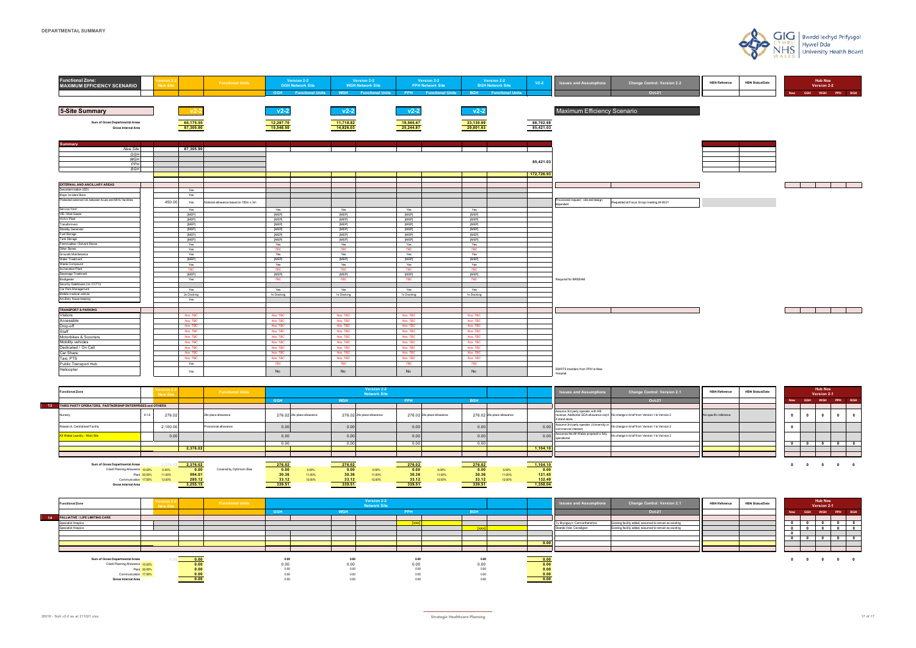# DEPARTMENTAL SUMMARY

GIG CYMRU NHS WALES | Bwrdd Iechyd Prifysgol Hywel Dda University Health Board

| Functional Zone: MAXIMUM EFFICIENCY SCENARIO | Version 2-2 New Site | Functional Units | Version 2-2 GGH Network Site GGH | Functional Units | Version 2-2 WGH Network Site WGH | Functional Units | Version 2-2 PPH Network Site PPH | Functional Units | Version 2-2 BGH Network Site BGH | Functional Units | V2-2 | Issues and Assumptions | Change Control: Version 2.2 Oct-21 | HBN Reference | HBN Status/Date |
|---|---|---|---|---|---|---|---|---|---|---|---|---|---|---|---|
| **5-Site Summary** | v2-2 | | v2-2 | | v2-2 | | v2-2 | | v2-2 | | | Maximum Efficiency Scenario | | | |
| Sum of Gross Departmental Areas | 65,175.55 | | 12,287.70 | | 11,718.82 | | 19,565.47 | | 23,130.89 | | 66,702.88 | | | | |
| Gross Internal Area | 87,305.90 | | 15,548.50 | | 14,826.03 | | 25,244.87 | | 29,801.63 | | 85,421.03 | | | | |

| Summary | | |
|---|---|---|
| New Site | 87,305.90 | |
| GGH | | |
| WGH | | |
| PPH | | 85,421.03 |
| BGH | | |
| | | 172,726.93 |

| EXTERNAL AND ANCILLARY AREAS | New Site | Functional Units | GGH | WGH | PPH | BGH | Issues and Assumptions | Change Control |
|---|---|---|---|---|---|---|---|---|
| Decontamination (ED) | Yes | | | | | | | |
| Major Incident Store | Yes | | | | | | | |
| Protected external link between Acute and MHLI facilities | 450.00 Yes | Notional allowance based on 150m x 3m | | | | | Provisional request - site and design dependent | Requested at Focus Group meeting 24.09.21 |
| Service Yard | Yes | | Yes | Yes | Yes | Yes | | |
| VIE / Med Gases | [MEP] | | [MEP] | [MEP] | [MEP] | [MEP] | | |
| HV/LV Plant | [MEP] | | [MEP] | [MEP] | [MEP] | [MEP] | | |
| Transformers | [MEP] | | [MEP] | [MEP] | [MEP] | [MEP] | | |
| Standby Generator | [MEP] | | [MEP] | [MEP] | [MEP] | [MEP] | | |
| Fuel Storage | [MEP] | | [MEP] | [MEP] | [MEP] | [MEP] | | |
| Tank Storage | [MEP] | | [MEP] | [MEP] | [MEP] | [MEP] | | |
| Flammables / Solvent Stores | Yes | | Yes | Yes | Yes | Yes | | |
| Other Stores | Yes | | TBC | TBC | TBC | TBC | | |
| Grounds Maintenance | Yes | | Yes | Yes | Yes | Yes | | |
| Water Treatment | [MEP] | | [MEP] | [MEP] | [MEP] | [MEP] | | |
| Waste Compound | Yes | | Yes | Yes | Yes | Yes | | |
| Incineration Plant | TBC | | TBC | TBC | TBC | TBC | | |
| Sewerage Treatment | [MEP] | | [MEP] | [MEP] | [MEP] | [MEP] | | |
| Biodigester | Yes | | TBC | TBC | TBC | TBC | Required for BREEAM | |
| Security Gatehouse (inc CCTV) | | | | | | | | |
| Car Park Management | Yes | | Yes | Yes | Yes | Yes | | |
| Mobile medical vehicle | 2x Docking | | 1x Docking | 1x Docking | 1x Docking | 1x Docking | | |
| Ancillary house-keeping | Yes | | | | | | | |

| TRANSPORT & PARKING | New Site | GGH | WGH | PPH | BGH | Issues and Assumptions |
|---|---|---|---|---|---|---|
| Visitors | Nos. TBC | Nos. TBC | Nos. TBC | Nos. TBC | Nos. TBC | |
| Accessible | Nos. TBC | Nos. TBC | Nos. TBC | Nos. TBC | Nos. TBC | |
| Drop-off | Nos. TBC | Nos. TBC | Nos. TBC | Nos. TBC | Nos. TBC | |
| Staff | Nos. TBC | Nos. TBC | Nos. TBC | Nos. TBC | Nos. TBC | |
| Motorbikes & Scooters | Nos. TBC | Nos. TBC | Nos. TBC | Nos. TBC | Nos. TBC | |
| Mobility vehicles | Nos. TBC | Nos. TBC | Nos. TBC | Nos. TBC | Nos. TBC | |
| Dedicated / On Call | Nos. TBC | Nos. TBC | Nos. TBC | Nos. TBC | Nos. TBC | |
| Car Share | Nos. TBC | Nos. TBC | Nos. TBC | Nos. TBC | Nos. TBC | |
| Taxi, PTS | Nos. TBC | Nos. TBC | Nos. TBC | Nos. TBC | Nos. TBC | |
| Public Transport Hub | Yes | TBC | TBC | TBC | TBC | |
| Helicopter | Yes | No | No | No | No | EMRTS transfers from PPH to New Hospital |

| Functional Zone | | Version 2-2 New Site | Functional Units | GGH | | WGH | | PPH | | BGH | | | Issues and Assumptions | Change Control: Version 2.1 Oct-21 | HBN Reference | HBN Status/Date | Hub Nos Version 2-1 New | GGH | WGH | PPH | BGH |
|---|---|---|---|---|---|---|---|---|---|---|---|---|---|---|---|---|---|---|---|---|---|
| **13 THIRD PARTY OPERATORS, PARTNERSHIP ENTERPRISES and OTHERS** | | | | | | | | | | | | | | | | | | | | | |
| Nursery | 6.14 | 276.02 | 24x place allowance | 276.02 | 24x place allowance | 276.02 | 24x place allowance | 276.02 | 24x place allowance | 276.02 | 24x place allowance | | Assume 3rd party operator with HB revenue. Additional GDA allowance req'd if stand alone | No change in brief from Version 1 to Version 2 | No specific reference | | 0 | 0 | 0 | 0 | 0 |
| Research, Centralised Facility | | 2,100.00 | Provisional allowance | 0.00 | | 0.00 | | 0.00 | | 0.00 | | 0.00 | Assume 3rd party operator (University or commercial interest) | No change in brief from Version 1 to Version 2 | | | 0 | | | | |
| All Wales Laundry - Main Site | | 0.00 | | 0.00 | | 0.00 | | 0.00 | | 0.00 | | 0.00 | Assumes the All Wales proposal is fully operational | No change in brief from Version 1 to Version 2 | | | | | | | |
| | | | | 0.00 | | 0.00 | | 0.00 | | 0.00 | | | | | | | 0 | 0 | 0 | 0 | 0 |
| | | 2,376.02 | | | | | | | | | | 1,104.10 | | | | | | | | | |
| Sum of Gross Departmental Areas | | 2,376.02 | | 276.02 | | 276.02 | | 276.02 | | 276.02 | | 1,104.10 | | | | | 0 | 0 | 0 | 0 | 0 |
| Client Planning Allowance 10.00% | 0.00% | 0.00 | Covered by Optimism Bias | 0.00 | 0.00% | 0.00 | 0.00% | 0.00 | 0.00% | 0.00 | 0.00% | 0.00 | | | | | | | | | |
| Plant 30.00% | 11.00% | 594.01 | | 30.36 | 11.00% | 30.36 | 11.00% | 30.36 | 11.00% | 30.36 | 11.00% | 121.45 | | | | | | | | | |
| Communication 17.50% | 12.00% | 285.12 | | 33.12 | 12.00% | 33.12 | 12.00% | 33.12 | 12.00% | 33.12 | 12.00% | 132.49 | | | | | | | | | |
| Gross Internal Area | | 3,255.15 | | 339.51 | | 339.51 | | 339.51 | | 339.51 | | 1,358.04 | | | | | | | | | |

| Functional Zone | Version 2-2 New Site | Functional Units | GGH | WGH | PPH | BGH | | Issues and Assumptions | Change Control: Version 2.1 Oct-21 | HBN Reference | HBN Status/Date | Hub Nos Version 2-1 New | GGH | WGH | PPH | BGH |
|---|---|---|---|---|---|---|---|---|---|---|---|---|---|---|---|---|
| **14 PALLIATIVE / LIFE LIMITING CARE** | | | | | | | | | | | | | | | | |
| Specialist Hospice | | | | | [xxx] | | | Ty Bryngwyn: Carmarthenshire | Existing facility added, assumed to remain as existing | | | 0 | 0 | 0 | 0 | 0 |
| Specialist Hospice | | | | | | [xxx] | | Skanda Vale: Ceredigion | Existing facility added, assumed to remain as existing | | | 0 | 0 | 0 | 0 | 0 |
| | | | | | | | | | | | | 0 | | | | |
| | | | | | | | | | | | | 0 | 0 | 0 | 0 | 0 |
| | | | | | | | 0.00 | | | | | | | | | |
| Sum of Gross Departmental Areas | 0.00 | | 0.00 | 0.00 | 0.00 | 0.00 | 0.00 | | | | | 0 | 0 | 0 | 0 | 0 |
| Client Planning Allowance 10.00% | 0.00 | | 0.00 | 0.00 | 0.00 | 0.00 | 0.00 | | | | | | | | | |
| Plant 30.00% | 0.00 | | 0.00 | 0.00 | 0.00 | 0.00 | 0.00 | | | | | | | | | |
| Communication 17.50% | 0.00 | | 0.00 | 0.00 | 0.00 | 0.00 | 0.00 | | | | | | | | | |
| Gross Internal Area | 0.00 | | 0.00 | 0.00 | 0.00 | 0.00 | 0.00 | | | | | | | | | |

20016 - SoA v2-2 as at 211021.xlsx

Strategic Healthcare Planning